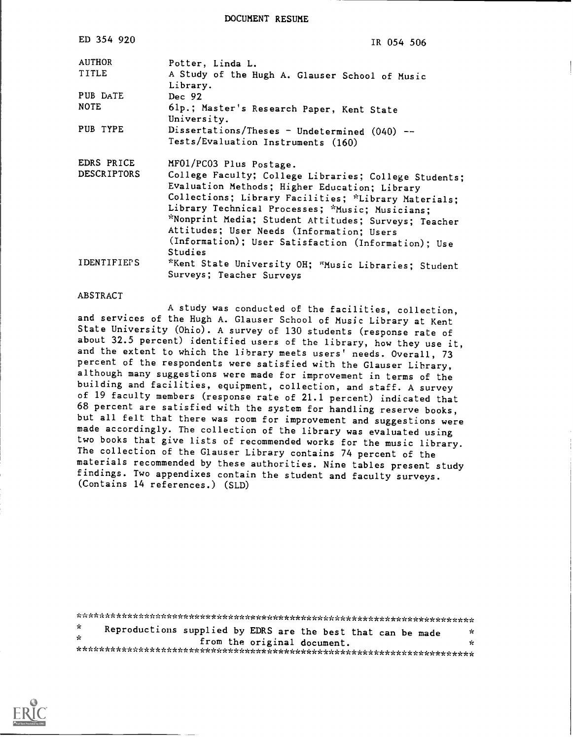DOCUMENT RESUME

| | |
|---|---|
| ED 354 920 | IR 054 506 |
| AUTHOR | Potter, Linda L. |
| TITLE | A Study of the Hugh A. Glauser School of Music Library. |
| PUB DATE | Dec 92 |
| NOTE | 61p.; Master's Research Paper, Kent State University. |
| PUB TYPE | Dissertations/Theses - Undetermined (040) -- Tests/Evaluation Instruments (160) |
| EDRS PRICE | MF01/PC03 Plus Postage. |
| DESCRIPTORS | College Faculty; College Libraries; College Students; Evaluation Methods; Higher Education; Library Collections; Library Facilities; *Library Materials; Library Technical Processes; *Music; Musicians; *Nonprint Media; Student Attitudes; Surveys; Teacher Attitudes; User Needs (Information; Users (Information); User Satisfaction (Information); Use Studies |
| IDENTIFIERS | *Kent State University OH; *Music Libraries; Student Surveys; Teacher Surveys |

ABSTRACT

A study was conducted of the facilities, collection, and services of the Hugh A. Glauser School of Music Library at Kent State University (Ohio). A survey of 130 students (response rate of about 32.5 percent) identified users of the library, how they use it, and the extent to which the library meets users' needs. Overall, 73 percent of the respondents were satisfied with the Glauser Library, although many suggestions were made for improvement in terms of the building and facilities, equipment, collection, and staff. A survey of 19 faculty members (response rate of 21.1 percent) indicated that 68 percent are satisfied with the system for handling reserve books, but all felt that there was room for improvement and suggestions were made accordingly. The collection of the library was evaluated using two books that give lists of recommended works for the music library. The collection of the Glauser Library contains 74 percent of the materials recommended by these authorities. Nine tables present study findings. Two appendixes contain the student and faculty surveys. (Contains 14 references.) (SLD)

***********************************************************************

* Reproductions supplied by EDRS are the best that can be made *
* from the original document. *

***********************************************************************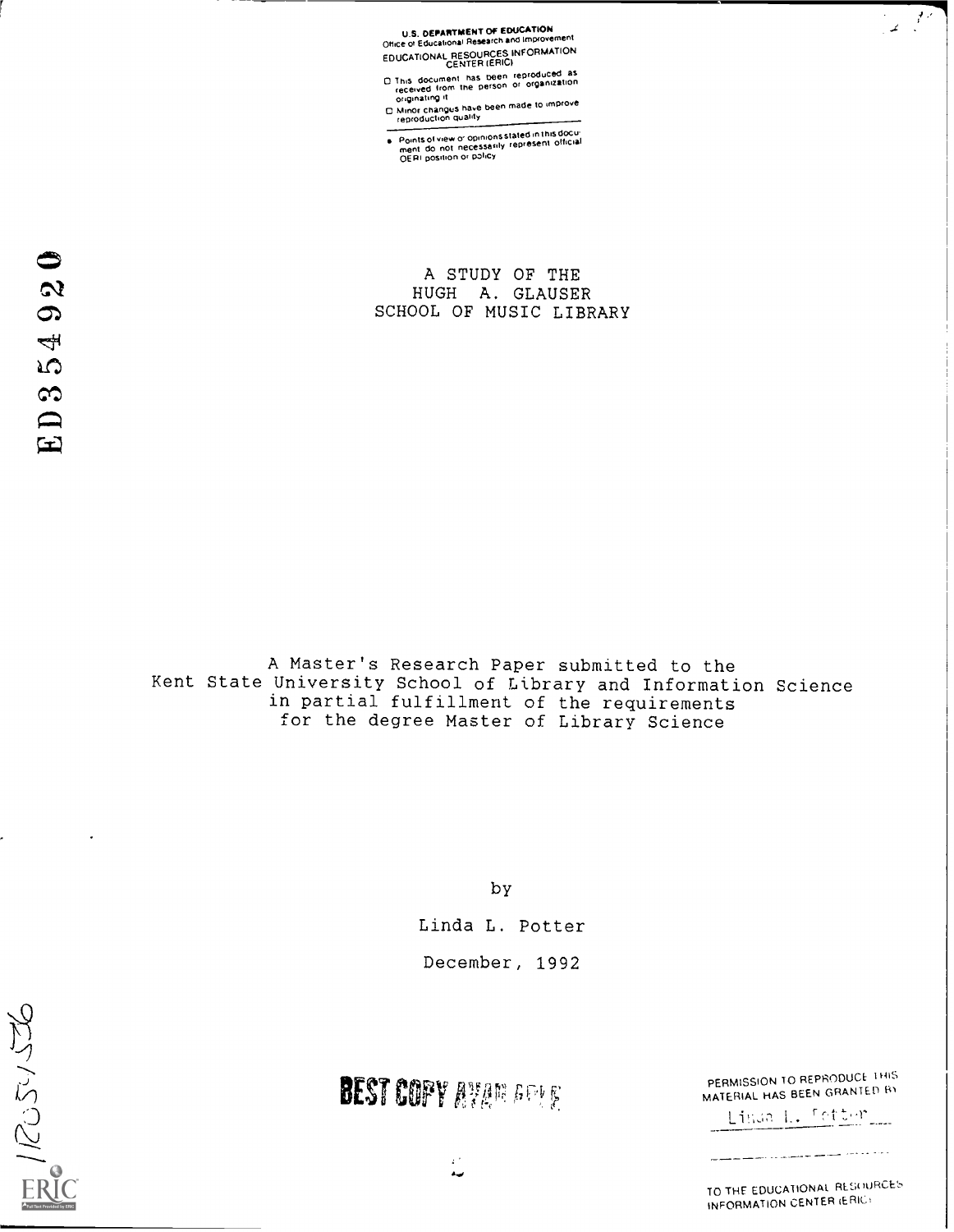U.S. DEPARTMENT OF EDUCATION
Office of Educational Research and Improvement
EDUCATIONAL RESOURCES INFORMATION CENTER (ERIC)

- This document has been reproduced as received from the person or organization originating it
- Minor changes have been made to improve reproduction quality
- Points of view or opinions stated in this document do not necessarily represent official OERI position or policy

ED354920

# A STUDY OF THE HUGH A. GLAUSER SCHOOL OF MUSIC LIBRARY

A Master's Research Paper submitted to the
Kent State University School of Library and Information Science
in partial fulfillment of the requirements
for the degree Master of Library Science

by

Linda L. Potter

December, 1992

BEST COPY AVAILABLE

PERMISSION TO REPRODUCE THIS MATERIAL HAS BEEN GRANTED BY

Linda L. Potter

TO THE EDUCATIONAL RESOURCES INFORMATION CENTER (ERIC)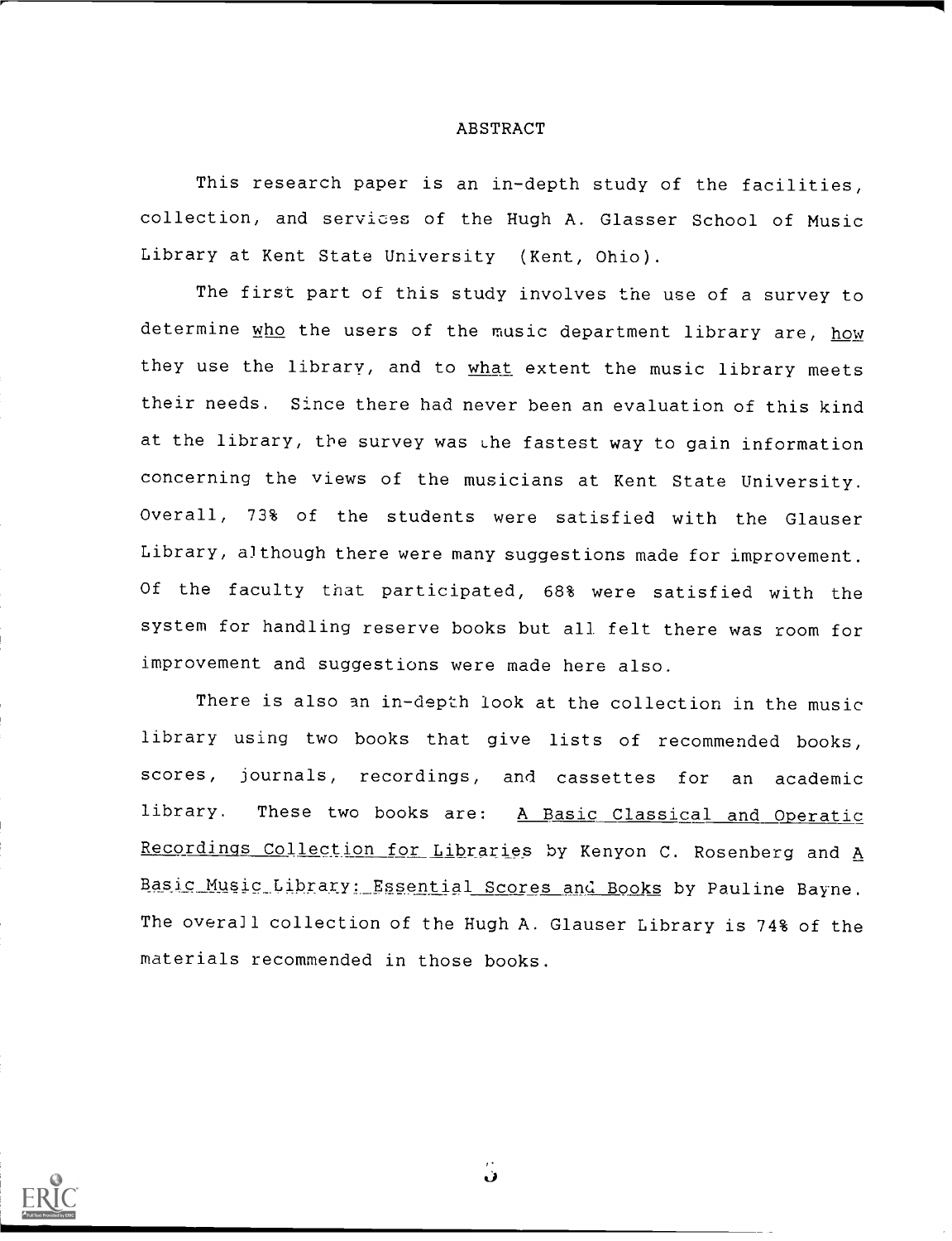# ABSTRACT

This research paper is an in-depth study of the facilities, collection, and services of the Hugh A. Glasser School of Music Library at Kent State University (Kent, Ohio).

The first part of this study involves the use of a survey to determine _who_ the users of the music department library are, _how_ they use the library, and to _what_ extent the music library meets their needs. Since there had never been an evaluation of this kind at the library, the survey was the fastest way to gain information concerning the views of the musicians at Kent State University. Overall, 73% of the students were satisfied with the Glauser Library, although there were many suggestions made for improvement. Of the faculty that participated, 68% were satisfied with the system for handling reserve books but all felt there was room for improvement and suggestions were made here also.

There is also an in-depth look at the collection in the music library using two books that give lists of recommended books, scores, journals, recordings, and cassettes for an academic library. These two books are: _A Basic Classical and Operatic Recordings Collection for Libraries_ by Kenyon C. Rosenberg and _A Basic Music Library: Essential Scores and Books_ by Pauline Bayne. The overall collection of the Hugh A. Glauser Library is 74% of the materials recommended in those books.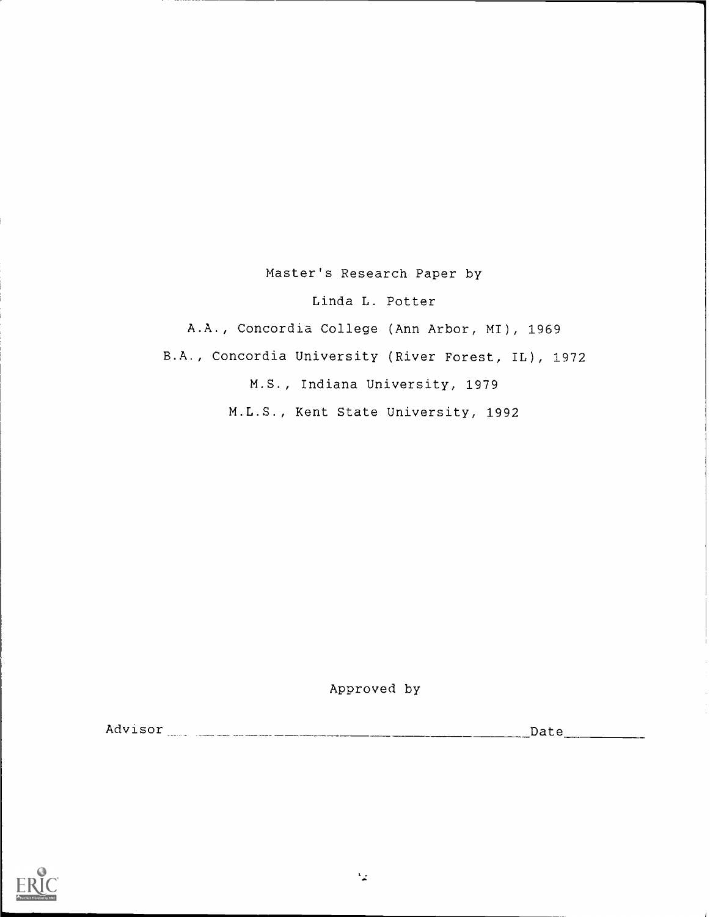Master's Research Paper by

Linda L. Potter

A.A., Concordia College (Ann Arbor, MI), 1969

B.A., Concordia University (River Forest, IL), 1972

M.S., Indiana University, 1979

M.L.S., Kent State University, 1992

Approved by

Advisor ______________________________________________ Date __________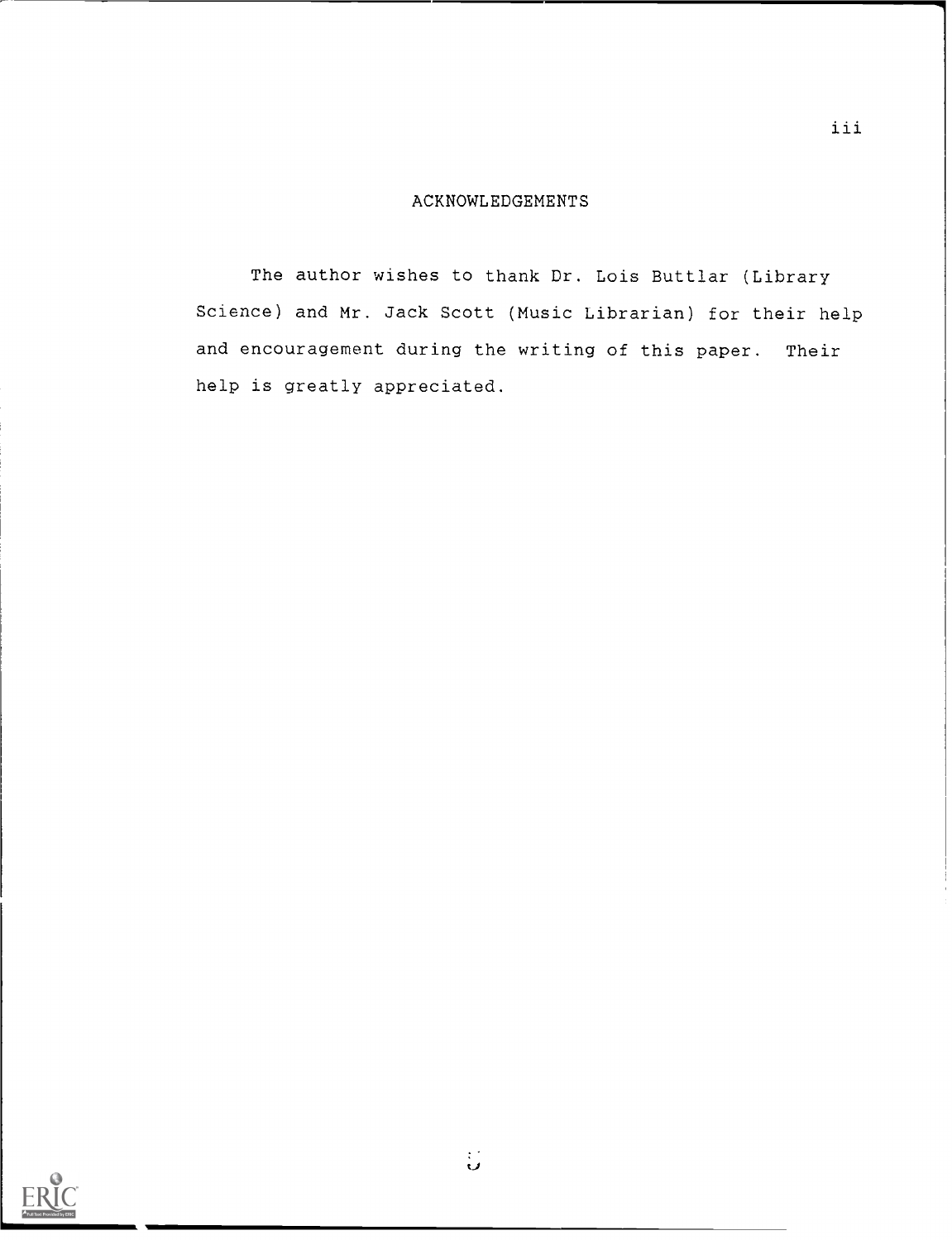# ACKNOWLEDGEMENTS

The author wishes to thank Dr. Lois Buttlar (Library Science) and Mr. Jack Scott (Music Librarian) for their help and encouragement during the writing of this paper. Their help is greatly appreciated.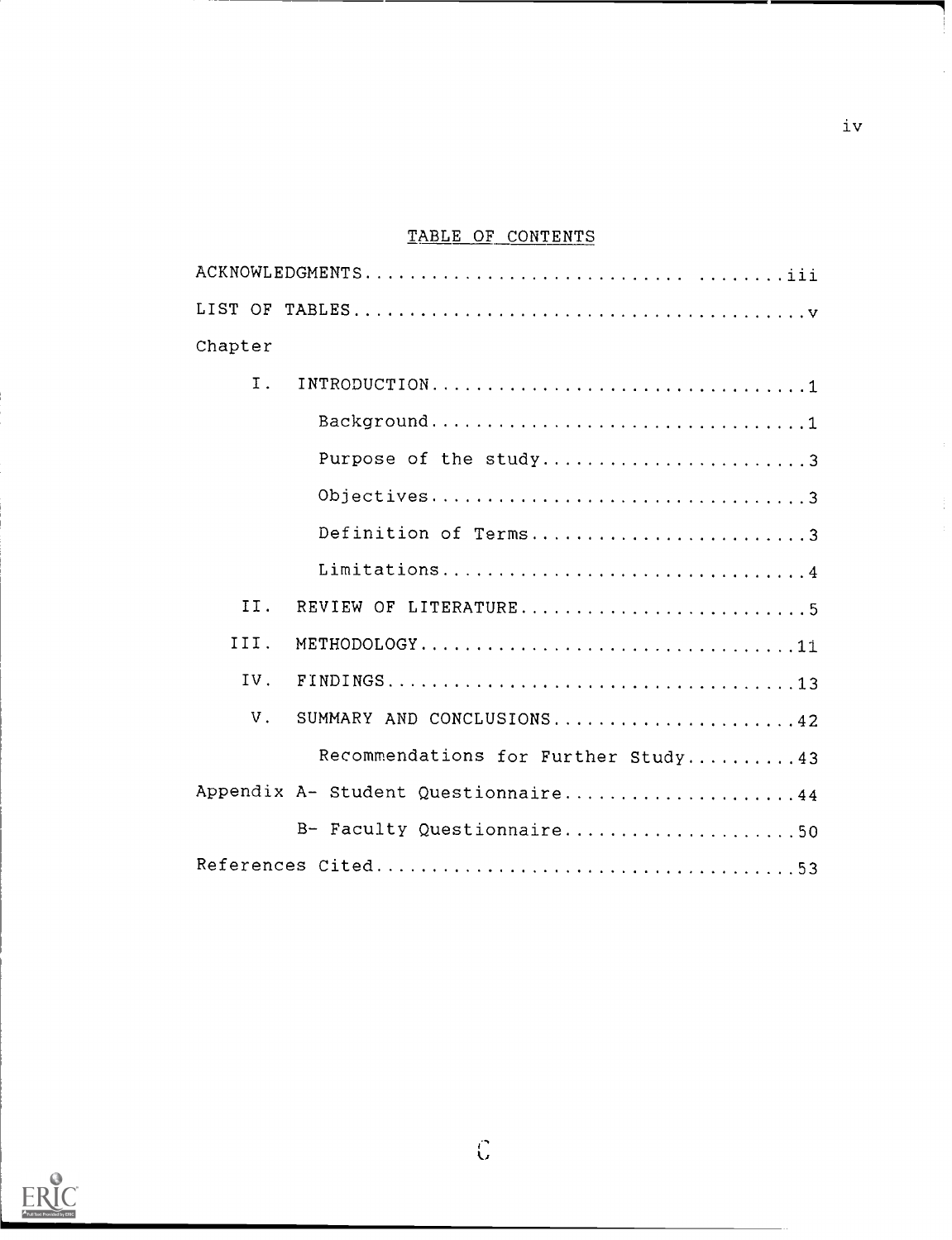## TABLE OF CONTENTS

ACKNOWLEDGMENTS.............................. ........iii

LIST OF TABLES.........................................v

Chapter

I. INTRODUCTION.................................1

Background.................................1

Purpose of the study........................3

Objectives.................................3

Definition of Terms.........................3

Limitations................................4

II. REVIEW OF LITERATURE..........................5

III. METHODOLOGY..................................11

IV. FINDINGS.....................................13

V. SUMMARY AND CONCLUSIONS......................42

Recommendations for Further Study..........43

Appendix A- Student Questionnaire.....................44

B- Faculty Questionnaire.....................50

References Cited......................................53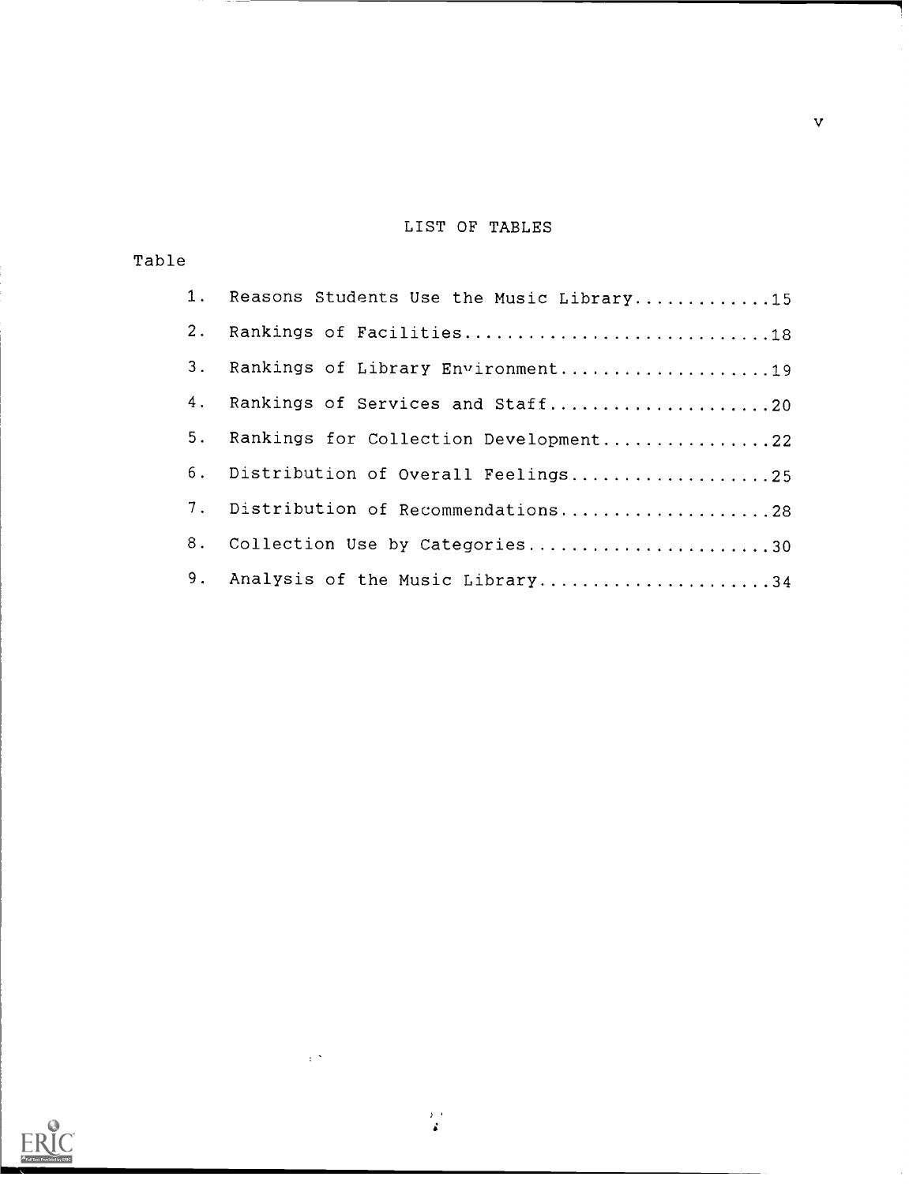# LIST OF TABLES

Table

1. Reasons Students Use the Music Library............15
2. Rankings of Facilities............................18
3. Rankings of Library Environment....................19
4. Rankings of Services and Staff.....................20
5. Rankings for Collection Development................22
6. Distribution of Overall Feelings...................25
7. Distribution of Recommendations....................28
8. Collection Use by Categories.......................30
9. Analysis of the Music Library......................34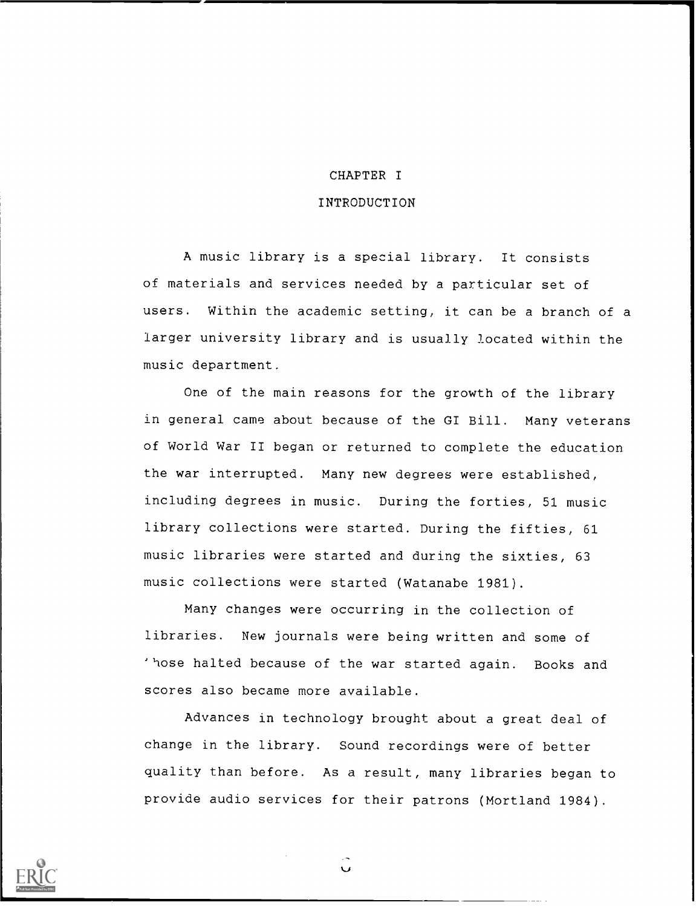# CHAPTER I

## INTRODUCTION

A music library is a special library. It consists of materials and services needed by a particular set of users. Within the academic setting, it can be a branch of a larger university library and is usually located within the music department.

One of the main reasons for the growth of the library in general came about because of the GI Bill. Many veterans of World War II began or returned to complete the education the war interrupted. Many new degrees were established, including degrees in music. During the forties, 51 music library collections were started. During the fifties, 61 music libraries were started and during the sixties, 63 music collections were started (Watanabe 1981).

Many changes were occurring in the collection of libraries. New journals were being written and some of those halted because of the war started again. Books and scores also became more available.

Advances in technology brought about a great deal of change in the library. Sound recordings were of better quality than before. As a result, many libraries began to provide audio services for their patrons (Mortland 1984).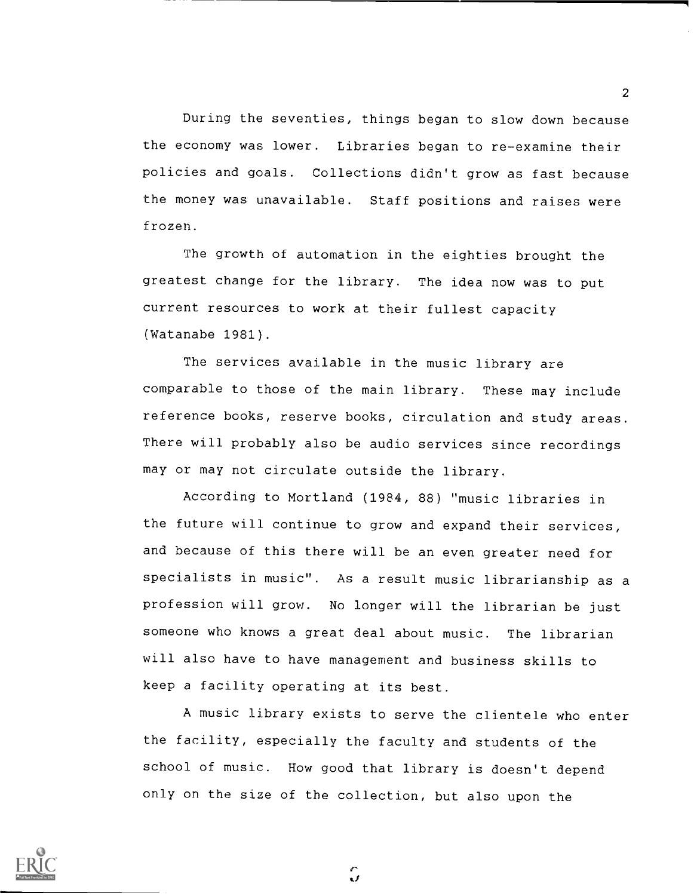During the seventies, things began to slow down because the economy was lower. Libraries began to re-examine their policies and goals. Collections didn't grow as fast because the money was unavailable. Staff positions and raises were frozen.

The growth of automation in the eighties brought the greatest change for the library. The idea now was to put current resources to work at their fullest capacity (Watanabe 1981).

The services available in the music library are comparable to those of the main library. These may include reference books, reserve books, circulation and study areas. There will probably also be audio services since recordings may or may not circulate outside the library.

According to Mortland (1984, 88) "music libraries in the future will continue to grow and expand their services, and because of this there will be an even greater need for specialists in music". As a result music librarianship as a profession will grow. No longer will the librarian be just someone who knows a great deal about music. The librarian will also have to have management and business skills to keep a facility operating at its best.

A music library exists to serve the clientele who enter the facility, especially the faculty and students of the school of music. How good that library is doesn't depend only on the size of the collection, but also upon the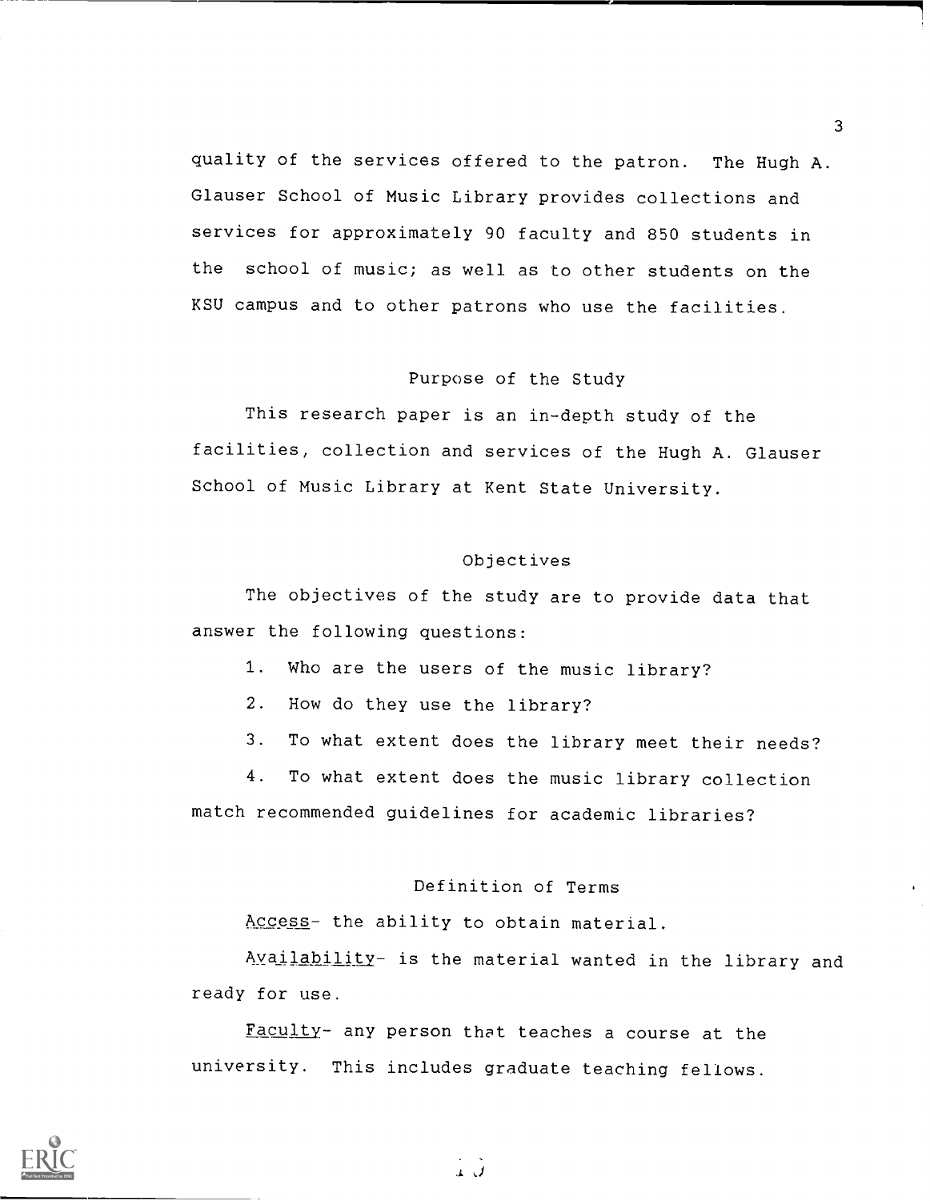quality of the services offered to the patron. The Hugh A. Glauser School of Music Library provides collections and services for approximately 90 faculty and 850 students in the school of music; as well as to other students on the KSU campus and to other patrons who use the facilities.

## Purpose of the Study

This research paper is an in-depth study of the facilities, collection and services of the Hugh A. Glauser School of Music Library at Kent State University.

## Objectives

The objectives of the study are to provide data that answer the following questions:

1. Who are the users of the music library?
2. How do they use the library?
3. To what extent does the library meet their needs?
4. To what extent does the music library collection match recommended guidelines for academic libraries?

## Definition of Terms

Access- the ability to obtain material.

Availability- is the material wanted in the library and ready for use.

Faculty- any person that teaches a course at the university. This includes graduate teaching fellows.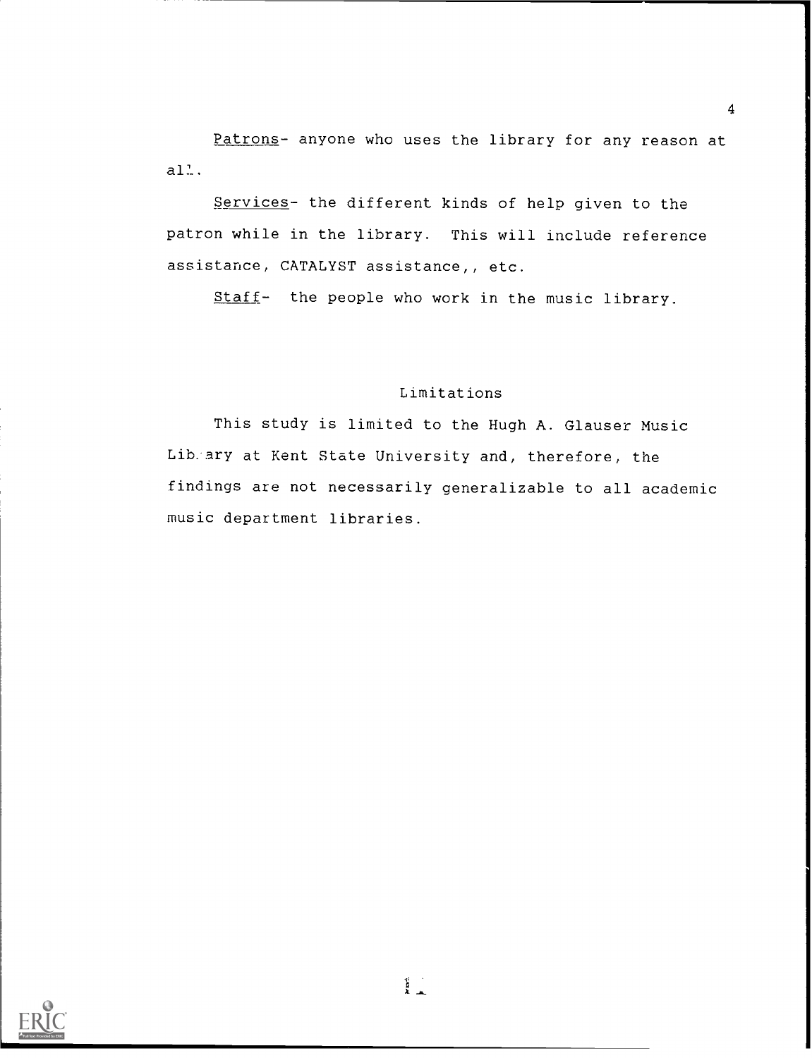*Patrons*- anyone who uses the library for any reason at all.

*Services*- the different kinds of help given to the patron while in the library. This will include reference assistance, CATALYST assistance,, etc.

*Staff*- the people who work in the music library.

## Limitations

This study is limited to the Hugh A. Glauser Music Library at Kent State University and, therefore, the findings are not necessarily generalizable to all academic music department libraries.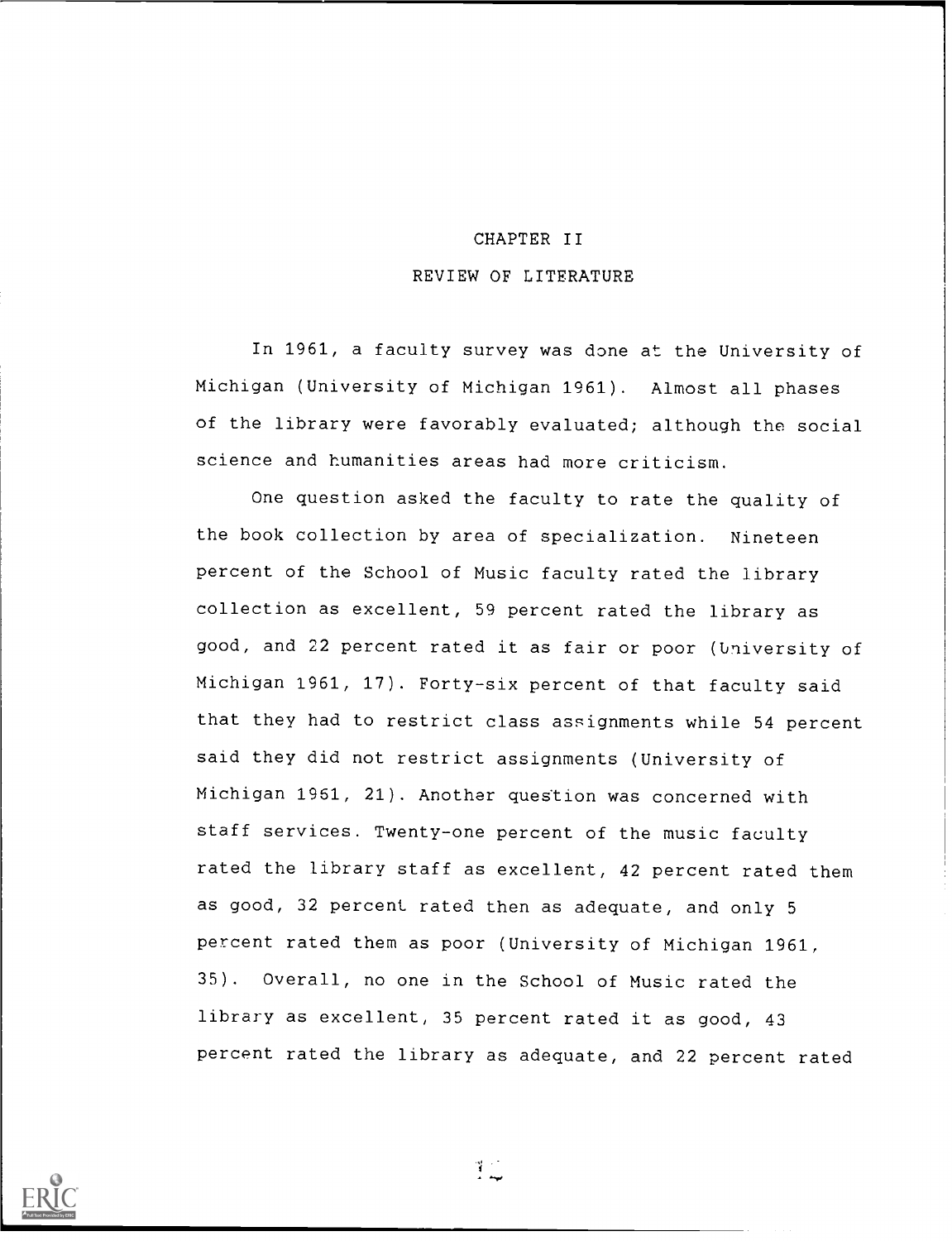# CHAPTER II

## REVIEW OF LITERATURE

In 1961, a faculty survey was done at the University of Michigan (University of Michigan 1961). Almost all phases of the library were favorably evaluated; although the social science and humanities areas had more criticism.

One question asked the faculty to rate the quality of the book collection by area of specialization. Nineteen percent of the School of Music faculty rated the library collection as excellent, 59 percent rated the library as good, and 22 percent rated it as fair or poor (University of Michigan 1961, 17). Forty-six percent of that faculty said that they had to restrict class assignments while 54 percent said they did not restrict assignments (University of Michigan 1961, 21). Another question was concerned with staff services. Twenty-one percent of the music faculty rated the library staff as excellent, 42 percent rated them as good, 32 percent rated then as adequate, and only 5 percent rated them as poor (University of Michigan 1961, 35). Overall, no one in the School of Music rated the library as excellent, 35 percent rated it as good, 43 percent rated the library as adequate, and 22 percent rated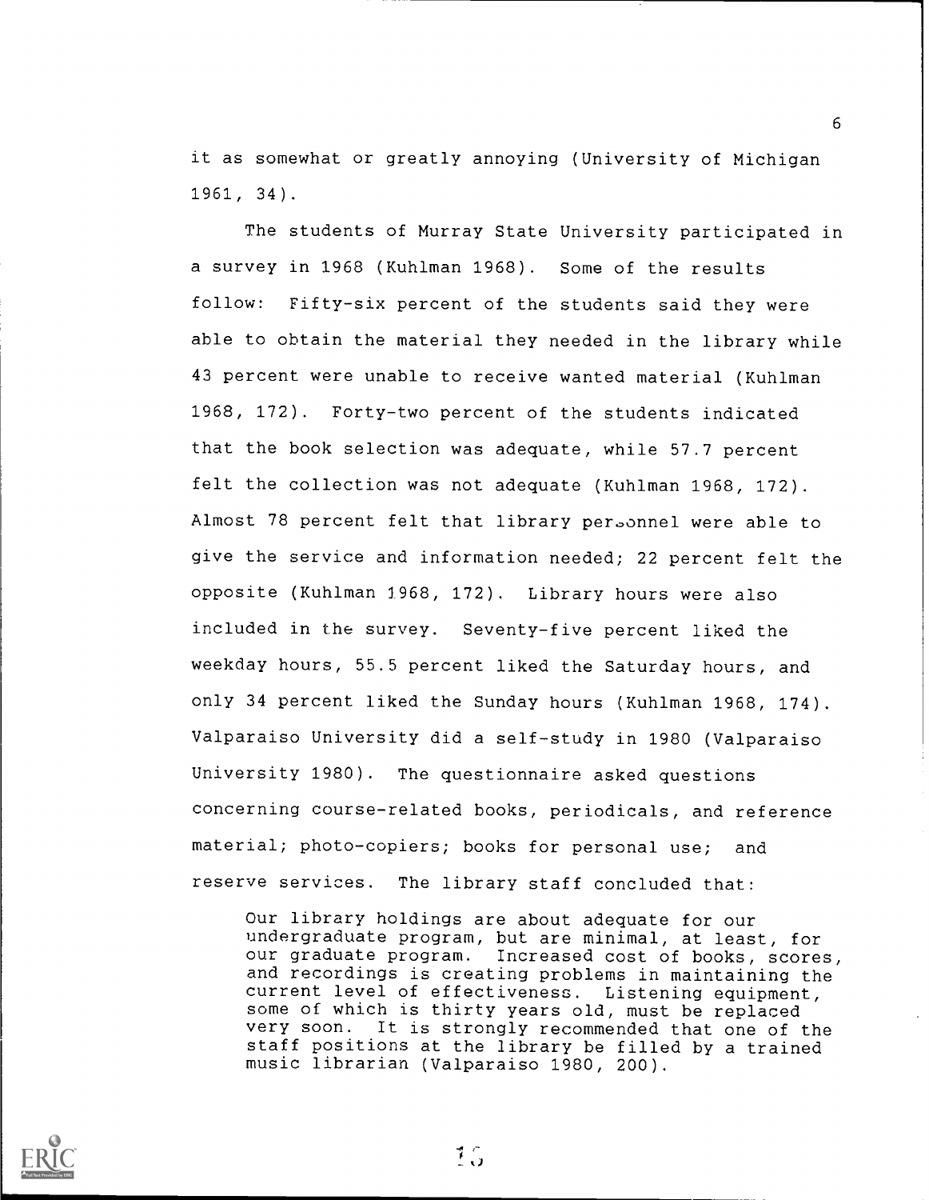it as somewhat or greatly annoying (University of Michigan 1961, 34).

The students of Murray State University participated in a survey in 1968 (Kuhlman 1968). Some of the results follow: Fifty-six percent of the students said they were able to obtain the material they needed in the library while 43 percent were unable to receive wanted material (Kuhlman 1968, 172). Forty-two percent of the students indicated that the book selection was adequate, while 57.7 percent felt the collection was not adequate (Kuhlman 1968, 172). Almost 78 percent felt that library personnel were able to give the service and information needed; 22 percent felt the opposite (Kuhlman 1968, 172). Library hours were also included in the survey. Seventy-five percent liked the weekday hours, 55.5 percent liked the Saturday hours, and only 34 percent liked the Sunday hours (Kuhlman 1968, 174). Valparaiso University did a self-study in 1980 (Valparaiso University 1980). The questionnaire asked questions concerning course-related books, periodicals, and reference material; photo-copiers; books for personal use; and reserve services. The library staff concluded that:

> Our library holdings are about adequate for our undergraduate program, but are minimal, at least, for our graduate program. Increased cost of books, scores, and recordings is creating problems in maintaining the current level of effectiveness. Listening equipment, some of which is thirty years old, must be replaced very soon. It is strongly recommended that one of the staff positions at the library be filled by a trained music librarian (Valparaiso 1980, 200).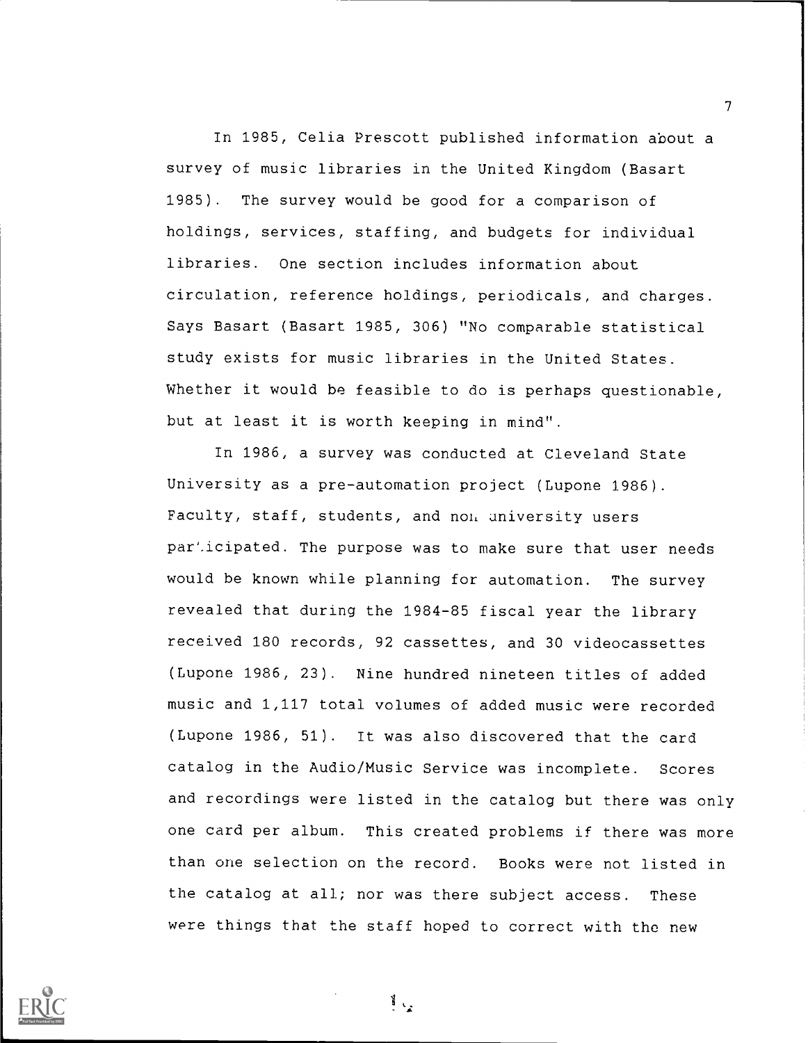In 1985, Celia Prescott published information about a survey of music libraries in the United Kingdom (Basart 1985). The survey would be good for a comparison of holdings, services, staffing, and budgets for individual libraries. One section includes information about circulation, reference holdings, periodicals, and charges. Says Basart (Basart 1985, 306) "No comparable statistical study exists for music libraries in the United States. Whether it would be feasible to do is perhaps questionable, but at least it is worth keeping in mind".

In 1986, a survey was conducted at Cleveland State University as a pre-automation project (Lupone 1986). Faculty, staff, students, and non university users participated. The purpose was to make sure that user needs would be known while planning for automation. The survey revealed that during the 1984-85 fiscal year the library received 180 records, 92 cassettes, and 30 videocassettes (Lupone 1986, 23). Nine hundred nineteen titles of added music and 1,117 total volumes of added music were recorded (Lupone 1986, 51). It was also discovered that the card catalog in the Audio/Music Service was incomplete. Scores and recordings were listed in the catalog but there was only one card per album. This created problems if there was more than one selection on the record. Books were not listed in the catalog at all; nor was there subject access. These were things that the staff hoped to correct with the new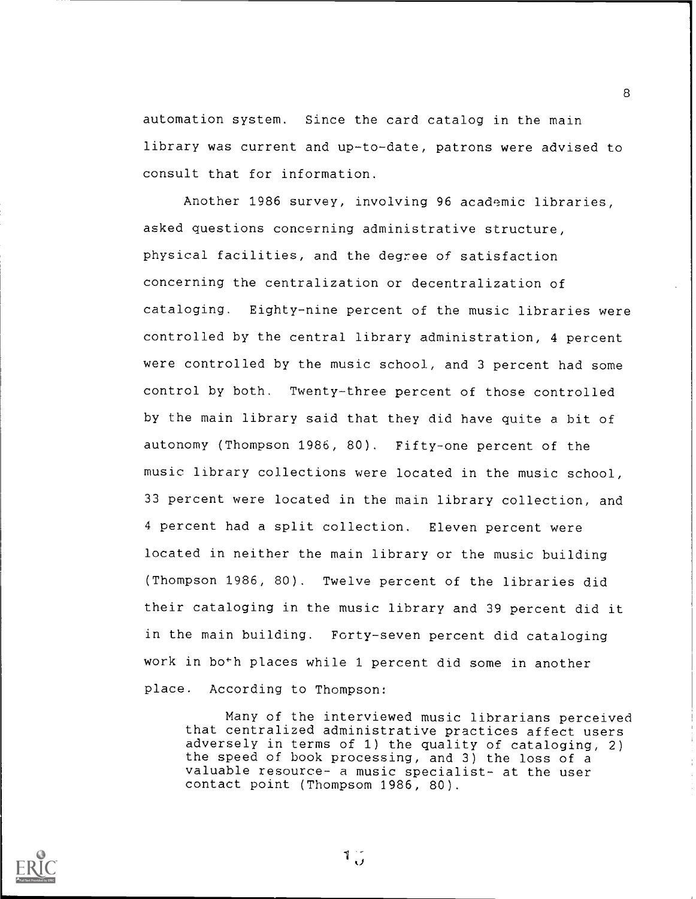automation system. Since the card catalog in the main library was current and up-to-date, patrons were advised to consult that for information.

Another 1986 survey, involving 96 academic libraries, asked questions concerning administrative structure, physical facilities, and the degree of satisfaction concerning the centralization or decentralization of cataloging. Eighty-nine percent of the music libraries were controlled by the central library administration, 4 percent were controlled by the music school, and 3 percent had some control by both. Twenty-three percent of those controlled by the main library said that they did have quite a bit of autonomy (Thompson 1986, 80). Fifty-one percent of the music library collections were located in the music school, 33 percent were located in the main library collection, and 4 percent had a split collection. Eleven percent were located in neither the main library or the music building (Thompson 1986, 80). Twelve percent of the libraries did their cataloging in the music library and 39 percent did it in the main building. Forty-seven percent did cataloging work in both places while 1 percent did some in another place. According to Thompson:

> Many of the interviewed music librarians perceived that centralized administrative practices affect users adversely in terms of 1) the quality of cataloging, 2) the speed of book processing, and 3) the loss of a valuable resource- a music specialist- at the user contact point (Thompsom 1986, 80).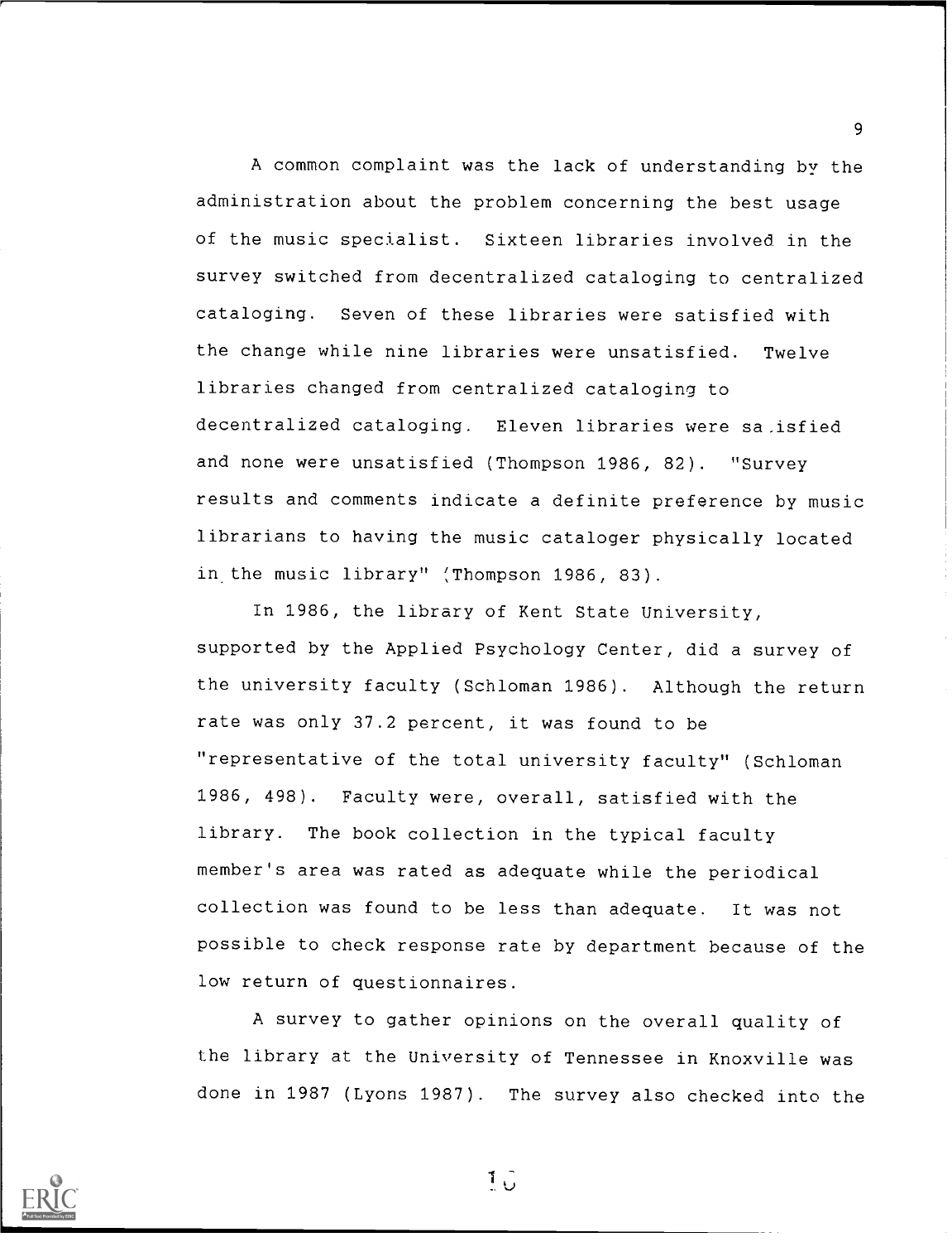A common complaint was the lack of understanding by the administration about the problem concerning the best usage of the music specialist. Sixteen libraries involved in the survey switched from decentralized cataloging to centralized cataloging. Seven of these libraries were satisfied with the change while nine libraries were unsatisfied. Twelve libraries changed from centralized cataloging to decentralized cataloging. Eleven libraries were satisfied and none were unsatisfied (Thompson 1986, 82). "Survey results and comments indicate a definite preference by music librarians to having the music cataloger physically located in the music library" (Thompson 1986, 83).

In 1986, the library of Kent State University, supported by the Applied Psychology Center, did a survey of the university faculty (Schloman 1986). Although the return rate was only 37.2 percent, it was found to be "representative of the total university faculty" (Schloman 1986, 498). Faculty were, overall, satisfied with the library. The book collection in the typical faculty member's area was rated as adequate while the periodical collection was found to be less than adequate. It was not possible to check response rate by department because of the low return of questionnaires.

A survey to gather opinions on the overall quality of the library at the University of Tennessee in Knoxville was done in 1987 (Lyons 1987). The survey also checked into the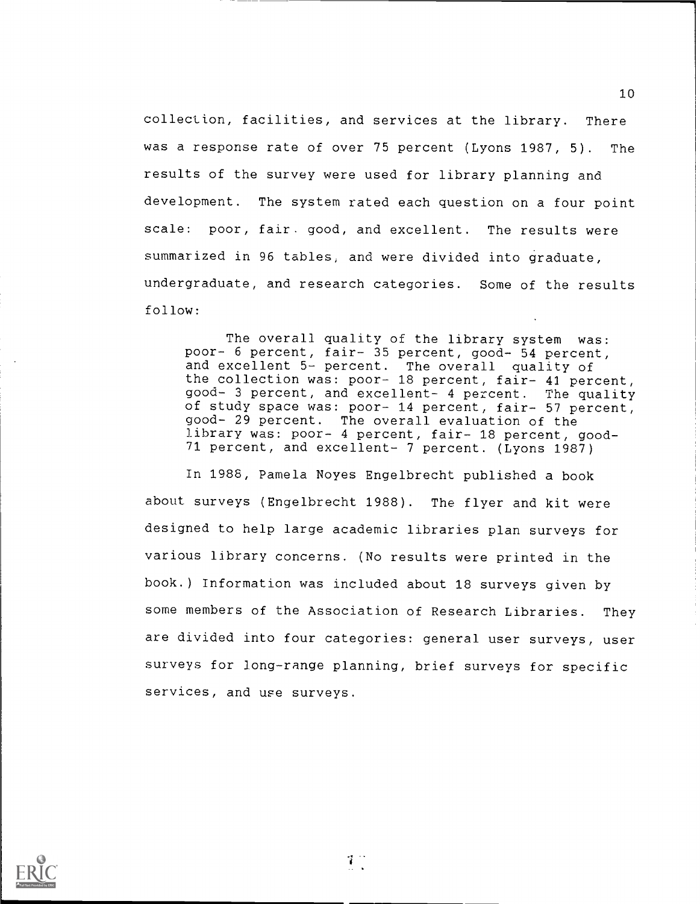collection, facilities, and services at the library. There was a response rate of over 75 percent (Lyons 1987, 5). The results of the survey were used for library planning and development. The system rated each question on a four point scale: poor, fair. good, and excellent. The results were summarized in 96 tables, and were divided into graduate, undergraduate, and research categories. Some of the results follow:

> The overall quality of the library system was: poor- 6 percent, fair- 35 percent, good- 54 percent, and excellent 5- percent. The overall quality of the collection was: poor- 18 percent, fair- 41 percent, good- 3 percent, and excellent- 4 percent. The quality of study space was: poor- 14 percent, fair- 57 percent, good- 29 percent. The overall evaluation of the library was: poor- 4 percent, fair- 18 percent, good- 71 percent, and excellent- 7 percent. (Lyons 1987)

In 1988, Pamela Noyes Engelbrecht published a book about surveys (Engelbrecht 1988). The flyer and kit were designed to help large academic libraries plan surveys for various library concerns. (No results were printed in the book.) Information was included about 18 surveys given by some members of the Association of Research Libraries. They are divided into four categories: general user surveys, user surveys for long-range planning, brief surveys for specific services, and use surveys.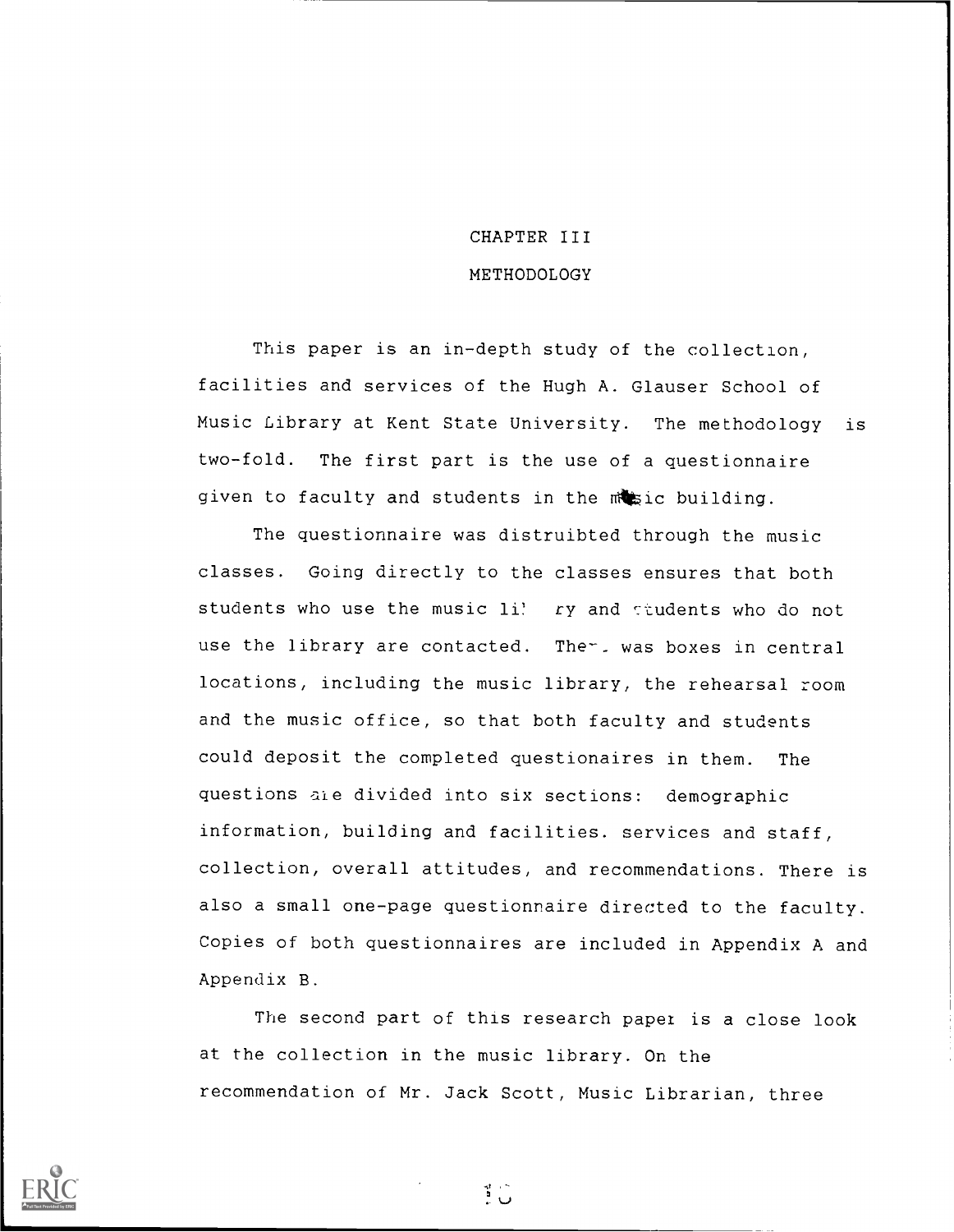# CHAPTER III

## METHODOLOGY

This paper is an in-depth study of the collection, facilities and services of the Hugh A. Glauser School of Music Library at Kent State University. The methodology is two-fold. The first part is the use of a questionnaire given to faculty and students in the music building.

The questionnaire was distruibted through the music classes. Going directly to the classes ensures that both students who use the music library and students who do not use the library are contacted. There was boxes in central locations, including the music library, the rehearsal room and the music office, so that both faculty and students could deposit the completed questionaires in them. The questions are divided into six sections: demographic information, building and facilities. services and staff, collection, overall attitudes, and recommendations. There is also a small one-page questionnaire directed to the faculty. Copies of both questionnaires are included in Appendix A and Appendix B.

The second part of this research paper is a close look at the collection in the music library. On the recommendation of Mr. Jack Scott, Music Librarian, three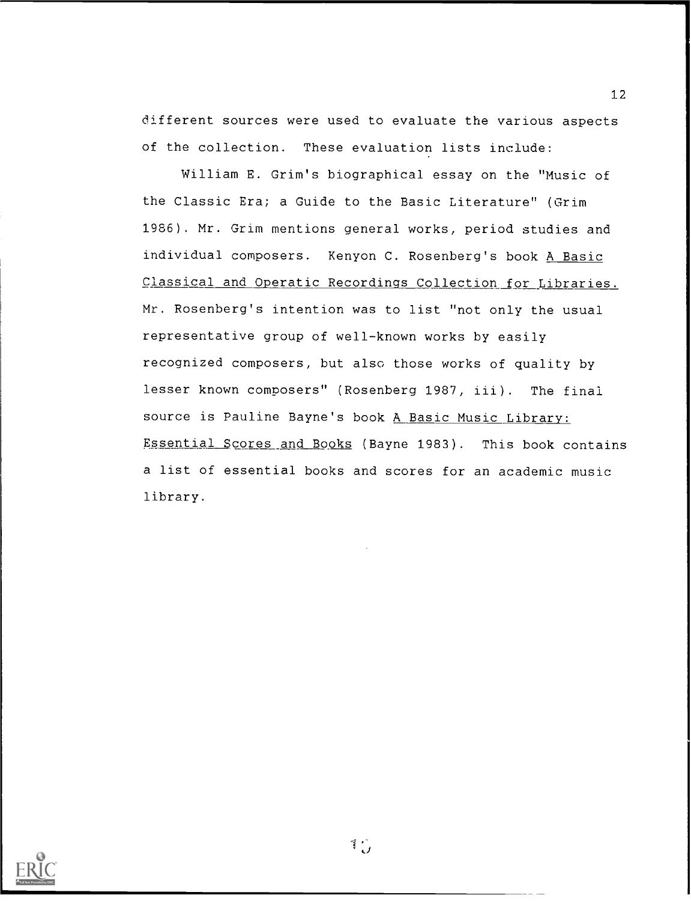different sources were used to evaluate the various aspects of the collection. These evaluation lists include:

William E. Grim's biographical essay on the "Music of the Classic Era; a Guide to the Basic Literature" (Grim 1986). Mr. Grim mentions general works, period studies and individual composers. Kenyon C. Rosenberg's book <u>A Basic Classical and Operatic Recordings Collection for Libraries.</u> Mr. Rosenberg's intention was to list "not only the usual representative group of well-known works by easily recognized composers, but also those works of quality by lesser known composers" (Rosenberg 1987, iii). The final source is Pauline Bayne's book <u>A Basic Music Library: Essential Scores and Books</u> (Bayne 1983). This book contains a list of essential books and scores for an academic music library.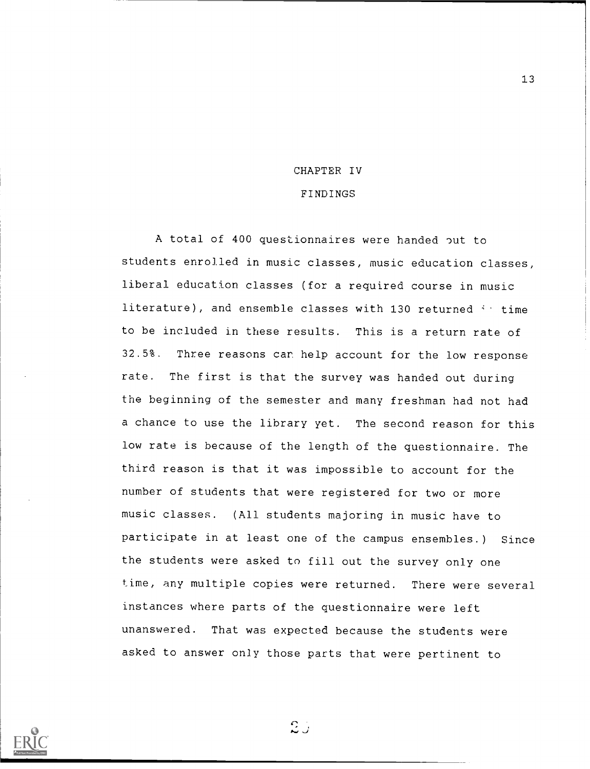# CHAPTER IV

## FINDINGS

A total of 400 questionnaires were handed out to students enrolled in music classes, music education classes, liberal education classes (for a required course in music literature), and ensemble classes with 130 returned in time to be included in these results. This is a return rate of 32.5%. Three reasons can help account for the low response rate. The first is that the survey was handed out during the beginning of the semester and many freshman had not had a chance to use the library yet. The second reason for this low rate is because of the length of the questionnaire. The third reason is that it was impossible to account for the number of students that were registered for two or more music classes. (All students majoring in music have to participate in at least one of the campus ensembles.) Since the students were asked to fill out the survey only one time, any multiple copies were returned. There were several instances where parts of the questionnaire were left unanswered. That was expected because the students were asked to answer only those parts that were pertinent to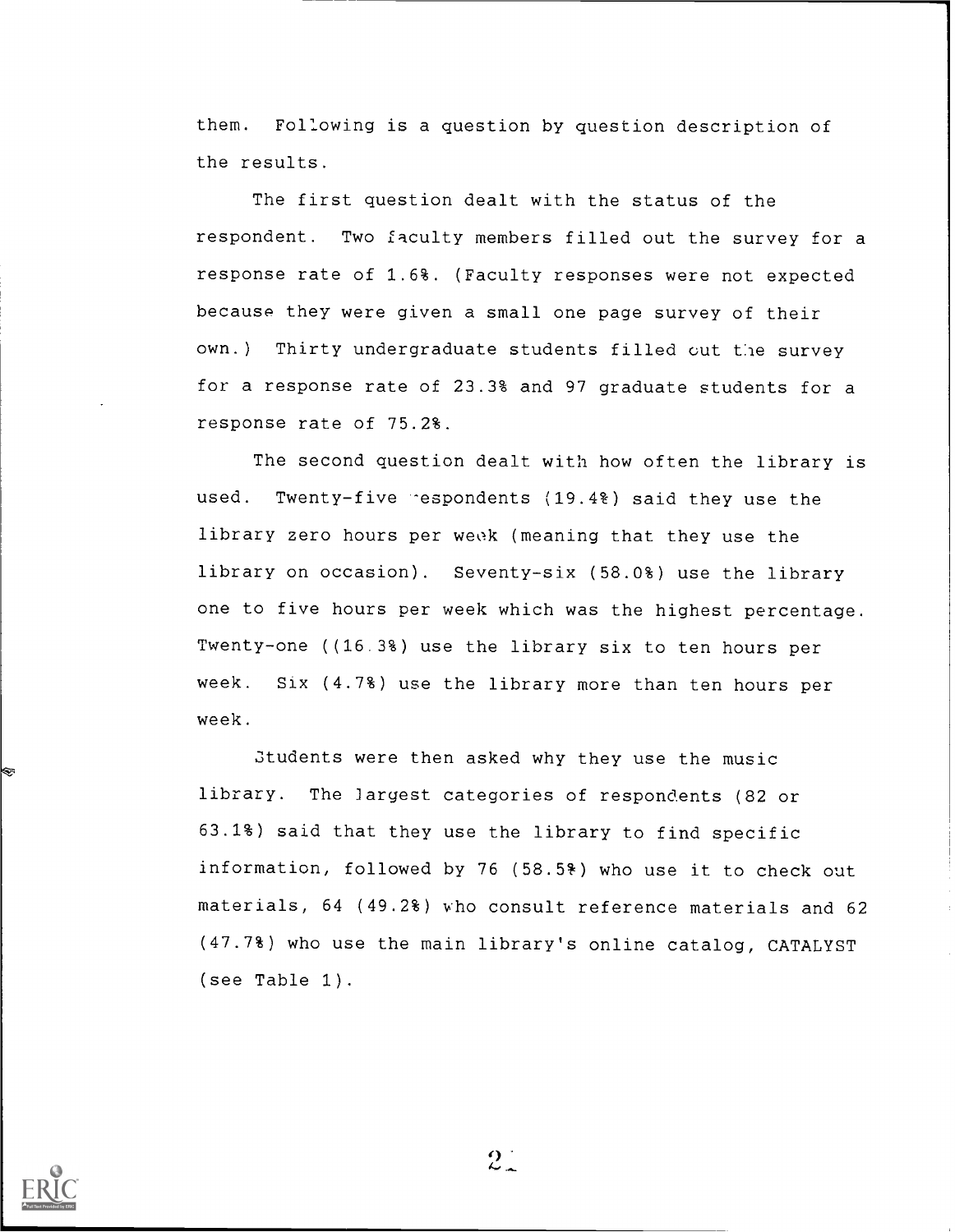them. Following is a question by question description of the results.

The first question dealt with the status of the respondent. Two faculty members filled out the survey for a response rate of 1.6%. (Faculty responses were not expected because they were given a small one page survey of their own.) Thirty undergraduate students filled out the survey for a response rate of 23.3% and 97 graduate students for a response rate of 75.2%.

The second question dealt with how often the library is used. Twenty-five respondents (19.4%) said they use the library zero hours per week (meaning that they use the library on occasion). Seventy-six (58.0%) use the library one to five hours per week which was the highest percentage. Twenty-one ((16.3%) use the library six to ten hours per week. Six (4.7%) use the library more than ten hours per week.

Students were then asked why they use the music library. The largest categories of respondents (82 or 63.1%) said that they use the library to find specific information, followed by 76 (58.5%) who use it to check out materials, 64 (49.2%) who consult reference materials and 62 (47.7%) who use the main library's online catalog, CATALYST (see Table 1).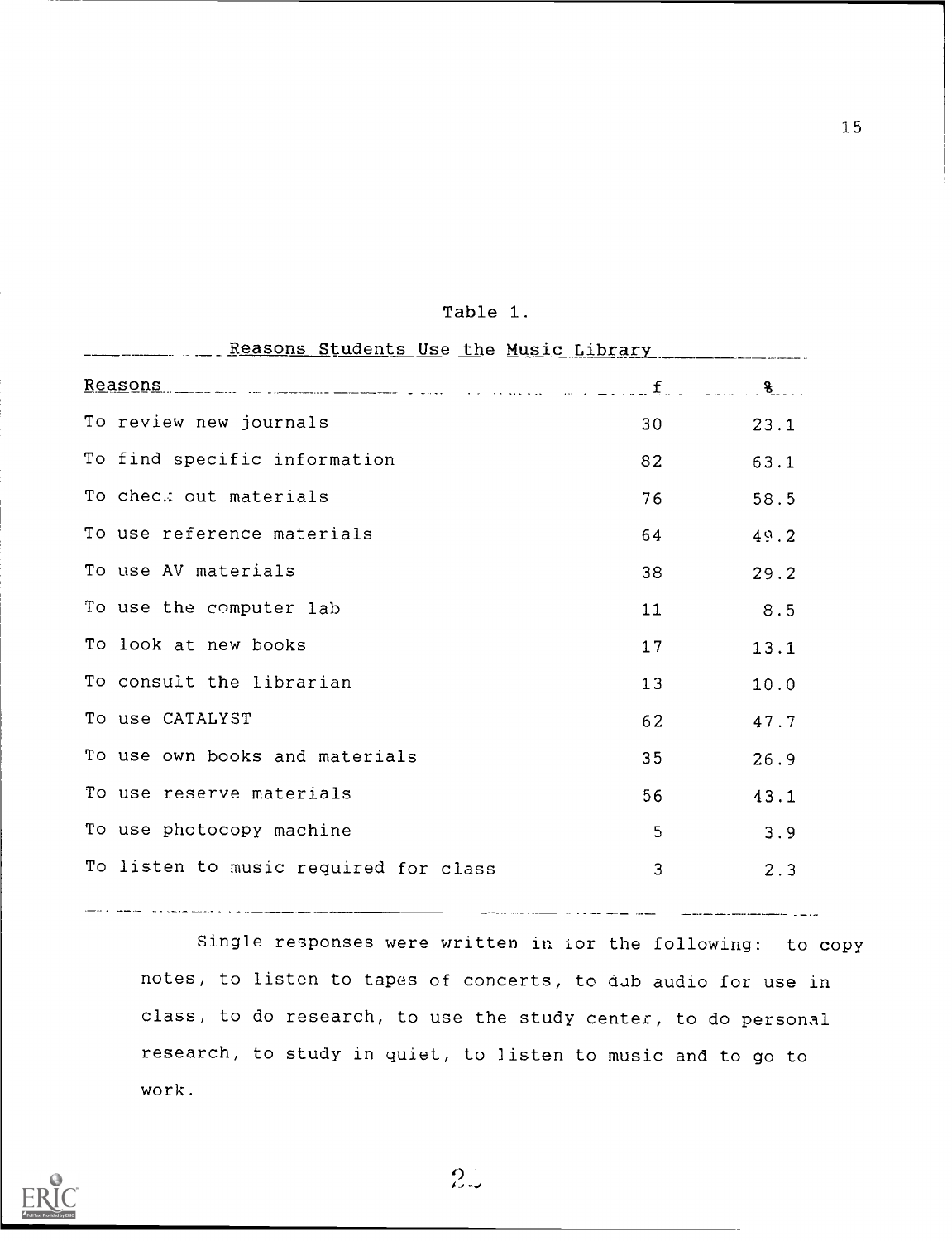Table 1.

Reasons Students Use the Music Library

| Reasons | f | % |
|---|---|---|
| To review new journals | 30 | 23.1 |
| To find specific information | 82 | 63.1 |
| To check out materials | 76 | 58.5 |
| To use reference materials | 64 | 49.2 |
| To use AV materials | 38 | 29.2 |
| To use the computer lab | 11 | 8.5 |
| To look at new books | 17 | 13.1 |
| To consult the librarian | 13 | 10.0 |
| To use CATALYST | 62 | 47.7 |
| To use own books and materials | 35 | 26.9 |
| To use reserve materials | 56 | 43.1 |
| To use photocopy machine | 5 | 3.9 |
| To listen to music required for class | 3 | 2.3 |

Single responses were written in for the following: to copy notes, to listen to tapes of concerts, to dub audio for use in class, to do research, to use the study center, to do personal research, to study in quiet, to listen to music and to go to work.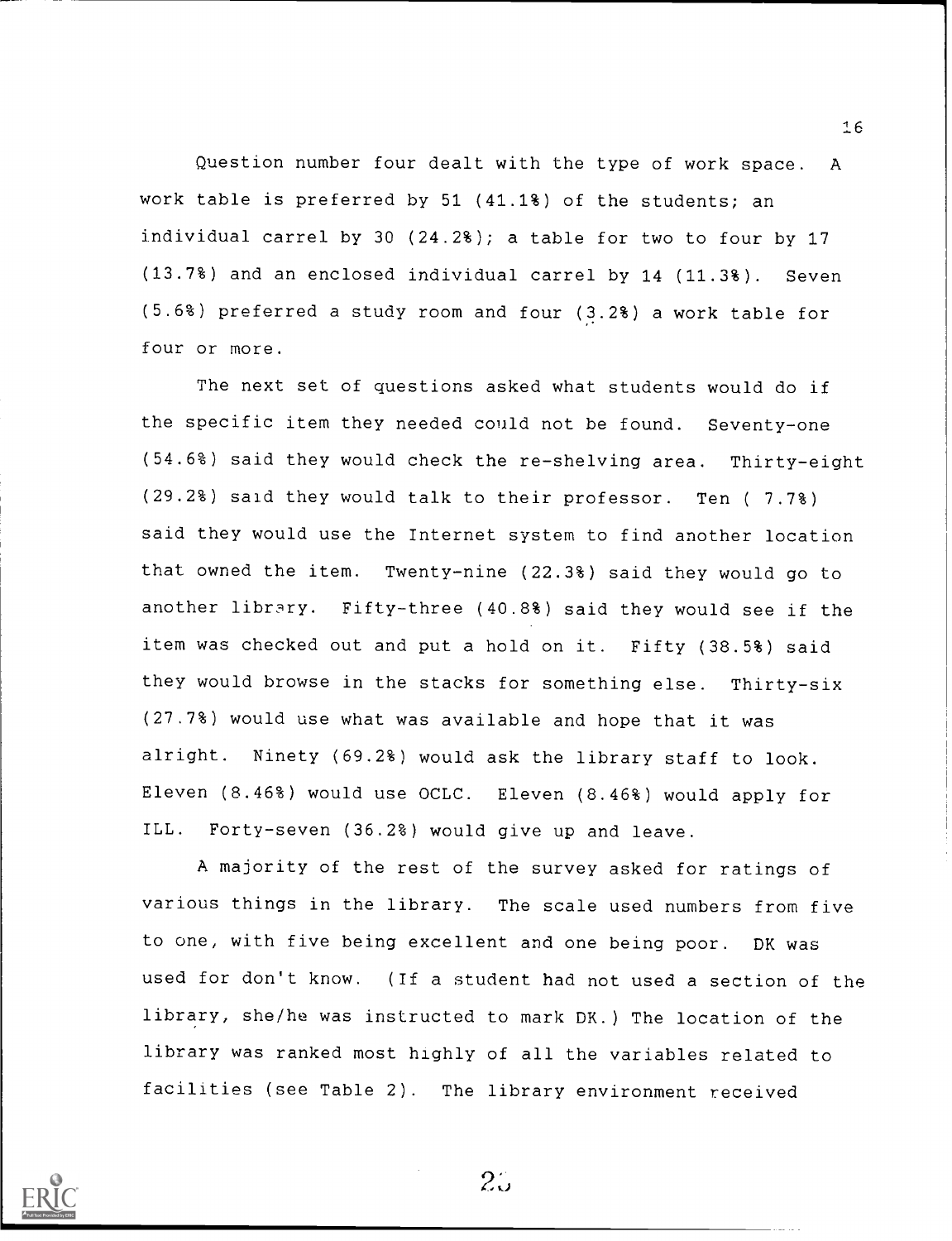Question number four dealt with the type of work space. A work table is preferred by 51 (41.1%) of the students; an individual carrel by 30 (24.2%); a table for two to four by 17 (13.7%) and an enclosed individual carrel by 14 (11.3%). Seven (5.6%) preferred a study room and four (3.2%) a work table for four or more.

The next set of questions asked what students would do if the specific item they needed could not be found. Seventy-one (54.6%) said they would check the re-shelving area. Thirty-eight (29.2%) said they would talk to their professor. Ten ( 7.7%) said they would use the Internet system to find another location that owned the item. Twenty-nine (22.3%) said they would go to another library. Fifty-three (40.8%) said they would see if the item was checked out and put a hold on it. Fifty (38.5%) said they would browse in the stacks for something else. Thirty-six (27.7%) would use what was available and hope that it was alright. Ninety (69.2%) would ask the library staff to look. Eleven (8.46%) would use OCLC. Eleven (8.46%) would apply for ILL. Forty-seven (36.2%) would give up and leave.

A majority of the rest of the survey asked for ratings of various things in the library. The scale used numbers from five to one, with five being excellent and one being poor. DK was used for don't know. (If a student had not used a section of the library, she/he was instructed to mark DK.) The location of the library was ranked most highly of all the variables related to facilities (see Table 2). The library environment received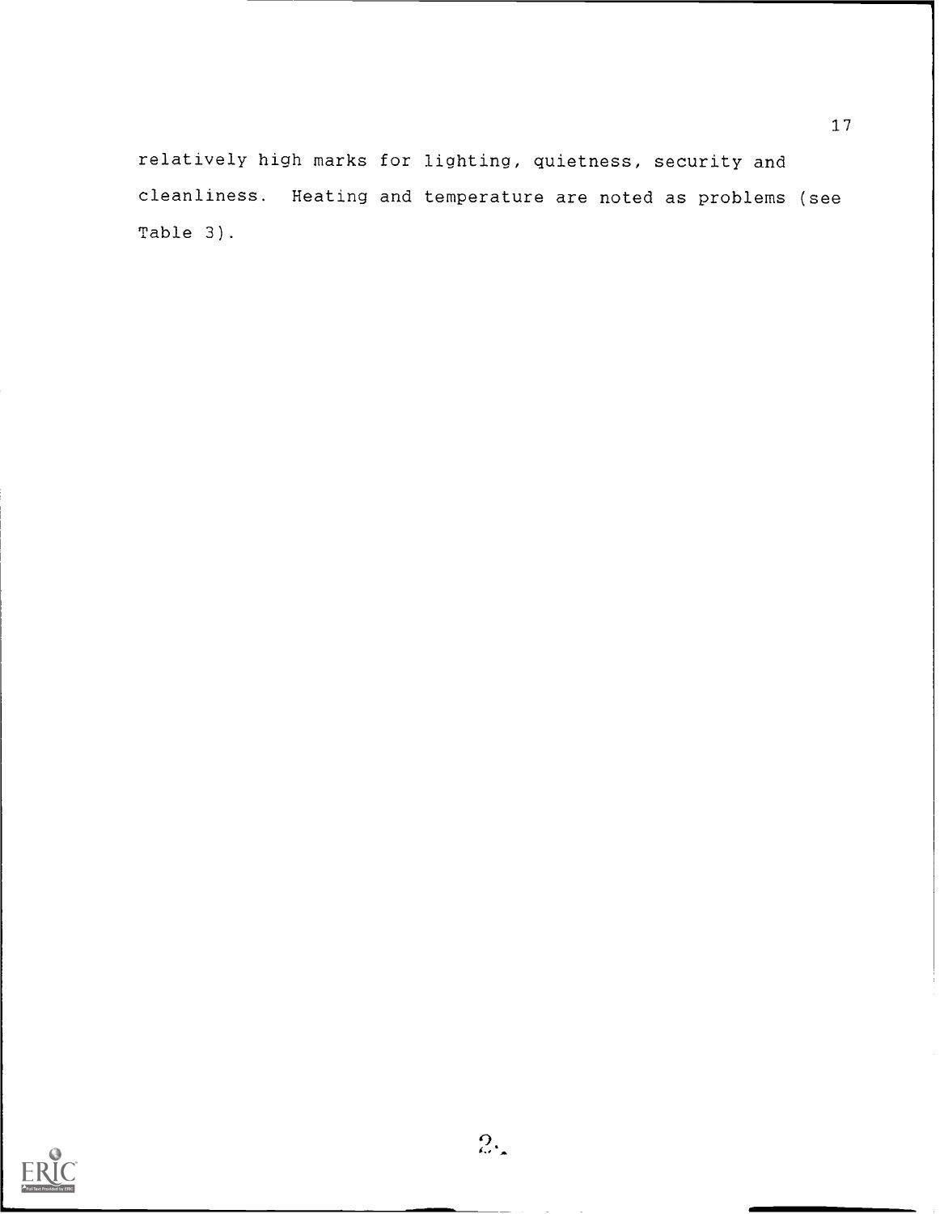relatively high marks for lighting, quietness, security and cleanliness. Heating and temperature are noted as problems (see Table 3).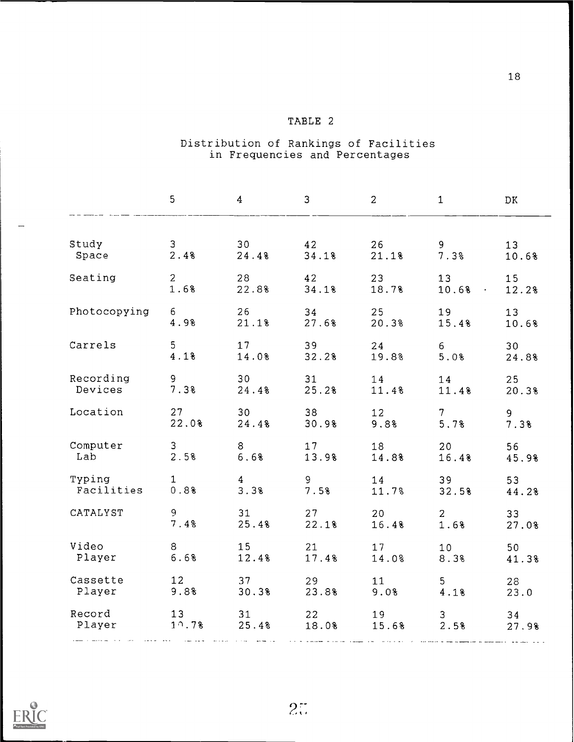TABLE 2

Distribution of Rankings of Facilities in Frequencies and Percentages

| | 5 | 4 | 3 | 2 | 1 | DK |
|---|---|---|---|---|---|---|
| Study Space | 3<br>2.4% | 30<br>24.4% | 42<br>34.1% | 26<br>21.1% | 9<br>7.3% | 13<br>10.6% |
| Seating | 2<br>1.6% | 28<br>22.8% | 42<br>34.1% | 23<br>18.7% | 13<br>10.6% | 15<br>12.2% |
| Photocopying | 6<br>4.9% | 26<br>21.1% | 34<br>27.6% | 25<br>20.3% | 19<br>15.4% | 13<br>10.6% |
| Carrels | 5<br>4.1% | 17<br>14.0% | 39<br>32.2% | 24<br>19.8% | 6<br>5.0% | 30<br>24.8% |
| Recording Devices | 9<br>7.3% | 30<br>24.4% | 31<br>25.2% | 14<br>11.4% | 14<br>11.4% | 25<br>20.3% |
| Location | 27<br>22.0% | 30<br>24.4% | 38<br>30.9% | 12<br>9.8% | 7<br>5.7% | 9<br>7.3% |
| Computer Lab | 3<br>2.5% | 8<br>6.6% | 17<br>13.9% | 18<br>14.8% | 20<br>16.4% | 56<br>45.9% |
| Typing Facilities | 1<br>0.8% | 4<br>3.3% | 9<br>7.5% | 14<br>11.7% | 39<br>32.5% | 53<br>44.2% |
| CATALYST | 9<br>7.4% | 31<br>25.4% | 27<br>22.1% | 20<br>16.4% | 2<br>1.6% | 33<br>27.0% |
| Video Player | 8<br>6.6% | 15<br>12.4% | 21<br>17.4% | 17<br>14.0% | 10<br>8.3% | 50<br>41.3% |
| Cassette Player | 12<br>9.8% | 37<br>30.3% | 29<br>23.8% | 11<br>9.0% | 5<br>4.1% | 28<br>23.0 |
| Record Player | 13<br>10.7% | 31<br>25.4% | 22<br>18.0% | 19<br>15.6% | 3<br>2.5% | 34<br>27.9% |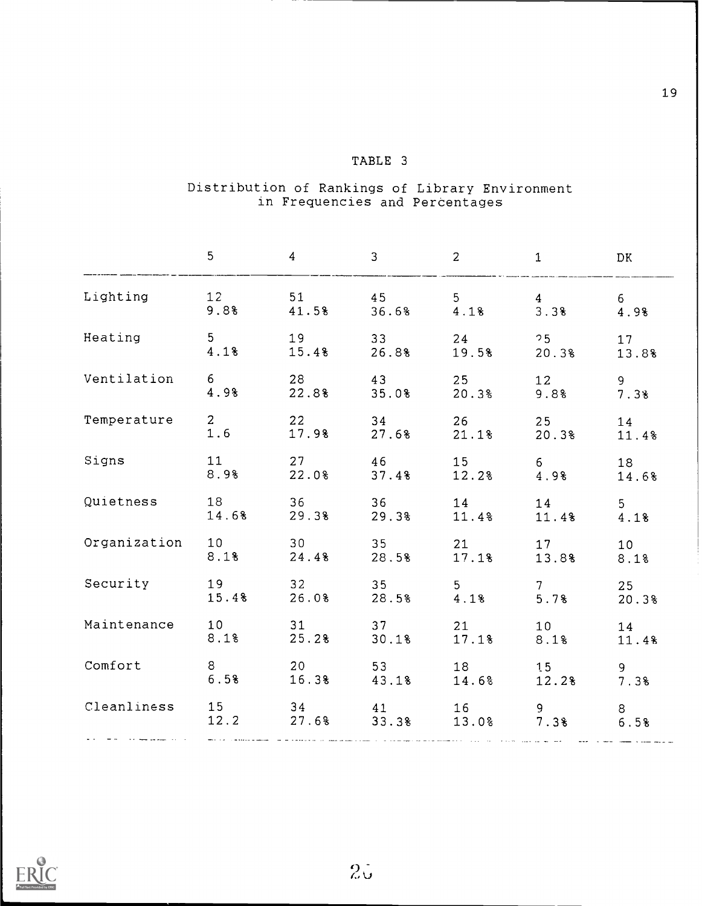## TABLE 3

Distribution of Rankings of Library Environment in Frequencies and Percentages

| | 5 | 4 | 3 | 2 | 1 | DK |
|---|---|---|---|---|---|---|
| Lighting | 12<br>9.8% | 51<br>41.5% | 45<br>36.6% | 5<br>4.1% | 4<br>3.3% | 6<br>4.9% |
| Heating | 5<br>4.1% | 19<br>15.4% | 33<br>26.8% | 24<br>19.5% | 25<br>20.3% | 17<br>13.8% |
| Ventilation | 6<br>4.9% | 28<br>22.8% | 43<br>35.0% | 25<br>20.3% | 12<br>9.8% | 9<br>7.3% |
| Temperature | 2<br>1.6 | 22<br>17.9% | 34<br>27.6% | 26<br>21.1% | 25<br>20.3% | 14<br>11.4% |
| Signs | 11<br>8.9% | 27<br>22.0% | 46<br>37.4% | 15<br>12.2% | 6<br>4.9% | 18<br>14.6% |
| Quietness | 18<br>14.6% | 36<br>29.3% | 36<br>29.3% | 14<br>11.4% | 14<br>11.4% | 5<br>4.1% |
| Organization | 10<br>8.1% | 30<br>24.4% | 35<br>28.5% | 21<br>17.1% | 17<br>13.8% | 10<br>8.1% |
| Security | 19<br>15.4% | 32<br>26.0% | 35<br>28.5% | 5<br>4.1% | 7<br>5.7% | 25<br>20.3% |
| Maintenance | 10<br>8.1% | 31<br>25.2% | 37<br>30.1% | 21<br>17.1% | 10<br>8.1% | 14<br>11.4% |
| Comfort | 8<br>6.5% | 20<br>16.3% | 53<br>43.1% | 18<br>14.6% | 15<br>12.2% | 9<br>7.3% |
| Cleanliness | 15<br>12.2 | 34<br>27.6% | 41<br>33.3% | 16<br>13.0% | 9<br>7.3% | 8<br>6.5% |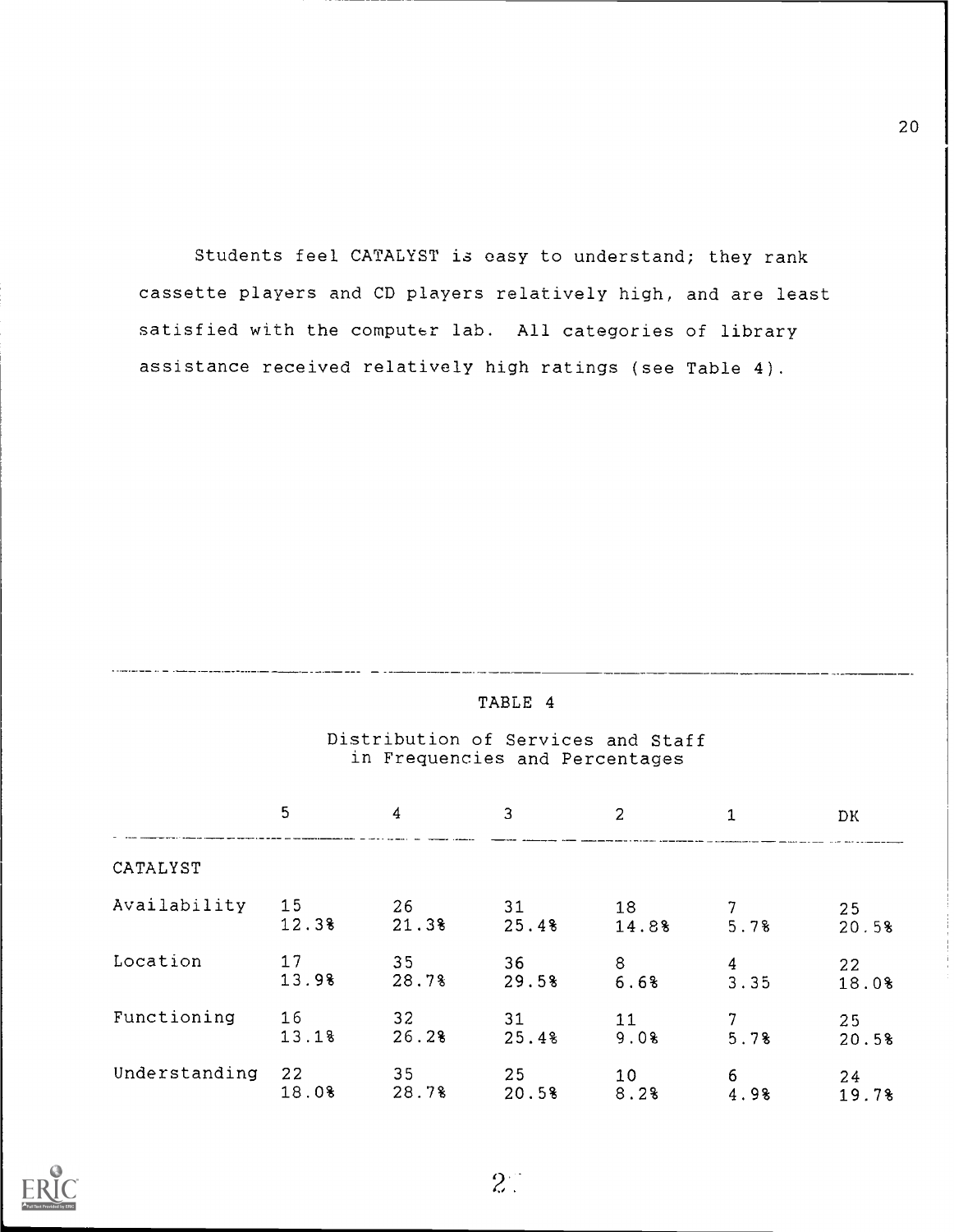Students feel CATALYST is easy to understand; they rank cassette players and CD players relatively high, and are least satisfied with the computer lab. All categories of library assistance received relatively high ratings (see Table 4).

TABLE 4

Distribution of Services and Staff in Frequencies and Percentages

| | 5 | 4 | 3 | 2 | 1 | DK |
|---|---|---|---|---|---|---|
| CATALYST | | | | | | |
| Availability | 15<br>12.3% | 26<br>21.3% | 31<br>25.4% | 18<br>14.8% | 7<br>5.7% | 25<br>20.5% |
| Location | 17<br>13.9% | 35<br>28.7% | 36<br>29.5% | 8<br>6.6% | 4<br>3.35 | 22<br>18.0% |
| Functioning | 16<br>13.1% | 32<br>26.2% | 31<br>25.4% | 11<br>9.0% | 7<br>5.7% | 25<br>20.5% |
| Understanding | 22<br>18.0% | 35<br>28.7% | 25<br>20.5% | 10<br>8.2% | 6<br>4.9% | 24<br>19.7% |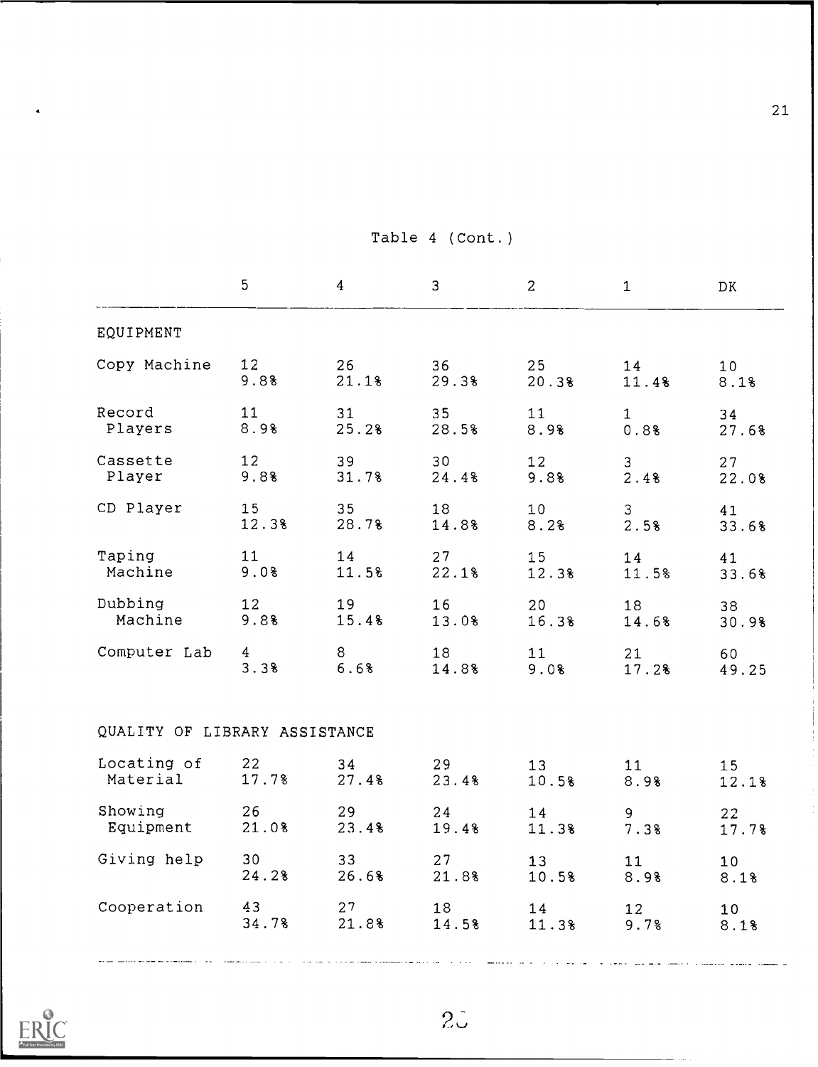Table 4 (Cont.)

| | 5 | 4 | 3 | 2 | 1 | DK |
|---|---|---|---|---|---|---|
| EQUIPMENT | | | | | | |
| Copy Machine | 12<br>9.8% | 26<br>21.1% | 36<br>29.3% | 25<br>20.3% | 14<br>11.4% | 10<br>8.1% |
| Record Players | 11<br>8.9% | 31<br>25.2% | 35<br>28.5% | 11<br>8.9% | 1<br>0.8% | 34<br>27.6% |
| Cassette Player | 12<br>9.8% | 39<br>31.7% | 30<br>24.4% | 12<br>9.8% | 3<br>2.4% | 27<br>22.0% |
| CD Player | 15<br>12.3% | 35<br>28.7% | 18<br>14.8% | 10<br>8.2% | 3<br>2.5% | 41<br>33.6% |
| Taping Machine | 11<br>9.0% | 14<br>11.5% | 27<br>22.1% | 15<br>12.3% | 14<br>11.5% | 41<br>33.6% |
| Dubbing Machine | 12<br>9.8% | 19<br>15.4% | 16<br>13.0% | 20<br>16.3% | 18<br>14.6% | 38<br>30.9% |
| Computer Lab | 4<br>3.3% | 8<br>6.6% | 18<br>14.8% | 11<br>9.0% | 21<br>17.2% | 60<br>49.25 |
| QUALITY OF LIBRARY ASSISTANCE | | | | | | |
| Locating of Material | 22<br>17.7% | 34<br>27.4% | 29<br>23.4% | 13<br>10.5% | 11<br>8.9% | 15<br>12.1% |
| Showing Equipment | 26<br>21.0% | 29<br>23.4% | 24<br>19.4% | 14<br>11.3% | 9<br>7.3% | 22<br>17.7% |
| Giving help | 30<br>24.2% | 33<br>26.6% | 27<br>21.8% | 13<br>10.5% | 11<br>8.9% | 10<br>8.1% |
| Cooperation | 43<br>34.7% | 27<br>21.8% | 18<br>14.5% | 14<br>11.3% | 12<br>9.7% | 10<br>8.1% |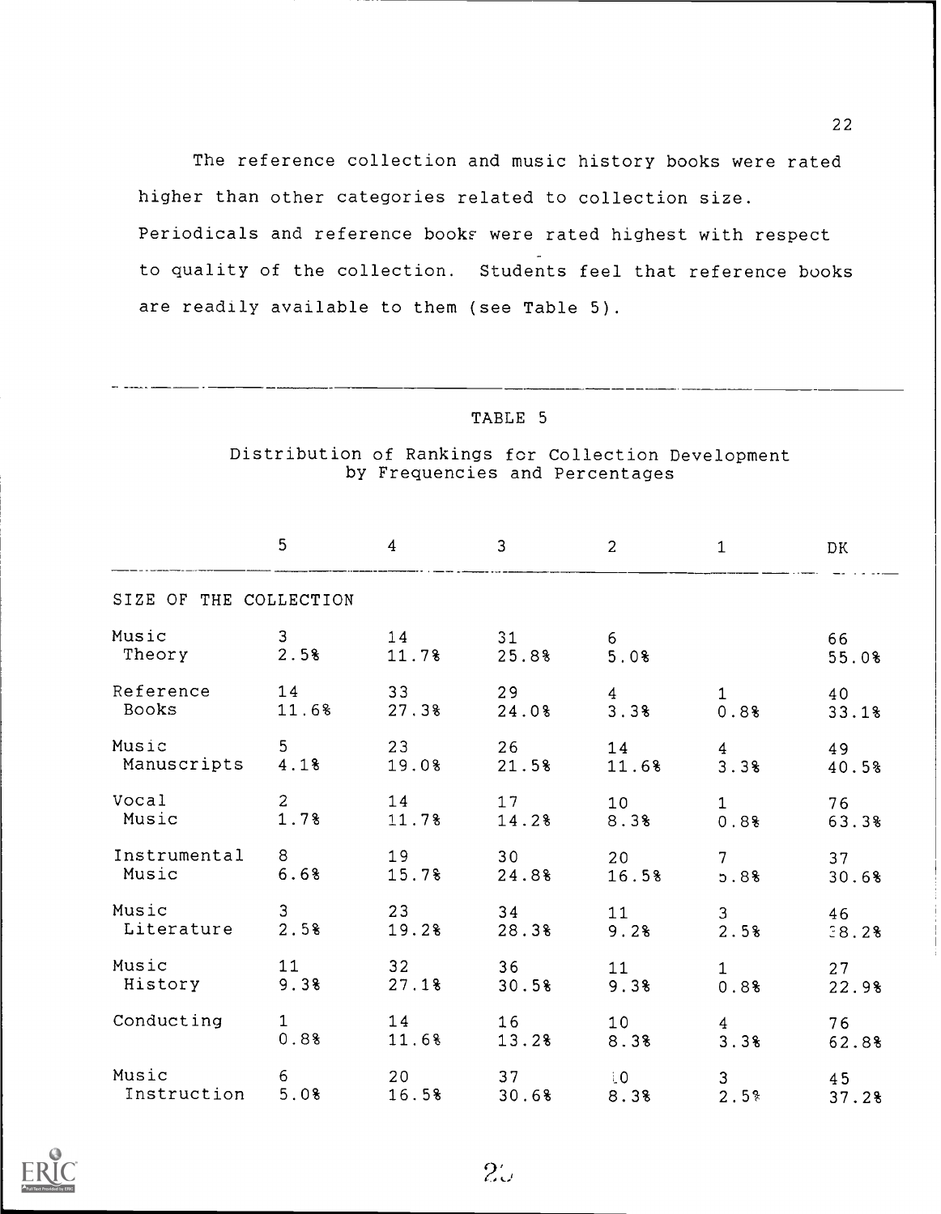The reference collection and music history books were rated higher than other categories related to collection size. Periodicals and reference books were rated highest with respect to quality of the collection. Students feel that reference books are readily available to them (see Table 5).

TABLE 5

Distribution of Rankings for Collection Development by Frequencies and Percentages

| | 5 | 4 | 3 | 2 | 1 | DK |
|---|---|---|---|---|---|---|
| SIZE OF THE COLLECTION | | | | | | |
| Music Theory | 3<br>2.5% | 14<br>11.7% | 31<br>25.8% | 6<br>5.0% | | 66<br>55.0% |
| Reference Books | 14<br>11.6% | 33<br>27.3% | 29<br>24.0% | 4<br>3.3% | 1<br>0.8% | 40<br>33.1% |
| Music Manuscripts | 5<br>4.1% | 23<br>19.0% | 26<br>21.5% | 14<br>11.6% | 4<br>3.3% | 49<br>40.5% |
| Vocal Music | 2<br>1.7% | 14<br>11.7% | 17<br>14.2% | 10<br>8.3% | 1<br>0.8% | 76<br>63.3% |
| Instrumental Music | 8<br>6.6% | 19<br>15.7% | 30<br>24.8% | 20<br>16.5% | 7<br>5.8% | 37<br>30.6% |
| Music Literature | 3<br>2.5% | 23<br>19.2% | 34<br>28.3% | 11<br>9.2% | 3<br>2.5% | 46<br>38.2% |
| Music History | 11<br>9.3% | 32<br>27.1% | 36<br>30.5% | 11<br>9.3% | 1<br>0.8% | 27<br>22.9% |
| Conducting | 1<br>0.8% | 14<br>11.6% | 16<br>13.2% | 10<br>8.3% | 4<br>3.3% | 76<br>62.8% |
| Music Instruction | 6<br>5.0% | 20<br>16.5% | 37<br>30.6% | 10<br>8.3% | 3<br>2.5% | 45<br>37.2% |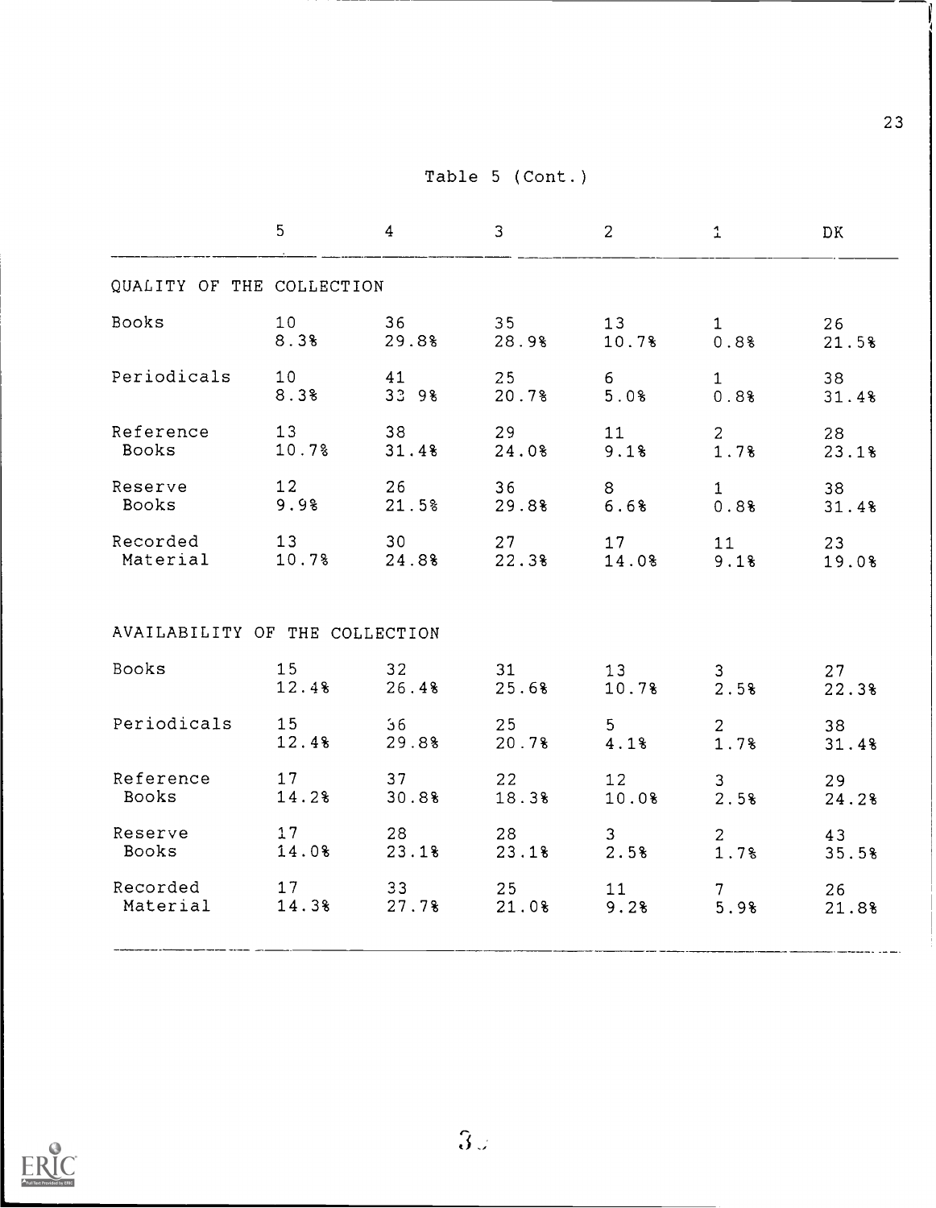Table 5 (Cont.)

| | 5 | 4 | 3 | 2 | 1 | DK |
|---|---|---|---|---|---|---|
| QUALITY OF THE COLLECTION | | | | | | |
| Books | 10<br>8.3% | 36<br>29.8% | 35<br>28.9% | 13<br>10.7% | 1<br>0.8% | 26<br>21.5% |
| Periodicals | 10<br>8.3% | 41<br>33 9% | 25<br>20.7% | 6<br>5.0% | 1<br>0.8% | 38<br>31.4% |
| Reference Books | 13<br>10.7% | 38<br>31.4% | 29<br>24.0% | 11<br>9.1% | 2<br>1.7% | 28<br>23.1% |
| Reserve Books | 12<br>9.9% | 26<br>21.5% | 36<br>29.8% | 8<br>6.6% | 1<br>0.8% | 38<br>31.4% |
| Recorded Material | 13<br>10.7% | 30<br>24.8% | 27<br>22.3% | 17<br>14.0% | 11<br>9.1% | 23<br>19.0% |
| AVAILABILITY OF THE COLLECTION | | | | | | |
| Books | 15<br>12.4% | 32<br>26.4% | 31<br>25.6% | 13<br>10.7% | 3<br>2.5% | 27<br>22.3% |
| Periodicals | 15<br>12.4% | 36<br>29.8% | 25<br>20.7% | 5<br>4.1% | 2<br>1.7% | 38<br>31.4% |
| Reference Books | 17<br>14.2% | 37<br>30.8% | 22<br>18.3% | 12<br>10.0% | 3<br>2.5% | 29<br>24.2% |
| Reserve Books | 17<br>14.0% | 28<br>23.1% | 28<br>23.1% | 3<br>2.5% | 2<br>1.7% | 43<br>35.5% |
| Recorded Material | 17<br>14.3% | 33<br>27.7% | 25<br>21.0% | 11<br>9.2% | 7<br>5.9% | 26<br>21.8% |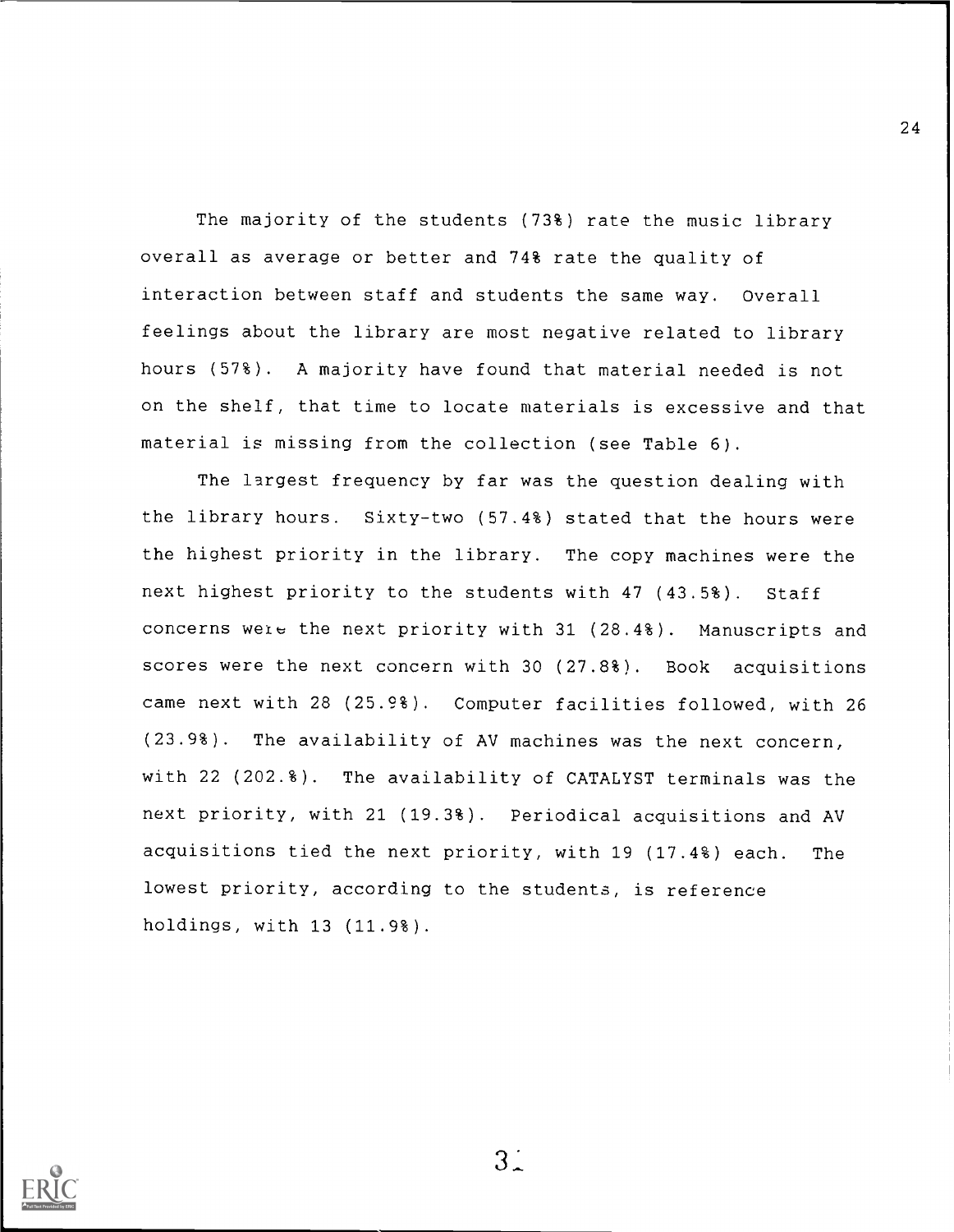The majority of the students (73%) rate the music library overall as average or better and 74% rate the quality of interaction between staff and students the same way. Overall feelings about the library are most negative related to library hours (57%). A majority have found that material needed is not on the shelf, that time to locate materials is excessive and that material is missing from the collection (see Table 6).

The largest frequency by far was the question dealing with the library hours. Sixty-two (57.4%) stated that the hours were the highest priority in the library. The copy machines were the next highest priority to the students with 47 (43.5%). Staff concerns were the next priority with 31 (28.4%). Manuscripts and scores were the next concern with 30 (27.8%). Book acquisitions came next with 28 (25.9%). Computer facilities followed, with 26 (23.9%). The availability of AV machines was the next concern, with 22 (202.%). The availability of CATALYST terminals was the next priority, with 21 (19.3%). Periodical acquisitions and AV acquisitions tied the next priority, with 19 (17.4%) each. The lowest priority, according to the students, is reference holdings, with 13 (11.9%).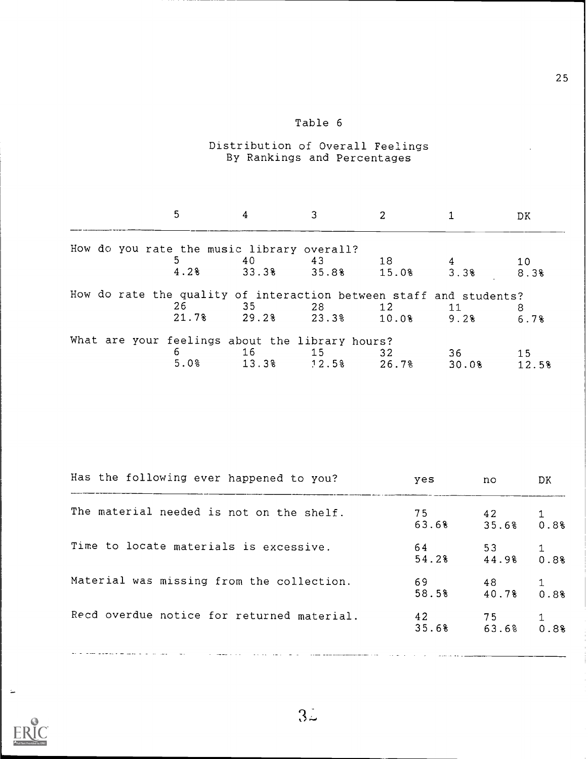# Table 6

## Distribution of Overall Feelings By Rankings and Percentages

| | 5 | 4 | 3 | 2 | 1 | DK |
|---|---|---|---|---|---|---|
| **How do you rate the music library overall?** | | | | | | |
| | 5 | 40 | 43 | 18 | 4 | 10 |
| | 4.2% | 33.3% | 35.8% | 15.0% | 3.3% | 8.3% |
| **How do rate the quality of interaction between staff and students?** | | | | | | |
| | 26 | 35 | 28 | 12 | 11 | 8 |
| | 21.7% | 29.2% | 23.3% | 10.0% | 9.2% | 6.7% |
| **What are your feelings about the library hours?** | | | | | | |
| | 6 | 16 | 15 | 32 | 36 | 15 |
| | 5.0% | 13.3% | 12.5% | 26.7% | 30.0% | 12.5% |

| Has the following ever happened to you? | yes | no | DK |
|---|---|---|---|
| The material needed is not on the shelf. | 75<br>63.6% | 42<br>35.6% | 1<br>0.8% |
| Time to locate materials is excessive. | 64<br>54.2% | 53<br>44.9% | 1<br>0.8% |
| Material was missing from the collection. | 69<br>58.5% | 48<br>40.7% | 1<br>0.8% |
| Recd overdue notice for returned material. | 42<br>35.6% | 75<br>63.6% | 1<br>0.8% |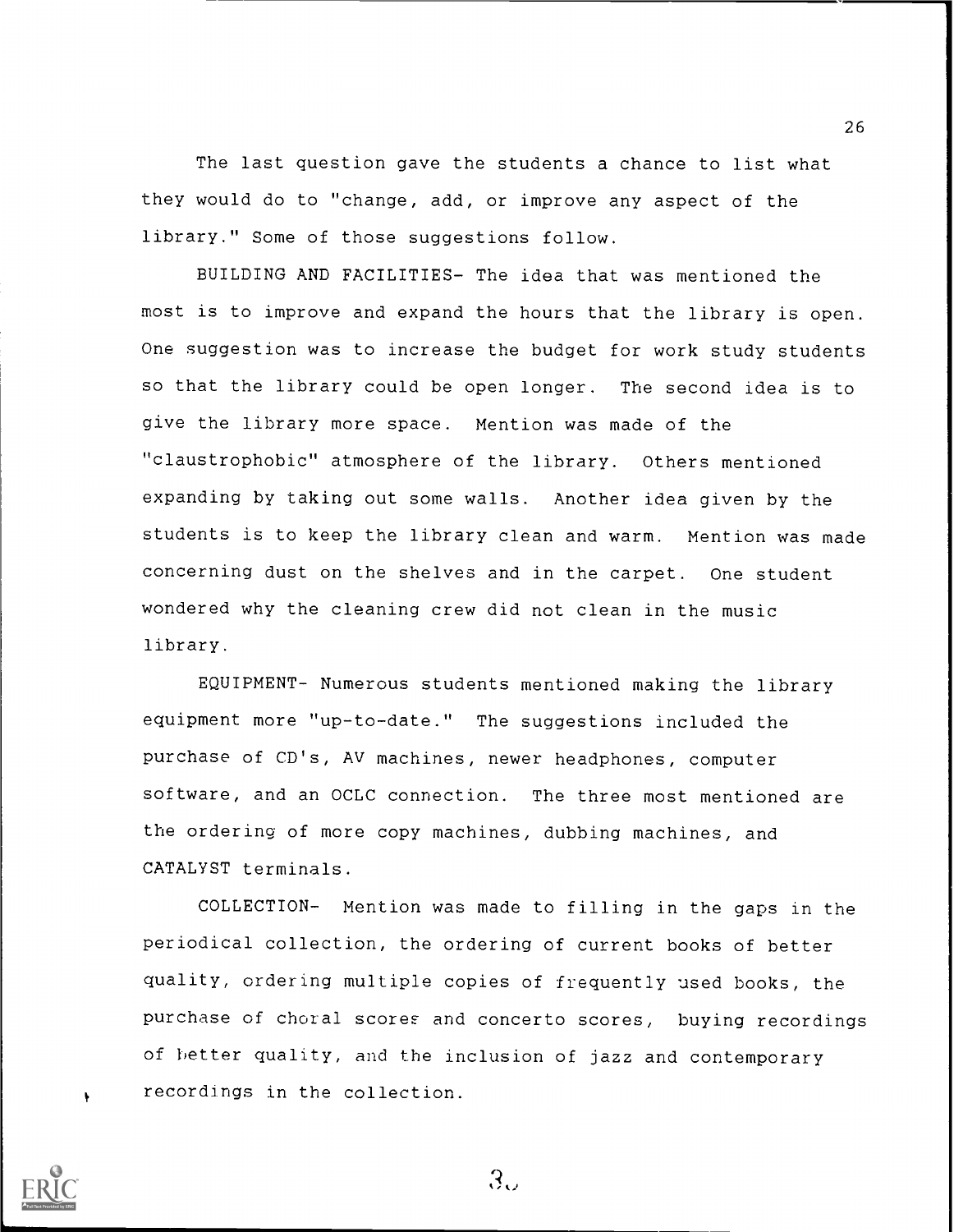The last question gave the students a chance to list what they would do to "change, add, or improve any aspect of the library." Some of those suggestions follow.

BUILDING AND FACILITIES- The idea that was mentioned the most is to improve and expand the hours that the library is open. One suggestion was to increase the budget for work study students so that the library could be open longer. The second idea is to give the library more space. Mention was made of the "claustrophobic" atmosphere of the library. Others mentioned expanding by taking out some walls. Another idea given by the students is to keep the library clean and warm. Mention was made concerning dust on the shelves and in the carpet. One student wondered why the cleaning crew did not clean in the music library.

EQUIPMENT- Numerous students mentioned making the library equipment more "up-to-date." The suggestions included the purchase of CD's, AV machines, newer headphones, computer software, and an OCLC connection. The three most mentioned are the ordering of more copy machines, dubbing machines, and CATALYST terminals.

COLLECTION- Mention was made to filling in the gaps in the periodical collection, the ordering of current books of better quality, ordering multiple copies of frequently used books, the purchase of choral scores and concerto scores, buying recordings of better quality, and the inclusion of jazz and contemporary recordings in the collection.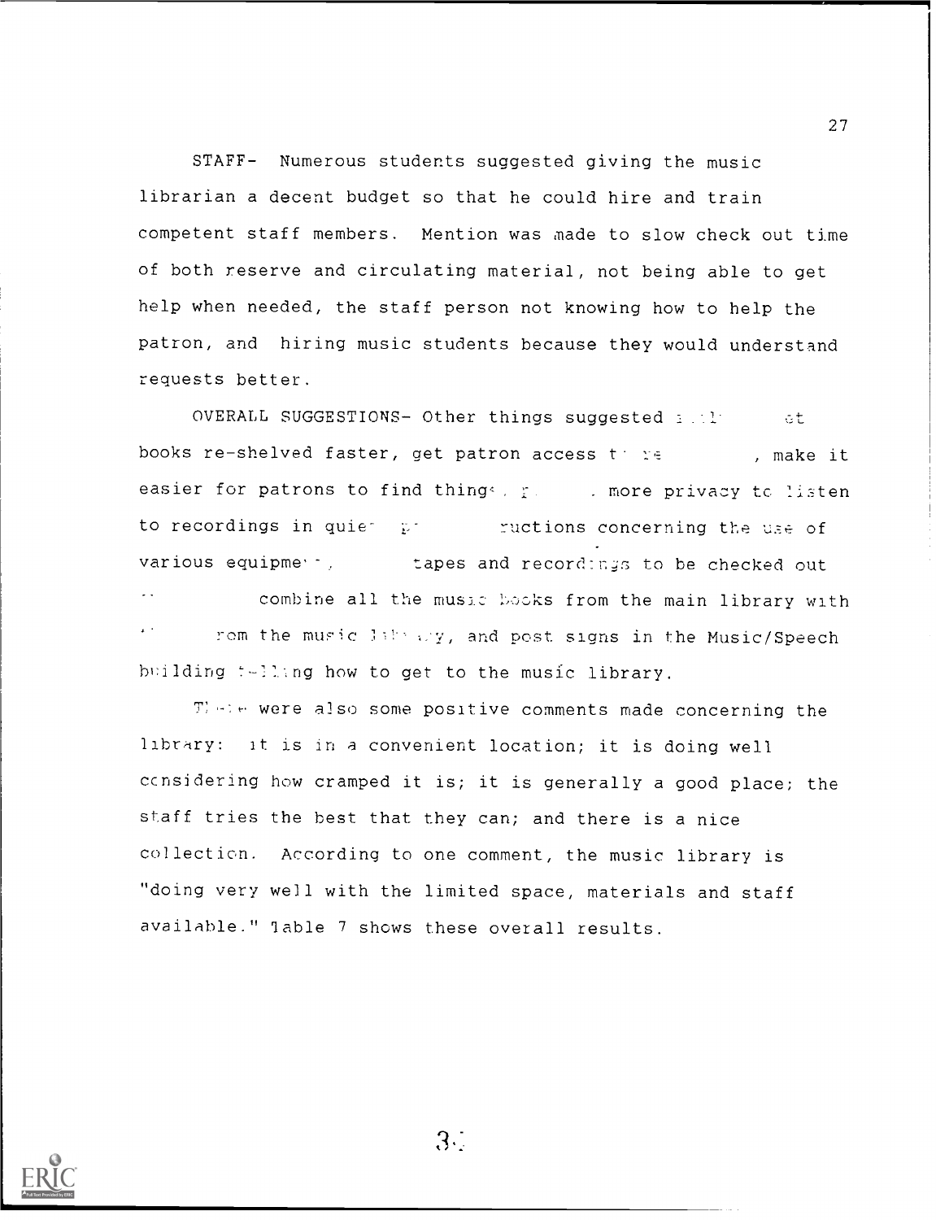STAFF- Numerous students suggested giving the music librarian a decent budget so that he could hire and train competent staff members. Mention was made to slow check out time of both reserve and circulating material, not being able to get help when needed, the staff person not knowing how to help the patron, and hiring music students because they would understand requests better.

OVERALL SUGGESTIONS- Other things suggested ... get books re-shelved faster, get patron access to re... , make it easier for patrons to find things, ... more privacy to listen to recordings in quiet ... instructions concerning the use of various equipment, ... tapes and recordings to be checked out ... combine all the music books from the main library with ... from the music library, and post signs in the Music/Speech building telling how to get to the music library.

There were also some positive comments made concerning the library: it is in a convenient location; it is doing well considering how cramped it is; it is generally a good place; the staff tries the best that they can; and there is a nice collection. According to one comment, the music library is "doing very well with the limited space, materials and staff available." Table 7 shows these overall results.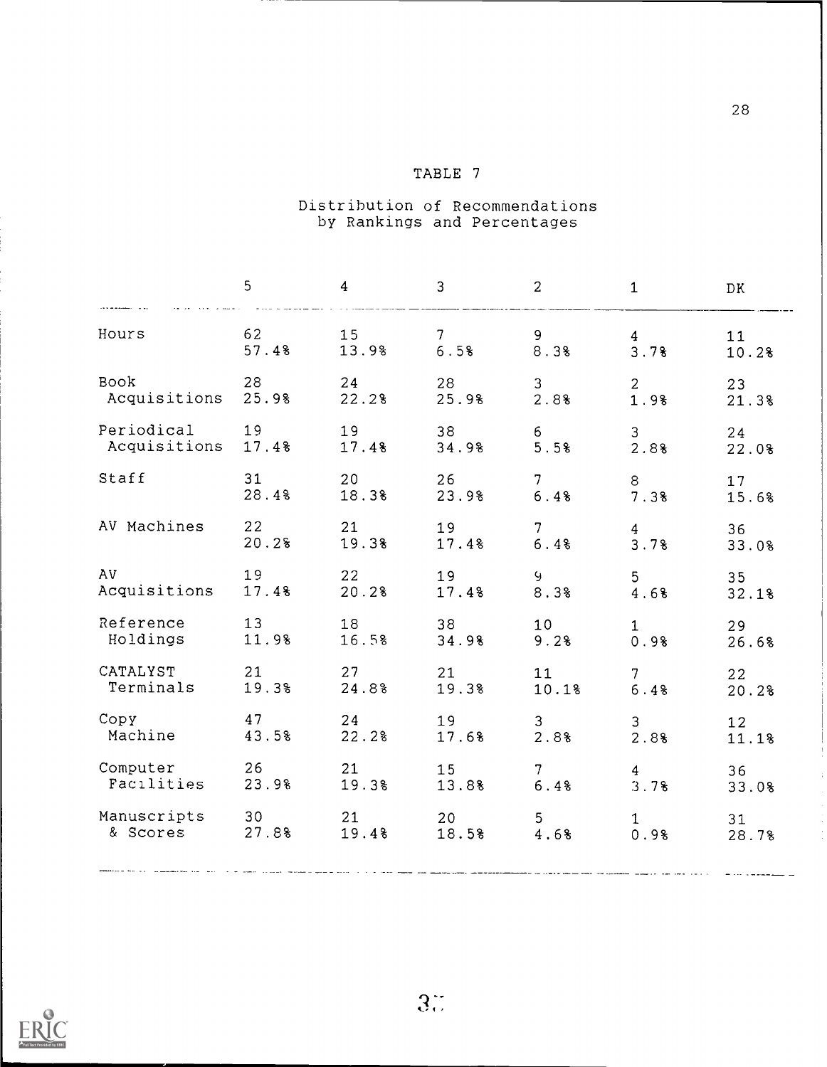## TABLE 7

### Distribution of Recommendations by Rankings and Percentages

| | 5 | 4 | 3 | 2 | 1 | DK |
|---|---|---|---|---|---|---|
| Hours | 62<br>57.4% | 15<br>13.9% | 7<br>6.5% | 9<br>8.3% | 4<br>3.7% | 11<br>10.2% |
| Book Acquisitions | 28<br>25.9% | 24<br>22.2% | 28<br>25.9% | 3<br>2.8% | 2<br>1.9% | 23<br>21.3% |
| Periodical Acquisitions | 19<br>17.4% | 19<br>17.4% | 38<br>34.9% | 6<br>5.5% | 3<br>2.8% | 24<br>22.0% |
| Staff | 31<br>28.4% | 20<br>18.3% | 26<br>23.9% | 7<br>6.4% | 8<br>7.3% | 17<br>15.6% |
| AV Machines | 22<br>20.2% | 21<br>19.3% | 19<br>17.4% | 7<br>6.4% | 4<br>3.7% | 36<br>33.0% |
| AV Acquisitions | 19<br>17.4% | 22<br>20.2% | 19<br>17.4% | 9<br>8.3% | 5<br>4.6% | 35<br>32.1% |
| Reference Holdings | 13<br>11.9% | 18<br>16.5% | 38<br>34.9% | 10<br>9.2% | 1<br>0.9% | 29<br>26.6% |
| CATALYST Terminals | 21<br>19.3% | 27<br>24.8% | 21<br>19.3% | 11<br>10.1% | 7<br>6.4% | 22<br>20.2% |
| Copy Machine | 47<br>43.5% | 24<br>22.2% | 19<br>17.6% | 3<br>2.8% | 3<br>2.8% | 12<br>11.1% |
| Computer Facilities | 26<br>23.9% | 21<br>19.3% | 15<br>13.8% | 7<br>6.4% | 4<br>3.7% | 36<br>33.0% |
| Manuscripts & Scores | 30<br>27.8% | 21<br>19.4% | 20<br>18.5% | 5<br>4.6% | 1<br>0.9% | 31<br>28.7% |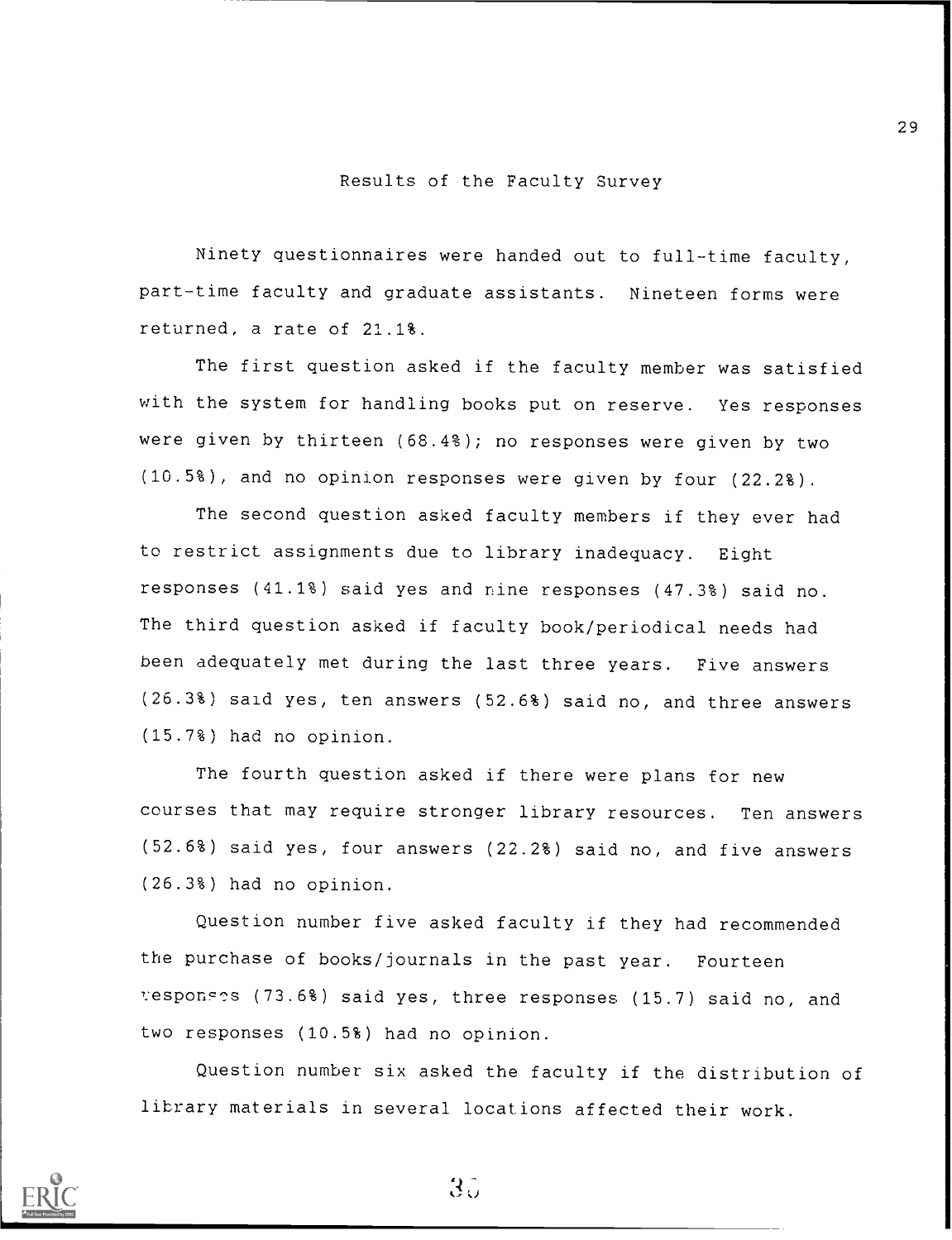## Results of the Faculty Survey

Ninety questionnaires were handed out to full-time faculty, part-time faculty and graduate assistants. Nineteen forms were returned, a rate of 21.1%.

The first question asked if the faculty member was satisfied with the system for handling books put on reserve. Yes responses were given by thirteen (68.4%); no responses were given by two (10.5%), and no opinion responses were given by four (22.2%).

The second question asked faculty members if they ever had to restrict assignments due to library inadequacy. Eight responses (41.1%) said yes and nine responses (47.3%) said no. The third question asked if faculty book/periodical needs had been adequately met during the last three years. Five answers (26.3%) said yes, ten answers (52.6%) said no, and three answers (15.7%) had no opinion.

The fourth question asked if there were plans for new courses that may require stronger library resources. Ten answers (52.6%) said yes, four answers (22.2%) said no, and five answers (26.3%) had no opinion.

Question number five asked faculty if they had recommended the purchase of books/journals in the past year. Fourteen responses (73.6%) said yes, three responses (15.7) said no, and two responses (10.5%) had no opinion.

Question number six asked the faculty if the distribution of library materials in several locations affected their work.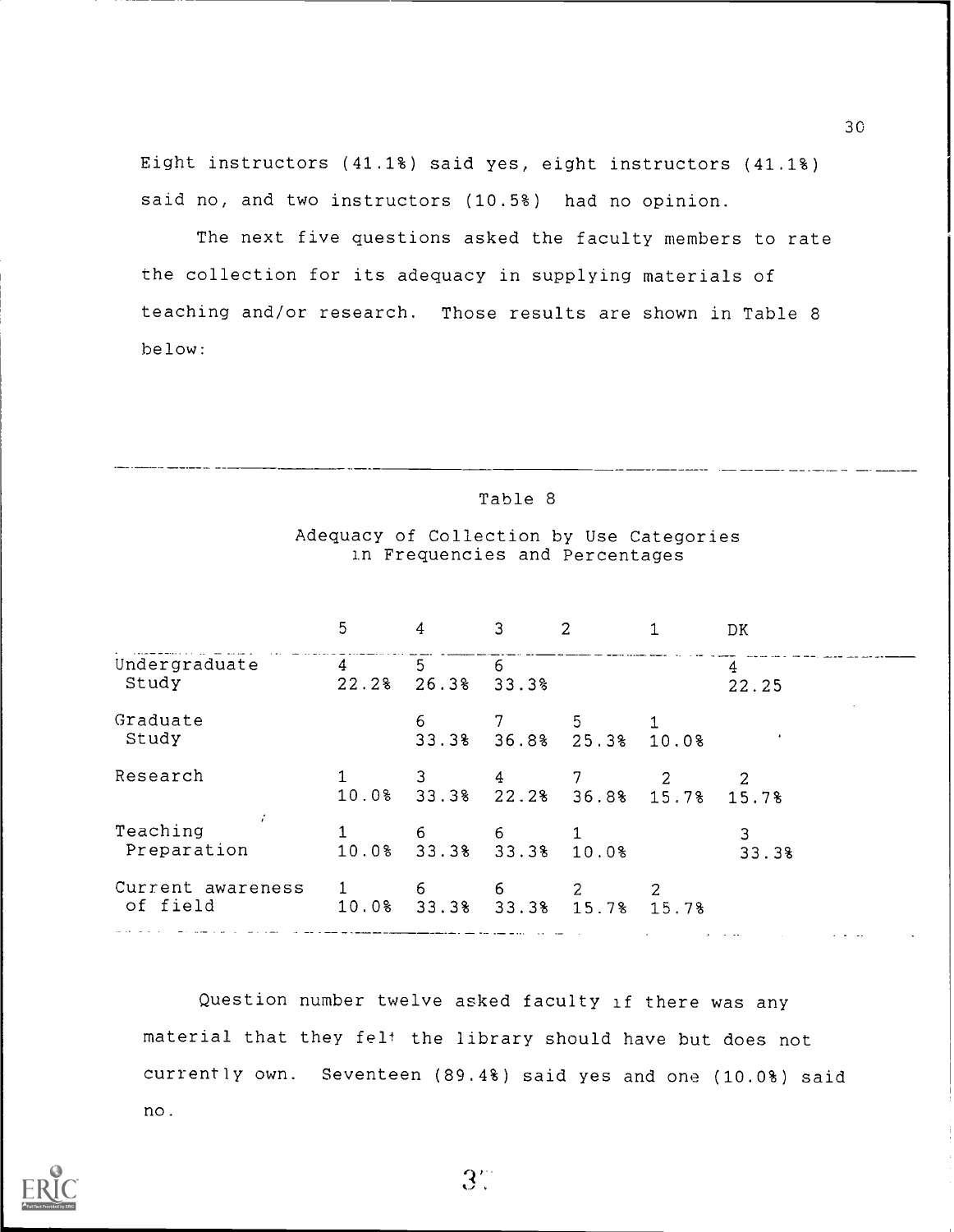Eight instructors (41.1%) said yes, eight instructors (41.1%) said no, and two instructors (10.5%) had no opinion.

The next five questions asked the faculty members to rate the collection for its adequacy in supplying materials of teaching and/or research. Those results are shown in Table 8 below:

Table 8

Adequacy of Collection by Use Categories in Frequencies and Percentages

| | 5 | 4 | 3 | 2 | 1 | DK |
|---|---|---|---|---|---|---|
| Undergraduate Study | 4 22.2% | 5 26.3% | 6 33.3% | | | 4 22.25 |
| Graduate Study | | 6 33.3% | 7 36.8% | 5 25.3% | 1 10.0% | |
| Research | 1 10.0% | 3 33.3% | 4 22.2% | 7 36.8% | 2 15.7% | 2 15.7% |
| Teaching Preparation | 1 10.0% | 6 33.3% | 6 33.3% | 1 10.0% | | 3 33.3% |
| Current awareness of field | 1 10.0% | 6 33.3% | 6 33.3% | 2 15.7% | 2 15.7% | |

Question number twelve asked faculty if there was any material that they felt the library should have but does not currently own. Seventeen (89.4%) said yes and one (10.0%) said no.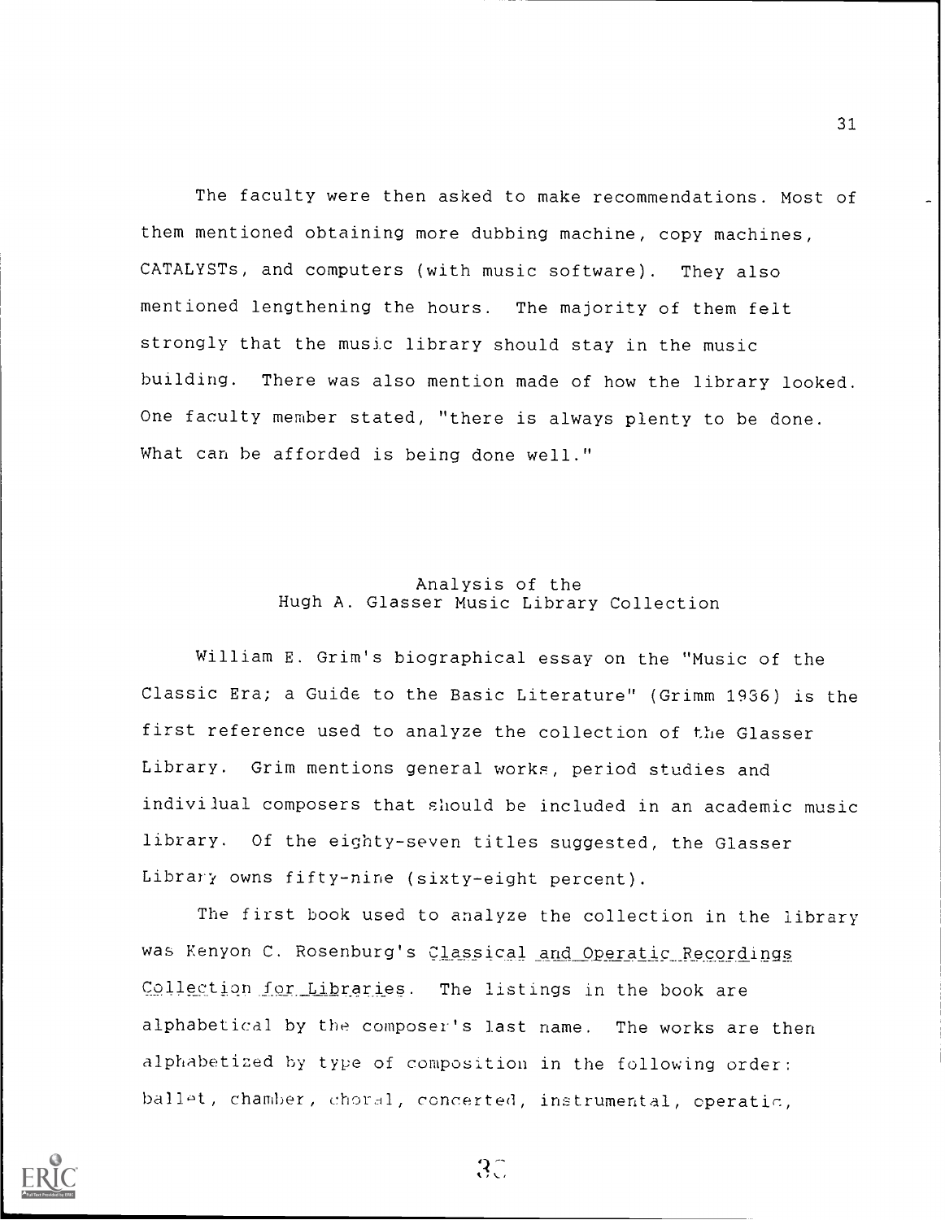The faculty were then asked to make recommendations. Most of them mentioned obtaining more dubbing machine, copy machines, CATALYSTs, and computers (with music software). They also mentioned lengthening the hours. The majority of them felt strongly that the music library should stay in the music building. There was also mention made of how the library looked. One faculty member stated, "there is always plenty to be done. What can be afforded is being done well."

## Analysis of the Hugh A. Glasser Music Library Collection

William E. Grim's biographical essay on the "Music of the Classic Era; a Guide to the Basic Literature" (Grimm 1936) is the first reference used to analyze the collection of the Glasser Library. Grim mentions general works, period studies and individual composers that should be included in an academic music library. Of the eighty-seven titles suggested, the Glasser Library owns fifty-nine (sixty-eight percent).

The first book used to analyze the collection in the library was Kenyon C. Rosenburg's *Classical and Operatic Recordings Collection for Libraries*. The listings in the book are alphabetical by the composer's last name. The works are then alphabetized by type of composition in the following order: ballet, chamber, choral, concerted, instrumental, operatic,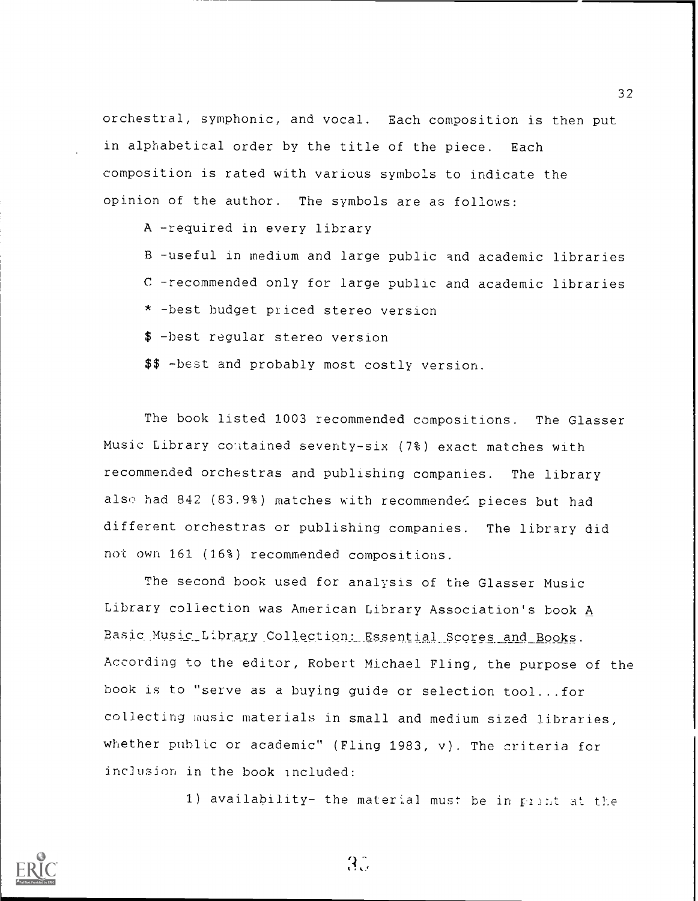orchestral, symphonic, and vocal. Each composition is then put in alphabetical order by the title of the piece. Each composition is rated with various symbols to indicate the opinion of the author. The symbols are as follows:

A -required in every library

B -useful in medium and large public and academic libraries

C -recommended only for large public and academic libraries

* -best budget priced stereo version

$ -best regular stereo version

$$ -best and probably most costly version.

The book listed 1003 recommended compositions. The Glasser Music Library contained seventy-six (7%) exact matches with recommended orchestras and publishing companies. The library also had 842 (83.9%) matches with recommended pieces but had different orchestras or publishing companies. The library did not own 161 (16%) recommended compositions.

The second book used for analysis of the Glasser Music Library collection was American Library Association's book _A Basic Music Library Collection: Essential Scores and Books_. According to the editor, Robert Michael Fling, the purpose of the book is to "serve as a buying guide or selection tool...for collecting music materials in small and medium sized libraries, whether public or academic" (Fling 1983, v). The criteria for inclusion in the book included:

1) availability- the material must be in print at the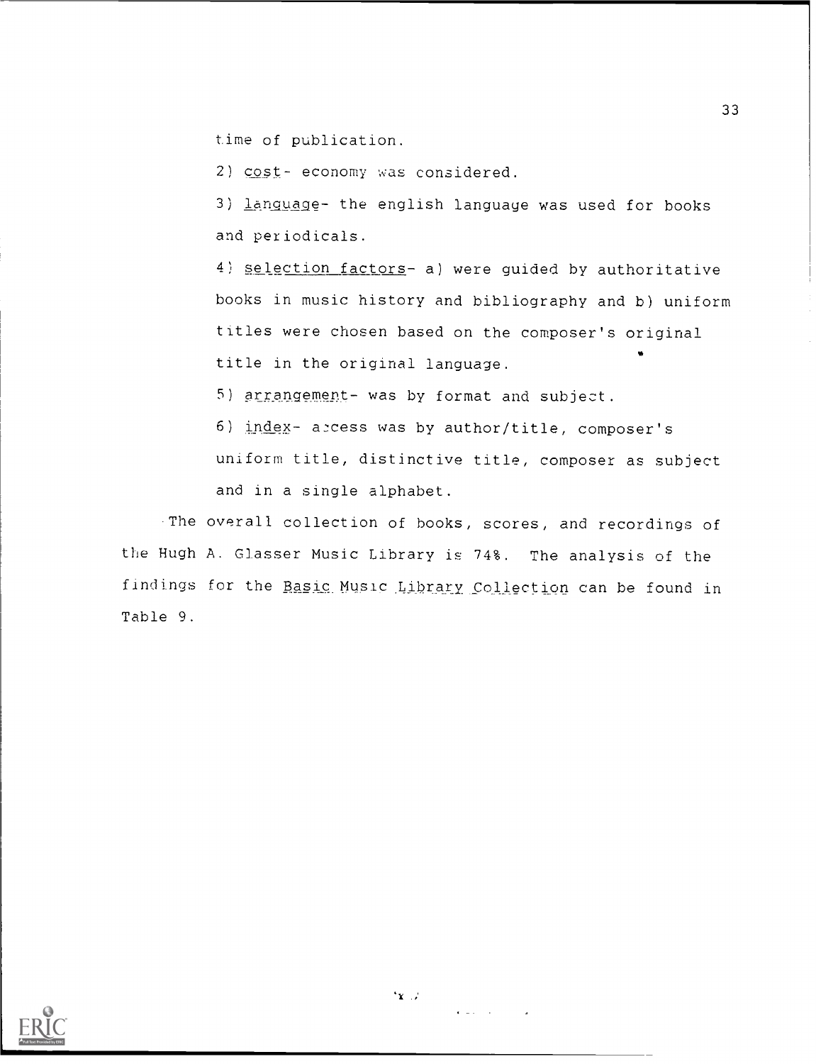time of publication.

2) cost- economy was considered.

3) language- the english language was used for books and periodicals.

4) selection factors- a) were guided by authoritative books in music history and bibliography and b) uniform titles were chosen based on the composer's original title in the original language.

5) arrangement- was by format and subject.

6) index- access was by author/title, composer's uniform title, distinctive title, composer as subject and in a single alphabet.

The overall collection of books, scores, and recordings of the Hugh A. Glasser Music Library is 74%. The analysis of the findings for the Basic Music Library Collection can be found in Table 9.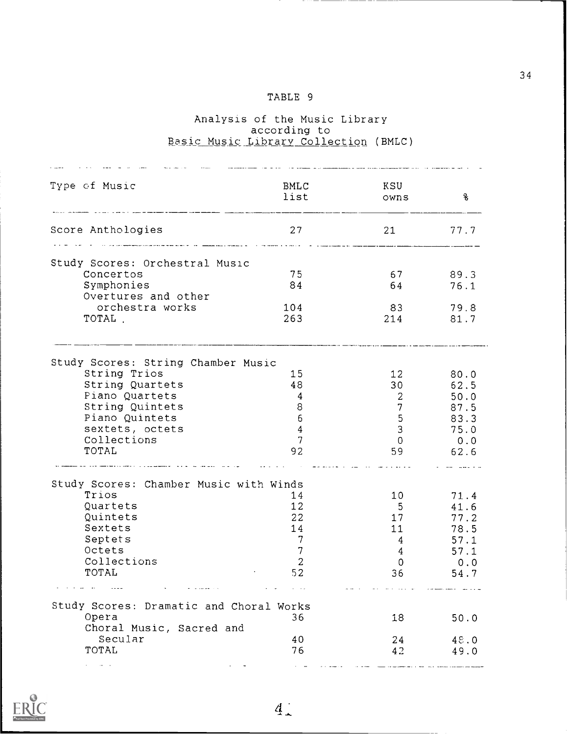TABLE 9

Analysis of the Music Library according to Basic Music Library Collection (BMLC)

| Type of Music | BMLC list | KSU owns | % |
|---|---|---|---|
| Score Anthologies | 27 | 21 | 77.7 |
| Study Scores: Orchestral Music | | | |
| Concertos | 75 | 67 | 89.3 |
| Symphonies | 84 | 64 | 76.1 |
| Overtures and other orchestra works | 104 | 83 | 79.8 |
| TOTAL | 263 | 214 | 81.7 |
| Study Scores: String Chamber Music | | | |
| String Trios | 15 | 12 | 80.0 |
| String Quartets | 48 | 30 | 62.5 |
| Piano Quartets | 4 | 2 | 50.0 |
| String Quintets | 8 | 7 | 87.5 |
| Piano Quintets | 6 | 5 | 83.3 |
| sextets, octets | 4 | 3 | 75.0 |
| Collections | 7 | 0 | 0.0 |
| TOTAL | 92 | 59 | 62.6 |
| Study Scores: Chamber Music with Winds | | | |
| Trios | 14 | 10 | 71.4 |
| Quartets | 12 | 5 | 41.6 |
| Quintets | 22 | 17 | 77.2 |
| Sextets | 14 | 11 | 78.5 |
| Septets | 7 | 4 | 57.1 |
| Octets | 7 | 4 | 57.1 |
| Collections | 2 | 0 | 0.0 |
| TOTAL | 52 | 36 | 54.7 |
| Study Scores: Dramatic and Choral Works | | | |
| Opera | 36 | 18 | 50.0 |
| Choral Music, Sacred and Secular | 40 | 24 | 48.0 |
| TOTAL | 76 | 42 | 49.0 |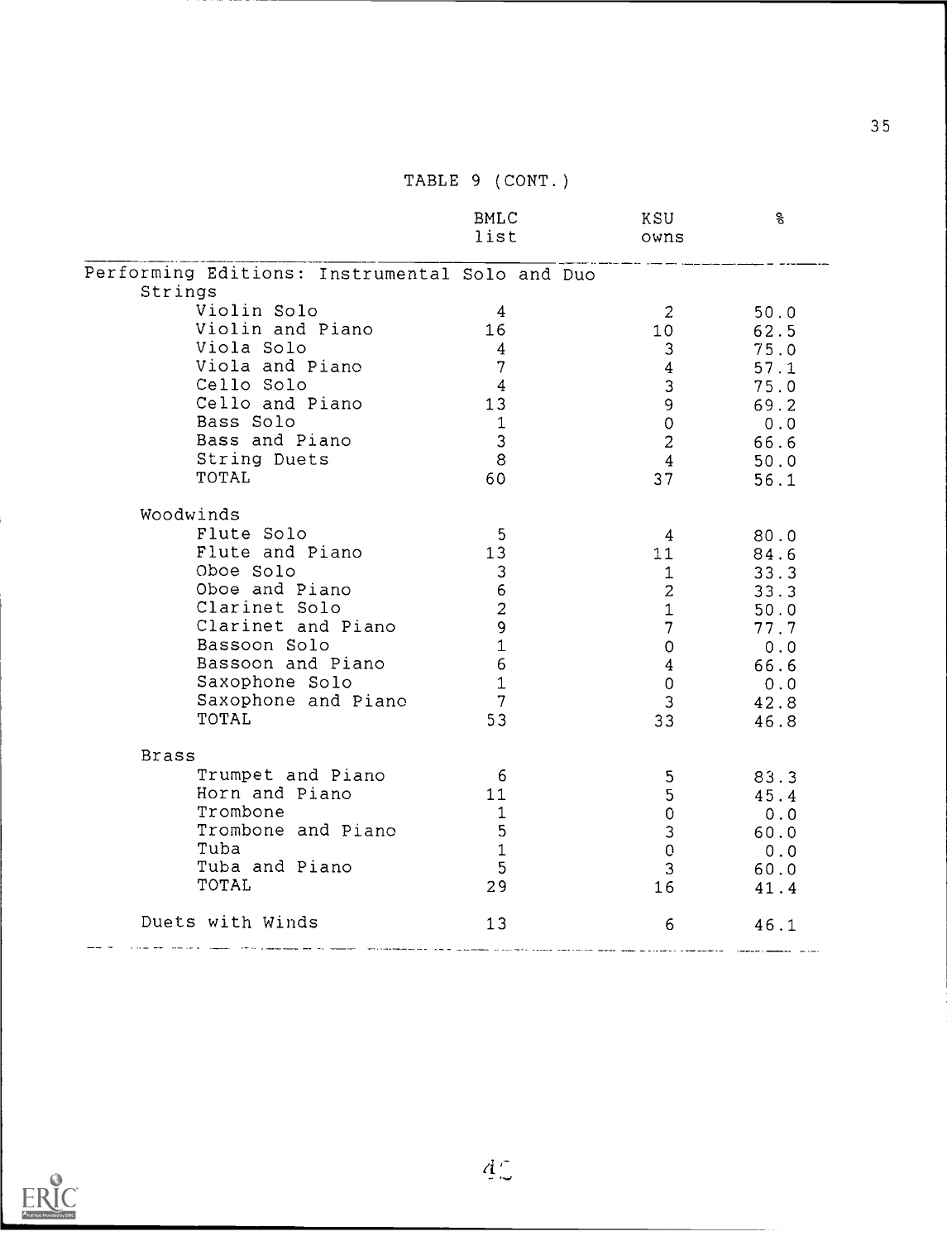TABLE 9 (CONT.)

| | BMLC list | KSU owns | % |
|---|---|---|---|
| Performing Editions: Instrumental Solo and Duo | | | |
| Strings | | | |
| Violin Solo | 4 | 2 | 50.0 |
| Violin and Piano | 16 | 10 | 62.5 |
| Viola Solo | 4 | 3 | 75.0 |
| Viola and Piano | 7 | 4 | 57.1 |
| Cello Solo | 4 | 3 | 75.0 |
| Cello and Piano | 13 | 9 | 69.2 |
| Bass Solo | 1 | 0 | 0.0 |
| Bass and Piano | 3 | 2 | 66.6 |
| String Duets | 8 | 4 | 50.0 |
| TOTAL | 60 | 37 | 56.1 |
| Woodwinds | | | |
| Flute Solo | 5 | 4 | 80.0 |
| Flute and Piano | 13 | 11 | 84.6 |
| Oboe Solo | 3 | 1 | 33.3 |
| Oboe and Piano | 6 | 2 | 33.3 |
| Clarinet Solo | 2 | 1 | 50.0 |
| Clarinet and Piano | 9 | 7 | 77.7 |
| Bassoon Solo | 1 | 0 | 0.0 |
| Bassoon and Piano | 6 | 4 | 66.6 |
| Saxophone Solo | 1 | 0 | 0.0 |
| Saxophone and Piano | 7 | 3 | 42.8 |
| TOTAL | 53 | 33 | 46.8 |
| Brass | | | |
| Trumpet and Piano | 6 | 5 | 83.3 |
| Horn and Piano | 11 | 5 | 45.4 |
| Trombone | 1 | 0 | 0.0 |
| Trombone and Piano | 5 | 3 | 60.0 |
| Tuba | 1 | 0 | 0.0 |
| Tuba and Piano | 5 | 3 | 60.0 |
| TOTAL | 29 | 16 | 41.4 |
| Duets with Winds | 13 | 6 | 46.1 |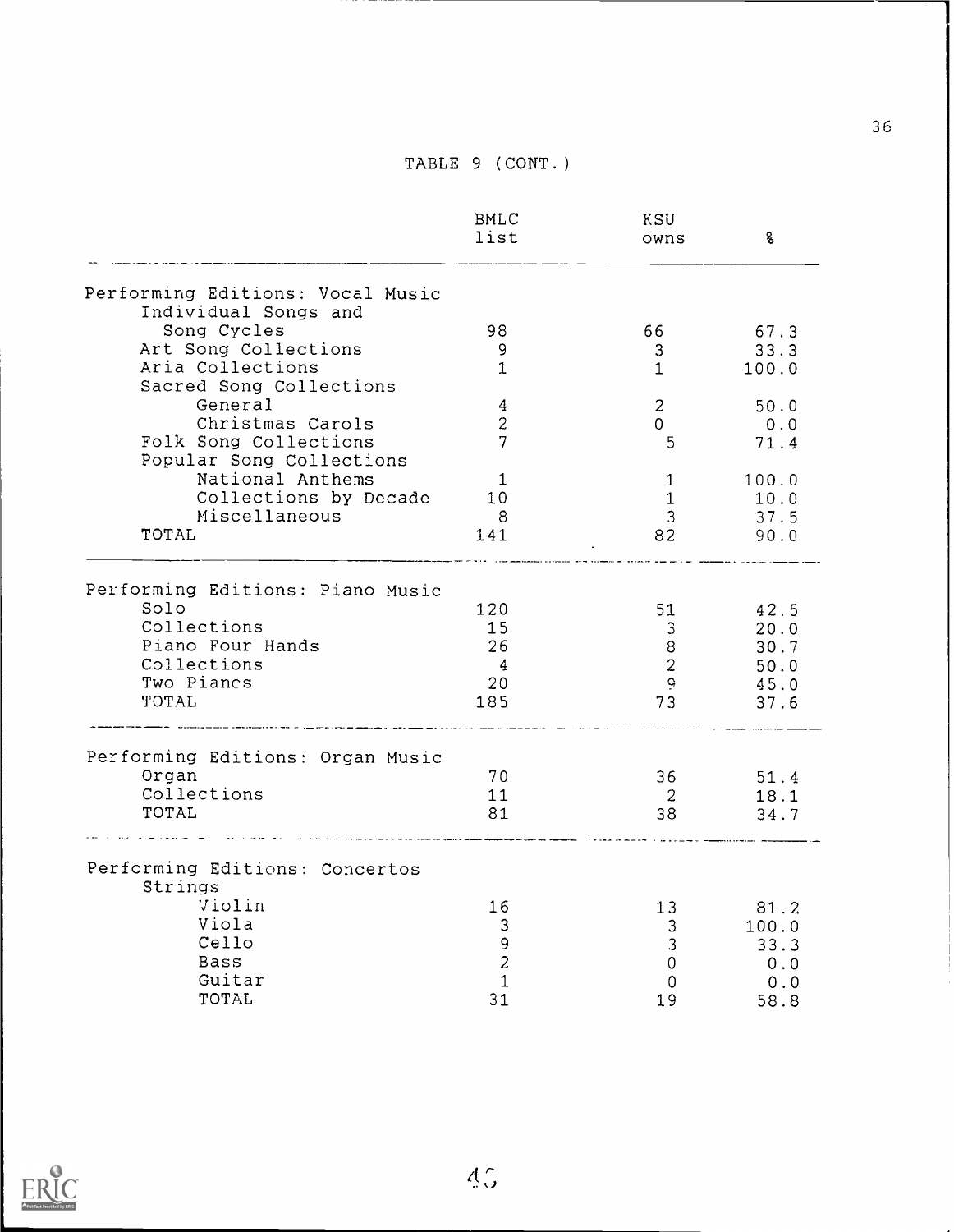TABLE 9 (CONT.)

| | BMLC list | KSU owns | % |
|---|---|---|---|
| **Performing Editions: Vocal Music** | | | |
| Individual Songs and Song Cycles | 98 | 66 | 67.3 |
| Art Song Collections | 9 | 3 | 33.3 |
| Aria Collections | 1 | 1 | 100.0 |
| Sacred Song Collections | | | |
| General | 4 | 2 | 50.0 |
| Christmas Carols | 2 | 0 | 0.0 |
| Folk Song Collections | 7 | 5 | 71.4 |
| Popular Song Collections | | | |
| National Anthems | 1 | 1 | 100.0 |
| Collections by Decade | 10 | 1 | 10.0 |
| Miscellaneous | 8 | 3 | 37.5 |
| TOTAL | 141 | 82 | 90.0 |
| **Performing Editions: Piano Music** | | | |
| Solo | 120 | 51 | 42.5 |
| Collections | 15 | 3 | 20.0 |
| Piano Four Hands | 26 | 8 | 30.7 |
| Collections | 4 | 2 | 50.0 |
| Two Pianos | 20 | 9 | 45.0 |
| TOTAL | 185 | 73 | 37.6 |
| **Performing Editions: Organ Music** | | | |
| Organ | 70 | 36 | 51.4 |
| Collections | 11 | 2 | 18.1 |
| TOTAL | 81 | 38 | 34.7 |
| **Performing Editions: Concertos** | | | |
| Strings | | | |
| Violin | 16 | 13 | 81.2 |
| Viola | 3 | 3 | 100.0 |
| Cello | 9 | 3 | 33.3 |
| Bass | 2 | 0 | 0.0 |
| Guitar | 1 | 0 | 0.0 |
| TOTAL | 31 | 19 | 58.8 |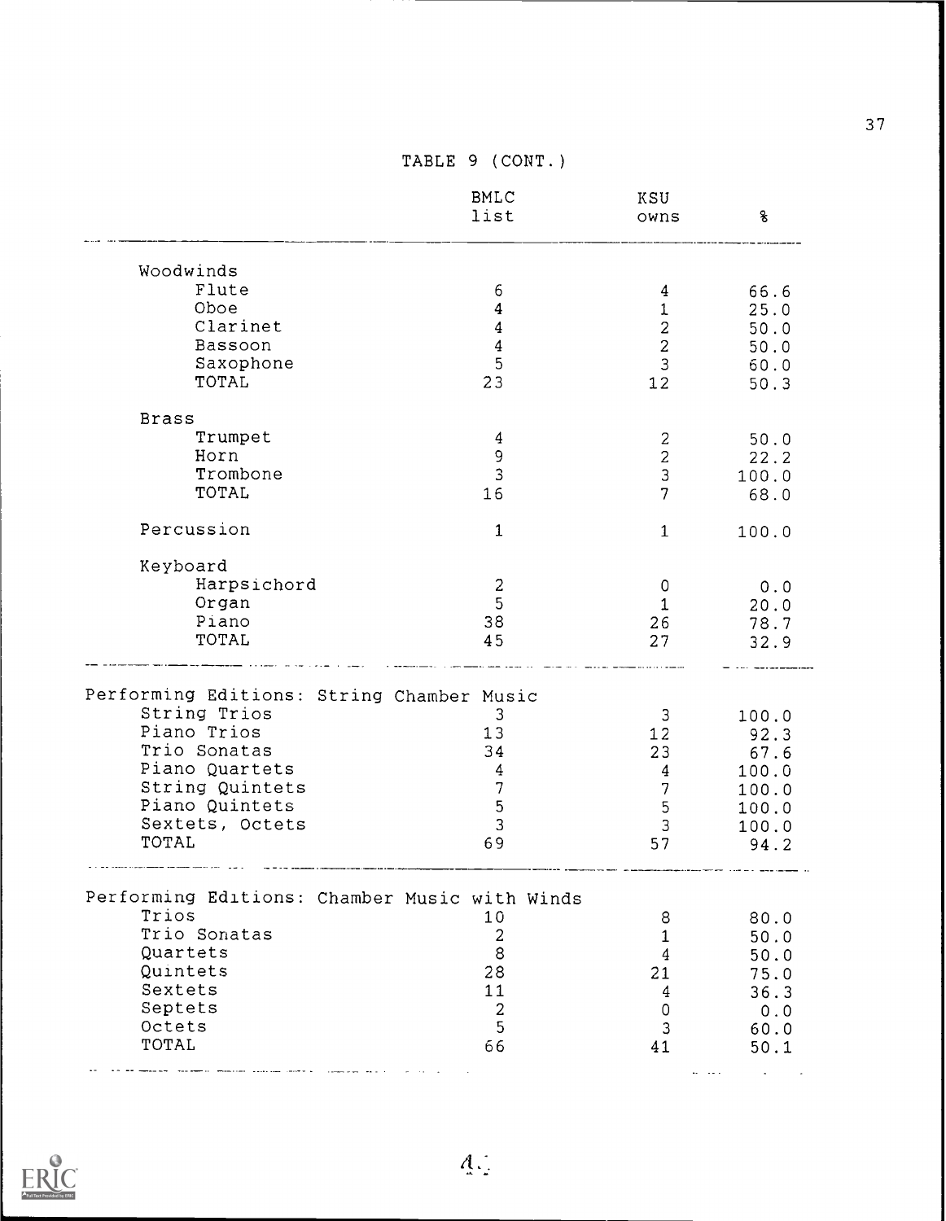TABLE 9 (CONT.)

| | BMLC list | KSU owns | % |
|---|---|---|---|
| Woodwinds | | | |
| Flute | 6 | 4 | 66.6 |
| Oboe | 4 | 1 | 25.0 |
| Clarinet | 4 | 2 | 50.0 |
| Bassoon | 4 | 2 | 50.0 |
| Saxophone | 5 | 3 | 60.0 |
| TOTAL | 23 | 12 | 50.3 |
| Brass | | | |
| Trumpet | 4 | 2 | 50.0 |
| Horn | 9 | 2 | 22.2 |
| Trombone | 3 | 3 | 100.0 |
| TOTAL | 16 | 7 | 68.0 |
| Percussion | 1 | 1 | 100.0 |
| Keyboard | | | |
| Harpsichord | 2 | 0 | 0.0 |
| Organ | 5 | 1 | 20.0 |
| Piano | 38 | 26 | 78.7 |
| TOTAL | 45 | 27 | 32.9 |
| Performing Editions: String Chamber Music | | | |
| String Trios | 3 | 3 | 100.0 |
| Piano Trios | 13 | 12 | 92.3 |
| Trio Sonatas | 34 | 23 | 67.6 |
| Piano Quartets | 4 | 4 | 100.0 |
| String Quintets | 7 | 7 | 100.0 |
| Piano Quintets | 5 | 5 | 100.0 |
| Sextets, Octets | 3 | 3 | 100.0 |
| TOTAL | 69 | 57 | 94.2 |
| Performing Editions: Chamber Music with Winds | | | |
| Trios | 10 | 8 | 80.0 |
| Trio Sonatas | 2 | 1 | 50.0 |
| Quartets | 8 | 4 | 50.0 |
| Quintets | 28 | 21 | 75.0 |
| Sextets | 11 | 4 | 36.3 |
| Septets | 2 | 0 | 0.0 |
| Octets | 5 | 3 | 60.0 |
| TOTAL | 66 | 41 | 50.1 |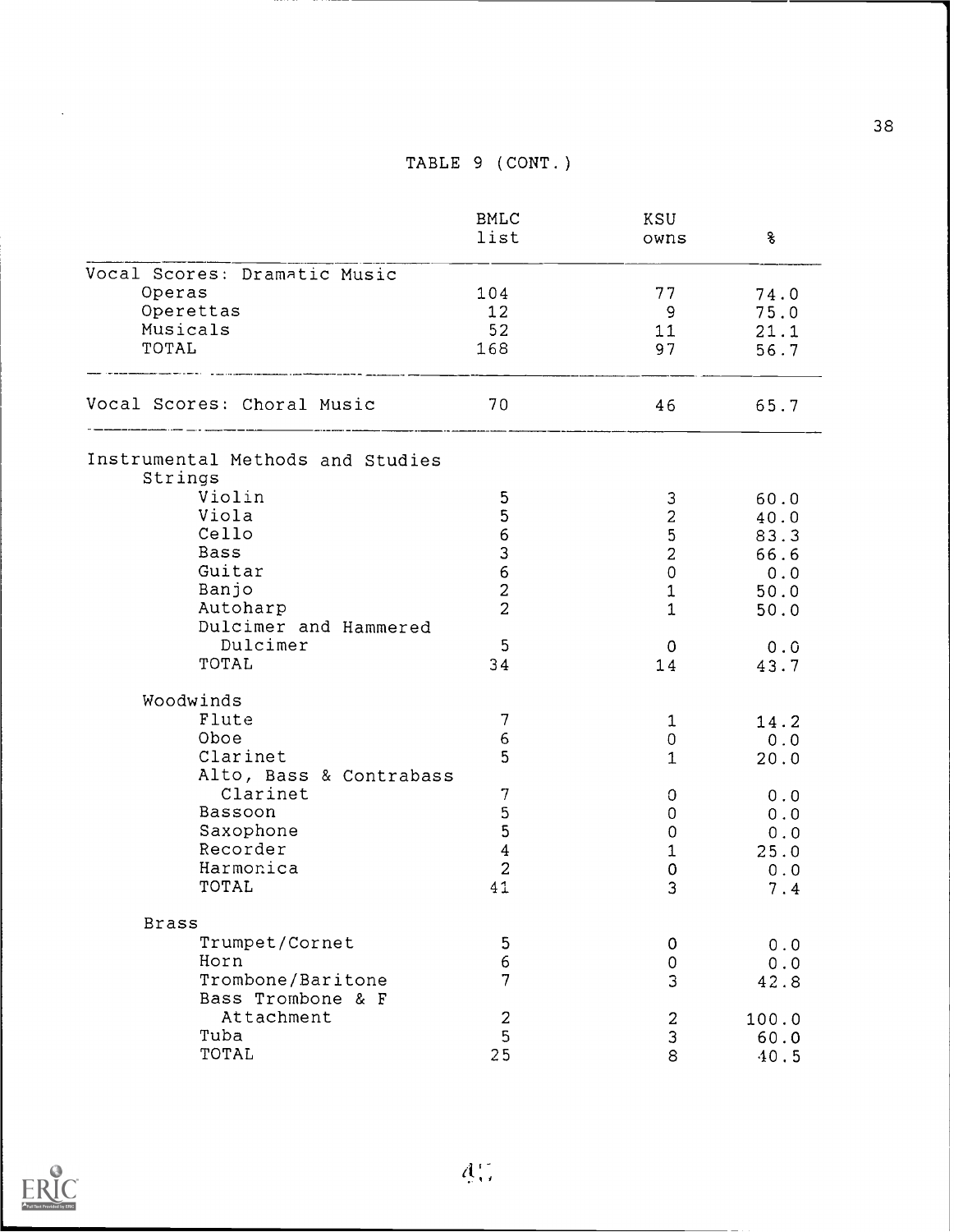TABLE 9 (CONT.)

| | BMLC list | KSU owns | % |
|---|---|---|---|
| **Vocal Scores: Dramatic Music** | | | |
| Operas | 104 | 77 | 74.0 |
| Operettas | 12 | 9 | 75.0 |
| Musicals | 52 | 11 | 21.1 |
| TOTAL | 168 | 97 | 56.7 |
| **Vocal Scores: Choral Music** | 70 | 46 | 65.7 |
| **Instrumental Methods and Studies** | | | |
| Strings | | | |
| Violin | 5 | 3 | 60.0 |
| Viola | 5 | 2 | 40.0 |
| Cello | 6 | 5 | 83.3 |
| Bass | 3 | 2 | 66.6 |
| Guitar | 6 | 0 | 0.0 |
| Banjo | 2 | 1 | 50.0 |
| Autoharp | 2 | 1 | 50.0 |
| Dulcimer and Hammered Dulcimer | 5 | 0 | 0.0 |
| TOTAL | 34 | 14 | 43.7 |
| Woodwinds | | | |
| Flute | 7 | 1 | 14.2 |
| Oboe | 6 | 0 | 0.0 |
| Clarinet | 5 | 1 | 20.0 |
| Alto, Bass & Contrabass Clarinet | 7 | 0 | 0.0 |
| Bassoon | 5 | 0 | 0.0 |
| Saxophone | 5 | 0 | 0.0 |
| Recorder | 4 | 1 | 25.0 |
| Harmonica | 2 | 0 | 0.0 |
| TOTAL | 41 | 3 | 7.4 |
| Brass | | | |
| Trumpet/Cornet | 5 | 0 | 0.0 |
| Horn | 6 | 0 | 0.0 |
| Trombone/Baritone | 7 | 3 | 42.8 |
| Bass Trombone & F Attachment | 2 | 2 | 100.0 |
| Tuba | 5 | 3 | 60.0 |
| TOTAL | 25 | 8 | 40.5 |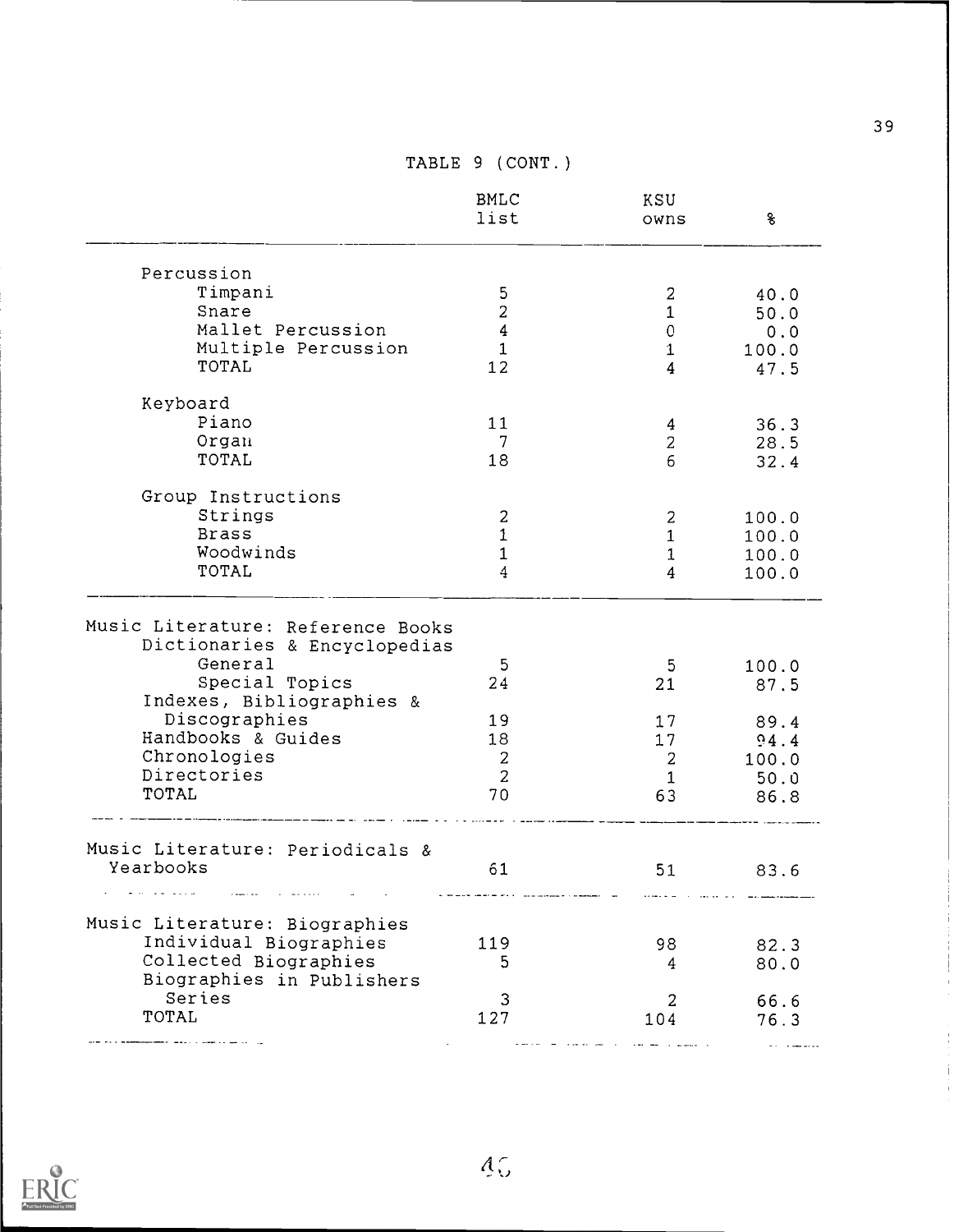TABLE 9 (CONT.)

| | BMLC list | KSU owns | % |
|---|---|---|---|
| Percussion | | | |
| Timpani | 5 | 2 | 40.0 |
| Snare | 2 | 1 | 50.0 |
| Mallet Percussion | 4 | 0 | 0.0 |
| Multiple Percussion | 1 | 1 | 100.0 |
| TOTAL | 12 | 4 | 47.5 |
| Keyboard | | | |
| Piano | 11 | 4 | 36.3 |
| Organ | 7 | 2 | 28.5 |
| TOTAL | 18 | 6 | 32.4 |
| Group Instructions | | | |
| Strings | 2 | 2 | 100.0 |
| Brass | 1 | 1 | 100.0 |
| Woodwinds | 1 | 1 | 100.0 |
| TOTAL | 4 | 4 | 100.0 |
| Music Literature: Reference Books | | | |
| Dictionaries & Encyclopedias | | | |
| General | 5 | 5 | 100.0 |
| Special Topics | 24 | 21 | 87.5 |
| Indexes, Bibliographies & Discographies | 19 | 17 | 89.4 |
| Handbooks & Guides | 18 | 17 | 94.4 |
| Chronologies | 2 | 2 | 100.0 |
| Directories | 2 | 1 | 50.0 |
| TOTAL | 70 | 63 | 86.8 |
| Music Literature: Periodicals & Yearbooks | 61 | 51 | 83.6 |
| Music Literature: Biographies | | | |
| Individual Biographies | 119 | 98 | 82.3 |
| Collected Biographies | 5 | 4 | 80.0 |
| Biographies in Publishers Series | 3 | 2 | 66.6 |
| TOTAL | 127 | 104 | 76.3 |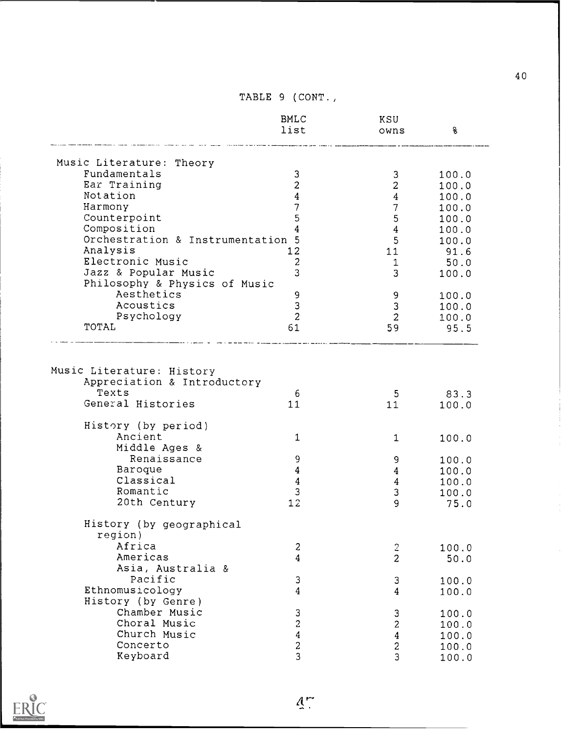TABLE 9 (CONT.,

| | BMLC list | KSU owns | % |
|---|---|---|---|
| Music Literature: Theory | | | |
| Fundamentals | 3 | 3 | 100.0 |
| Ear Training | 2 | 2 | 100.0 |
| Notation | 4 | 4 | 100.0 |
| Harmony | 7 | 7 | 100.0 |
| Counterpoint | 5 | 5 | 100.0 |
| Composition | 4 | 4 | 100.0 |
| Orchestration & Instrumentation | 5 | 5 | 100.0 |
| Analysis | 12 | 11 | 91.6 |
| Electronic Music | 2 | 1 | 50.0 |
| Jazz & Popular Music | 3 | 3 | 100.0 |
| Philosophy & Physics of Music | | | |
| Aesthetics | 9 | 9 | 100.0 |
| Acoustics | 3 | 3 | 100.0 |
| Psychology | 2 | 2 | 100.0 |
| TOTAL | 61 | 59 | 95.5 |
| Music Literature: History | | | |
| Appreciation & Introductory Texts | 6 | 5 | 83.3 |
| General Histories | 11 | 11 | 100.0 |
| History (by period) | | | |
| Ancient | 1 | 1 | 100.0 |
| Middle Ages & Renaissance | 9 | 9 | 100.0 |
| Baroque | 4 | 4 | 100.0 |
| Classical | 4 | 4 | 100.0 |
| Romantic | 3 | 3 | 100.0 |
| 20th Century | 12 | 9 | 75.0 |
| History (by geographical region) | | | |
| Africa | 2 | 2 | 100.0 |
| Americas | 4 | 2 | 50.0 |
| Asia, Australia & Pacific | 3 | 3 | 100.0 |
| Ethnomusicology | 4 | 4 | 100.0 |
| History (by Genre) | | | |
| Chamber Music | 3 | 3 | 100.0 |
| Choral Music | 2 | 2 | 100.0 |
| Church Music | 4 | 4 | 100.0 |
| Concerto | 2 | 2 | 100.0 |
| Keyboard | 3 | 3 | 100.0 |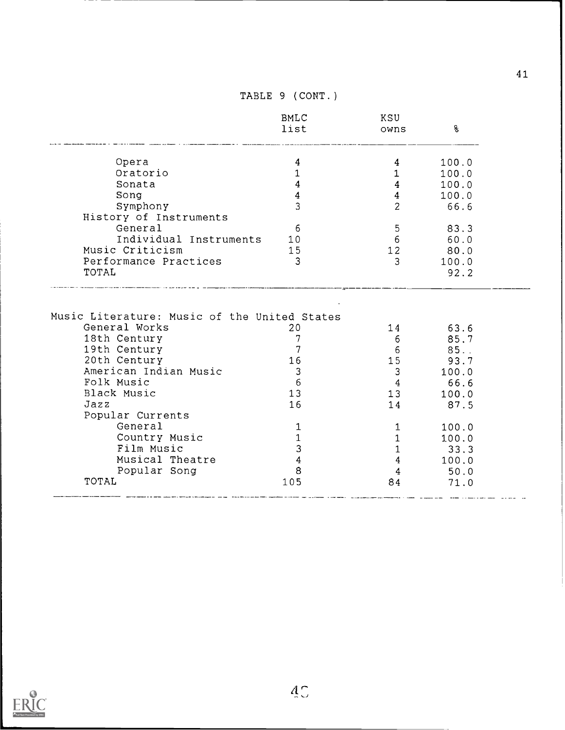TABLE 9 (CONT.)

| | BMLC list | KSU owns | % |
|---|---|---|---|
| Opera | 4 | 4 | 100.0 |
| Oratorio | 1 | 1 | 100.0 |
| Sonata | 4 | 4 | 100.0 |
| Song | 4 | 4 | 100.0 |
| Symphony | 3 | 2 | 66.6 |
| History of Instruments | | | |
| General | 6 | 5 | 83.3 |
| Individual Instruments | 10 | 6 | 60.0 |
| Music Criticism | 15 | 12 | 80.0 |
| Performance Practices | 3 | 3 | 100.0 |
| TOTAL | | | 92.2 |

| | | | |
|---|---|---|---|
| Music Literature: Music of the United States | | | |
| General Works | 20 | 14 | 63.6 |
| 18th Century | 7 | 6 | 85.7 |
| 19th Century | 7 | 6 | 85.. |
| 20th Century | 16 | 15 | 93.7 |
| American Indian Music | 3 | 3 | 100.0 |
| Folk Music | 6 | 4 | 66.6 |
| Black Music | 13 | 13 | 100.0 |
| Jazz | 16 | 14 | 87.5 |
| Popular Currents | | | |
| General | 1 | 1 | 100.0 |
| Country Music | 1 | 1 | 100.0 |
| Film Music | 3 | 1 | 33.3 |
| Musical Theatre | 4 | 4 | 100.0 |
| Popular Song | 8 | 4 | 50.0 |
| TOTAL | 105 | 84 | 71.0 |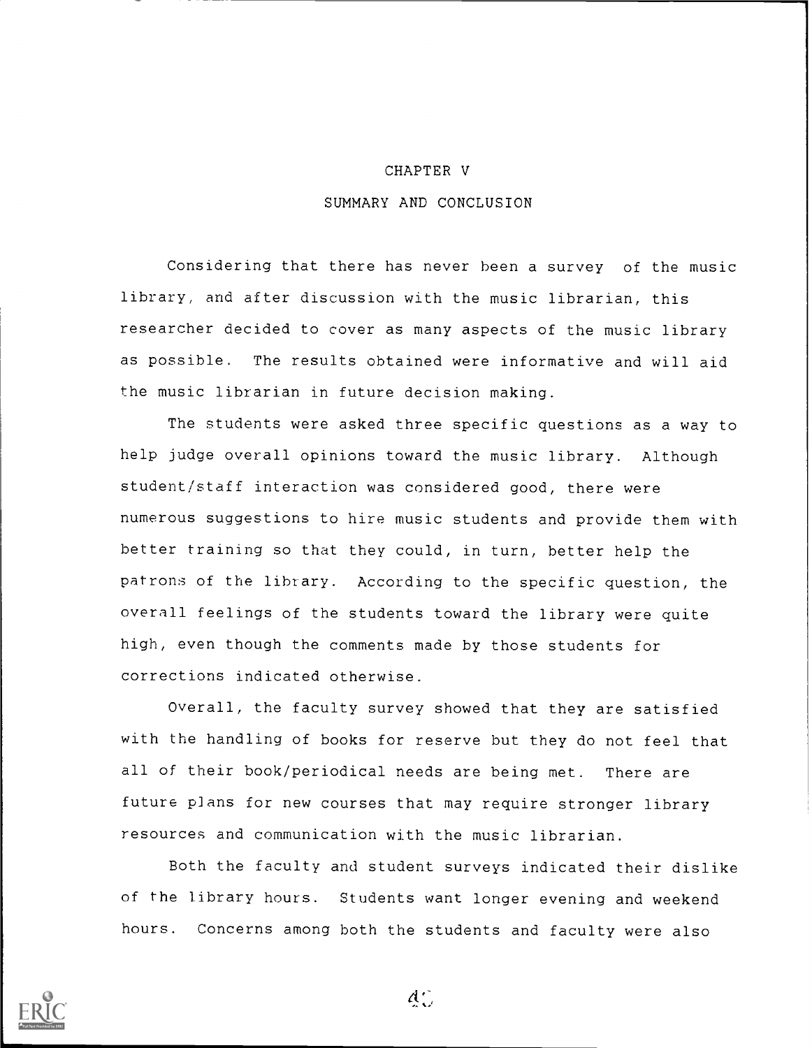# CHAPTER V

## SUMMARY AND CONCLUSION

Considering that there has never been a survey of the music library, and after discussion with the music librarian, this researcher decided to cover as many aspects of the music library as possible. The results obtained were informative and will aid the music librarian in future decision making.

The students were asked three specific questions as a way to help judge overall opinions toward the music library. Although student/staff interaction was considered good, there were numerous suggestions to hire music students and provide them with better training so that they could, in turn, better help the patrons of the library. According to the specific question, the overall feelings of the students toward the library were quite high, even though the comments made by those students for corrections indicated otherwise.

Overall, the faculty survey showed that they are satisfied with the handling of books for reserve but they do not feel that all of their book/periodical needs are being met. There are future plans for new courses that may require stronger library resources and communication with the music librarian.

Both the faculty and student surveys indicated their dislike of the library hours. Students want longer evening and weekend hours. Concerns among both the students and faculty were also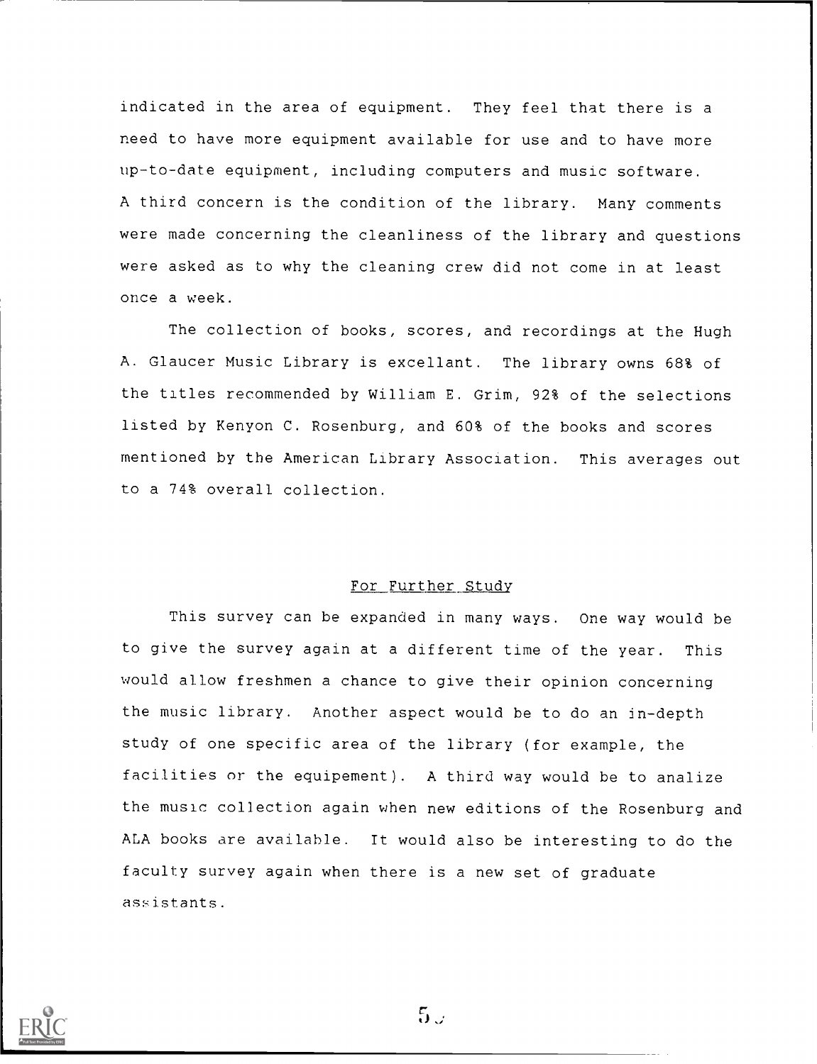indicated in the area of equipment. They feel that there is a need to have more equipment available for use and to have more up-to-date equipment, including computers and music software. A third concern is the condition of the library. Many comments were made concerning the cleanliness of the library and questions were asked as to why the cleaning crew did not come in at least once a week.

The collection of books, scores, and recordings at the Hugh A. Glaucer Music Library is excellant. The library owns 68% of the titles recommended by William E. Grim, 92% of the selections listed by Kenyon C. Rosenburg, and 60% of the books and scores mentioned by the American Library Association. This averages out to a 74% overall collection.

## For Further Study

This survey can be expanded in many ways. One way would be to give the survey again at a different time of the year. This would allow freshmen a chance to give their opinion concerning the music library. Another aspect would be to do an in-depth study of one specific area of the library (for example, the facilities or the equipement). A third way would be to analize the music collection again when new editions of the Rosenburg and ALA books are available. It would also be interesting to do the faculty survey again when there is a new set of graduate assistants.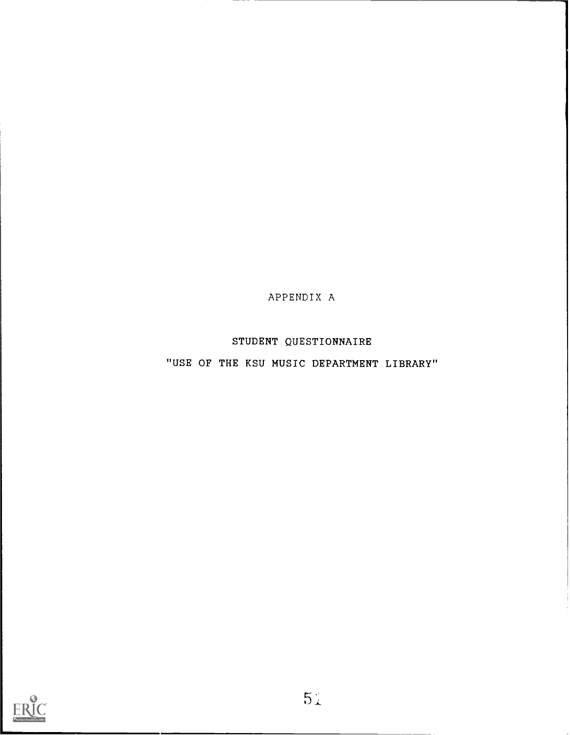# APPENDIX A

## STUDENT QUESTIONNAIRE

## "USE OF THE KSU MUSIC DEPARTMENT LIBRARY"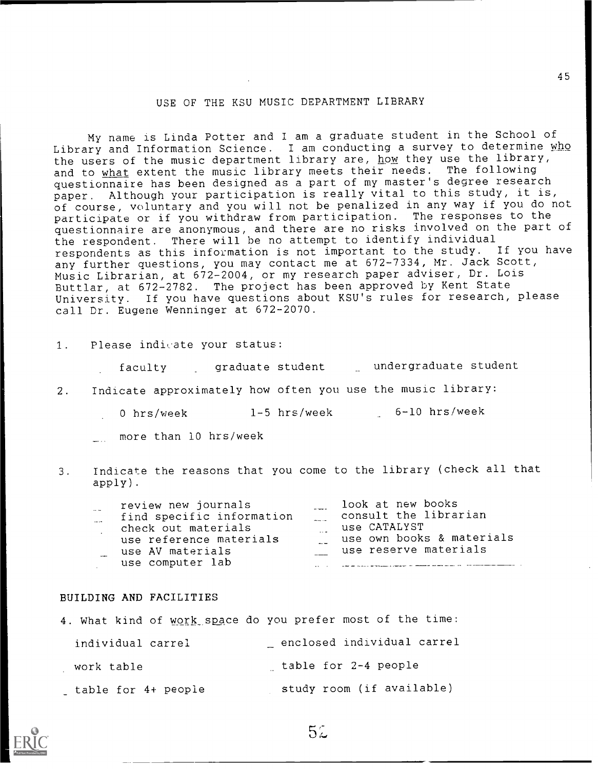## USE OF THE KSU MUSIC DEPARTMENT LIBRARY

My name is Linda Potter and I am a graduate student in the School of Library and Information Science. I am conducting a survey to determine <u>who</u> the users of the music department library are, <u>how</u> they use the library, and to <u>what</u> extent the music library meets their needs. The following questionnaire has been designed as a part of my master's degree research paper. Although your participation is really vital to this study, it is, of course, voluntary and you will not be penalized in any way if you do not participate or if you withdraw from participation. The responses to the questionnaire are anonymous, and there are no risks involved on the part of the respondent. There will be no attempt to identify individual respondents as this information is not important to the study. If you have any further questions, you may contact me at 672-7334, Mr. Jack Scott, Music Librarian, at 672-2004, or my research paper adviser, Dr. Lois Buttlar, at 672-2782. The project has been approved by Kent State University. If you have questions about KSU's rules for research, please call Dr. Eugene Wenninger at 672-2070.

1. Please indicate your status:

   ___ faculty ___ graduate student ___ undergraduate student

2. Indicate approximately how often you use the music library:

   ___ 0 hrs/week ___ 1-5 hrs/week ___ 6-10 hrs/week

   ___ more than 10 hrs/week

3. Indicate the reasons that you come to the library (check all that apply).

   ___ review new journals
   ___ find specific information
   ___ check out materials
   ___ use reference materials
   ___ use AV materials
   ___ use computer lab
   ___ look at new books
   ___ consult the librarian
   ___ use CATALYST
   ___ use own books & materials
   ___ use reserve materials
   ___ ______________________

### BUILDING AND FACILITIES

4. What kind of <u>work space</u> do you prefer most of the time:

   ___ individual carrel
   ___ enclosed individual carrel
   ___ work table
   ___ table for 2-4 people
   ___ table for 4+ people
   ___ study room (if available)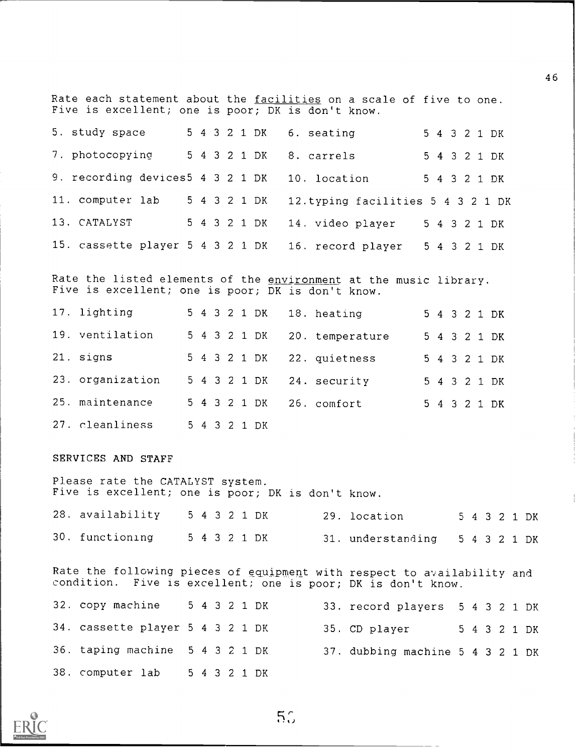Rate each statement about the <u>facilities</u> on a scale of five to one. Five is excellent; one is poor; DK is don't know.

| | | | |
|---|---|---|---|
| 5. study space | 5 4 3 2 1 DK | 6. seating | 5 4 3 2 1 DK |
| 7. photocopying | 5 4 3 2 1 DK | 8. carrels | 5 4 3 2 1 DK |
| 9. recording devices | 5 4 3 2 1 DK | 10. location | 5 4 3 2 1 DK |
| 11. computer lab | 5 4 3 2 1 DK | 12. typing facilities | 5 4 3 2 1 DK |
| 13. CATALYST | 5 4 3 2 1 DK | 14. video player | 5 4 3 2 1 DK |
| 15. cassette player | 5 4 3 2 1 DK | 16. record player | 5 4 3 2 1 DK |

Rate the listed elements of the <u>environment</u> at the music library. Five is excellent; one is poor; DK is don't know.

| | | | |
|---|---|---|---|
| 17. lighting | 5 4 3 2 1 DK | 18. heating | 5 4 3 2 1 DK |
| 19. ventilation | 5 4 3 2 1 DK | 20. temperature | 5 4 3 2 1 DK |
| 21. signs | 5 4 3 2 1 DK | 22. quietness | 5 4 3 2 1 DK |
| 23. organization | 5 4 3 2 1 DK | 24. security | 5 4 3 2 1 DK |
| 25. maintenance | 5 4 3 2 1 DK | 26. comfort | 5 4 3 2 1 DK |
| 27. cleanliness | 5 4 3 2 1 DK | | |

SERVICES AND STAFF

Please rate the CATALYST system.
Five is excellent; one is poor; DK is don't know.

| | | | |
|---|---|---|---|
| 28. availability | 5 4 3 2 1 DK | 29. location | 5 4 3 2 1 DK |
| 30. functioning | 5 4 3 2 1 DK | 31. understanding | 5 4 3 2 1 DK |

Rate the following pieces of <u>equipment</u> with respect to availability and condition. Five is excellent; one is poor; DK is don't know.

| | | | |
|---|---|---|---|
| 32. copy machine | 5 4 3 2 1 DK | 33. record players | 5 4 3 2 1 DK |
| 34. cassette player | 5 4 3 2 1 DK | 35. CD player | 5 4 3 2 1 DK |
| 36. taping machine | 5 4 3 2 1 DK | 37. dubbing machine | 5 4 3 2 1 DK |
| 38. computer lab | 5 4 3 2 1 DK | | |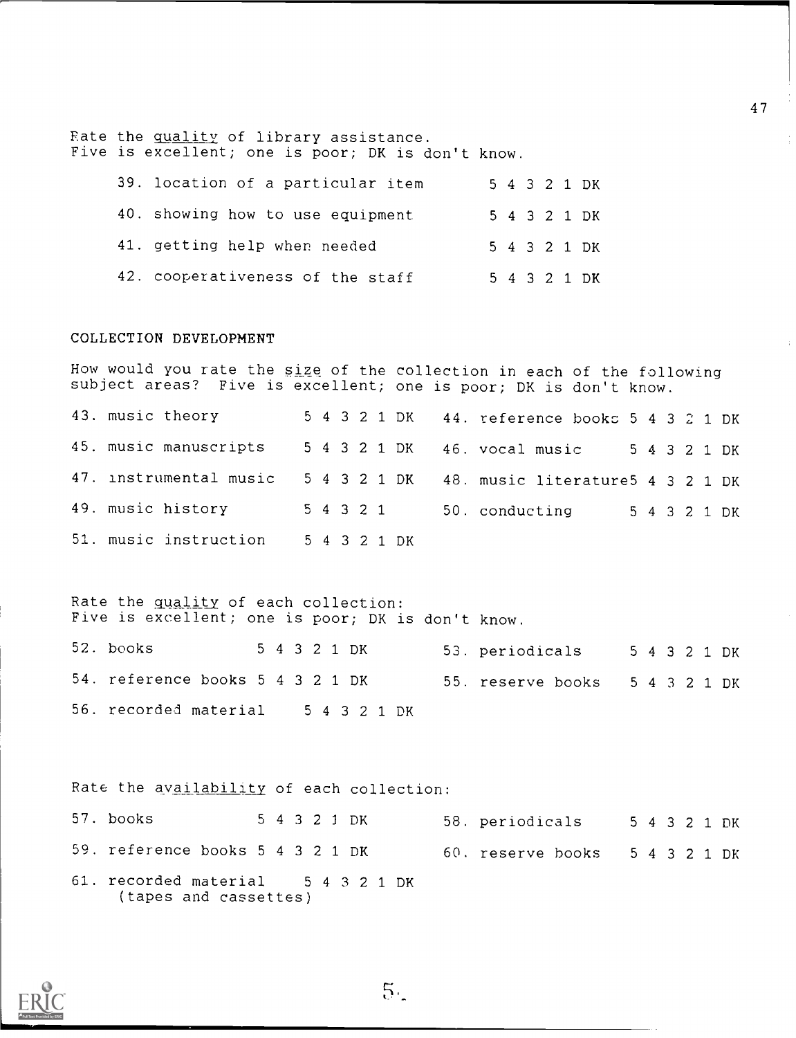Rate the _quality_ of library assistance.
Five is excellent; one is poor; DK is don't know.

39. location of a particular item 5 4 3 2 1 DK
40. showing how to use equipment 5 4 3 2 1 DK
41. getting help when needed 5 4 3 2 1 DK
42. cooperativeness of the staff 5 4 3 2 1 DK

COLLECTION DEVELOPMENT

How would you rate the _size_ of the collection in each of the following subject areas? Five is excellent; one is poor; DK is don't know.

43. music theory 5 4 3 2 1 DK
44. reference books 5 4 3 2 1 DK
45. music manuscripts 5 4 3 2 1 DK
46. vocal music 5 4 3 2 1 DK
47. instrumental music 5 4 3 2 1 DK
48. music literature 5 4 3 2 1 DK
49. music history 5 4 3 2 1
50. conducting 5 4 3 2 1 DK
51. music instruction 5 4 3 2 1 DK

Rate the _quality_ of each collection:
Five is excellent; one is poor; DK is don't know.

52. books 5 4 3 2 1 DK
53. periodicals 5 4 3 2 1 DK
54. reference books 5 4 3 2 1 DK
55. reserve books 5 4 3 2 1 DK
56. recorded material 5 4 3 2 1 DK

Rate the _availability_ of each collection:

57. books 5 4 3 2 1 DK
58. periodicals 5 4 3 2 1 DK
59. reference books 5 4 3 2 1 DK
60. reserve books 5 4 3 2 1 DK
61. recorded material 5 4 3 2 1 DK
(tapes and cassettes)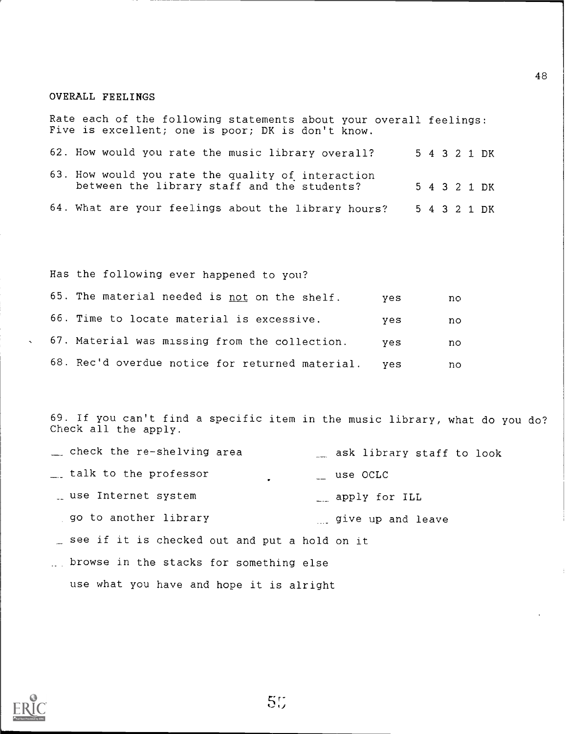## OVERALL FEELINGS

Rate each of the following statements about your overall feelings: Five is excellent; one is poor; DK is don't know.

62. How would you rate the music library overall? 5 4 3 2 1 DK

63. How would you rate the quality of interaction between the library staff and the students? 5 4 3 2 1 DK

64. What are your feelings about the library hours? 5 4 3 2 1 DK

Has the following ever happened to you?

65. The material needed is <u>not</u> on the shelf. yes no

66. Time to locate material is excessive. yes no

67. Material was missing from the collection. yes no

68. Rec'd overdue notice for returned material. yes no

69. If you can't find a specific item in the music library, what do you do? Check all the apply.

__ check the re-shelving area
__ ask library staff to look
__ talk to the professor
__ use OCLC
__ use Internet system
__ apply for ILL
__ go to another library
__ give up and leave
__ see if it is checked out and put a hold on it
__ browse in the stacks for something else
__ use what you have and hope it is alright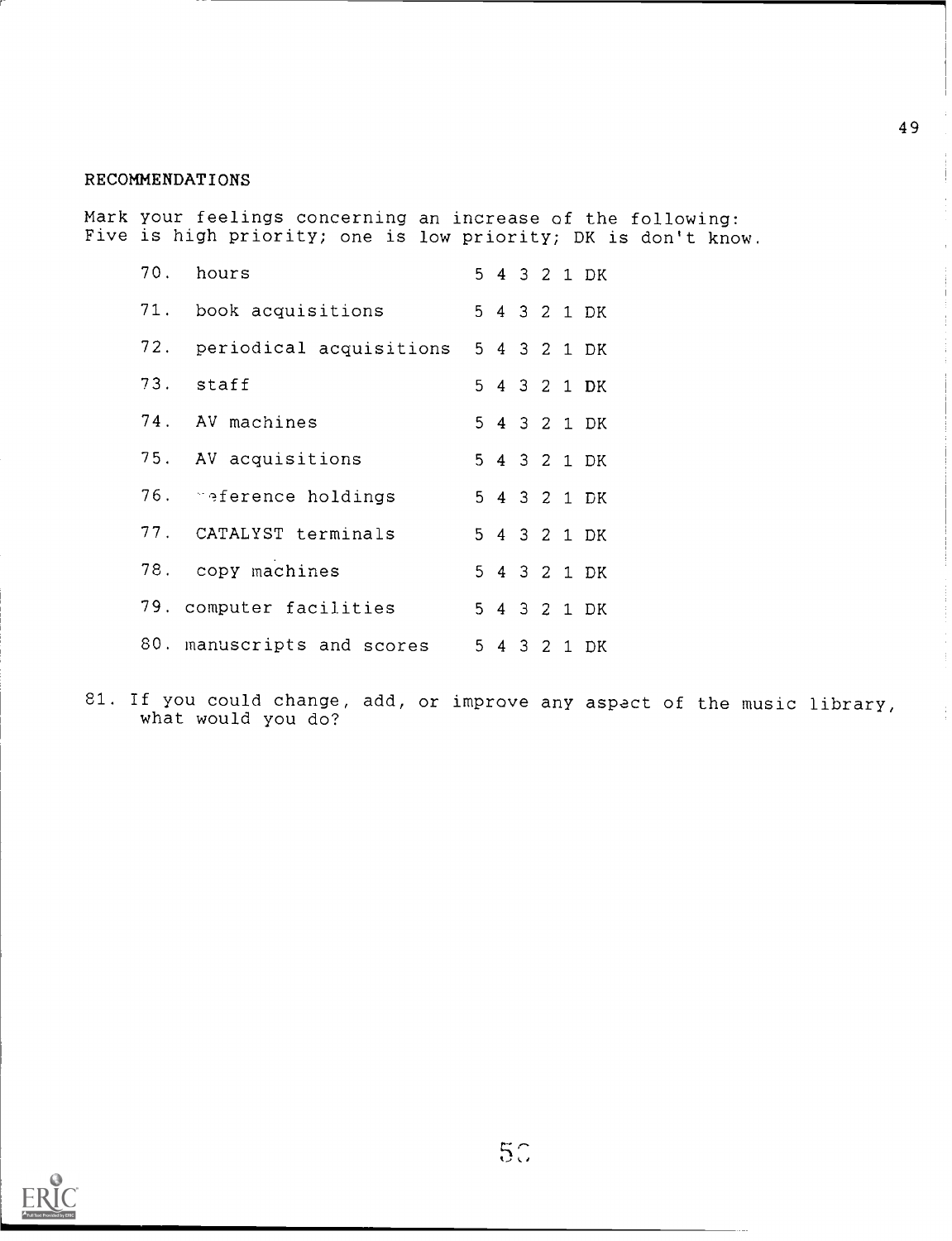## RECOMMENDATIONS

Mark your feelings concerning an increase of the following:
Five is high priority; one is low priority; DK is don't know.

70. hours 5 4 3 2 1 DK

71. book acquisitions 5 4 3 2 1 DK

72. periodical acquisitions 5 4 3 2 1 DK

73. staff 5 4 3 2 1 DK

74. AV machines 5 4 3 2 1 DK

75. AV acquisitions 5 4 3 2 1 DK

76. reference holdings 5 4 3 2 1 DK

77. CATALYST terminals 5 4 3 2 1 DK

78. copy machines 5 4 3 2 1 DK

79. computer facilities 5 4 3 2 1 DK

80. manuscripts and scores 5 4 3 2 1 DK

81. If you could change, add, or improve any aspect of the music library, what would you do?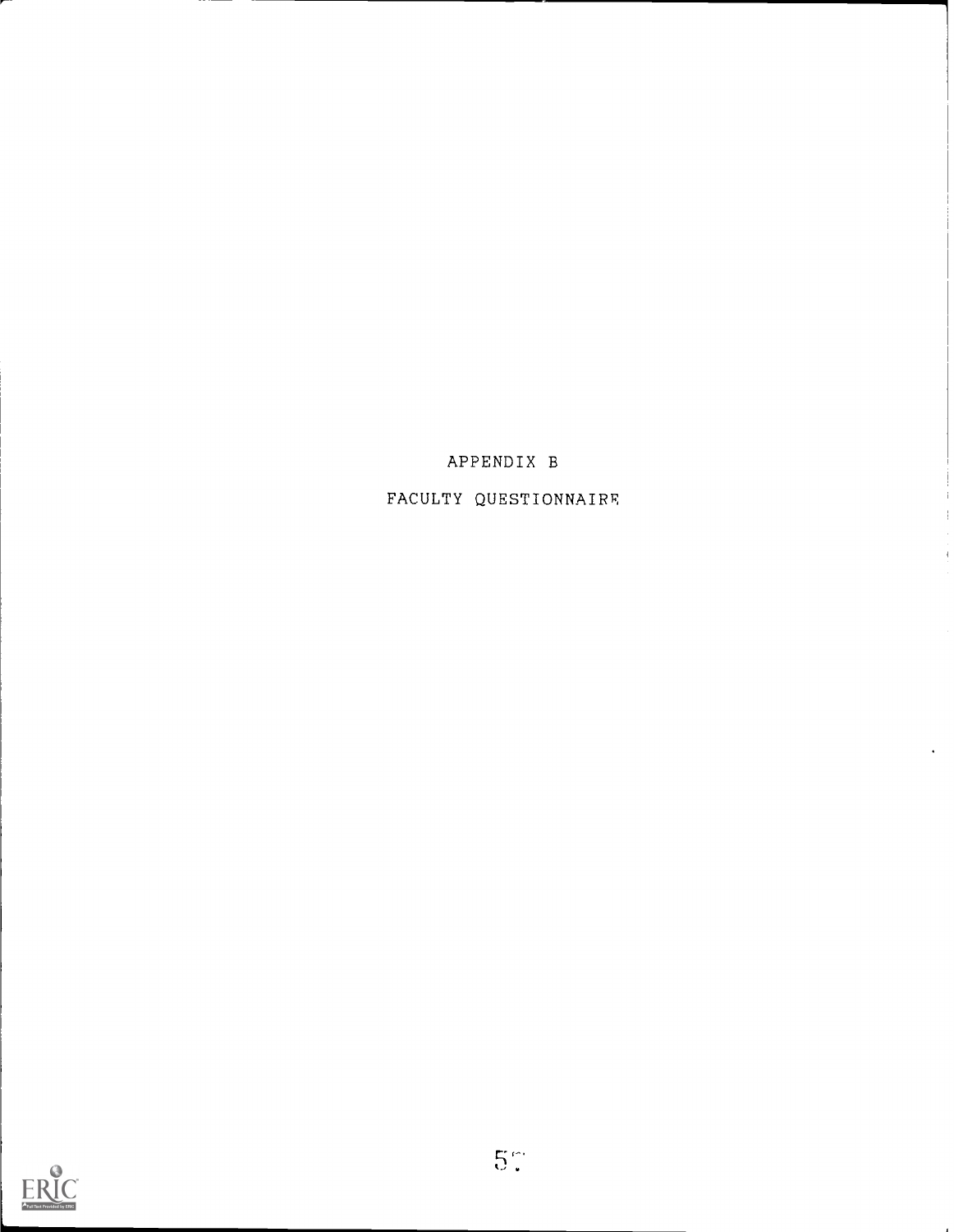# APPENDIX B

# FACULTY QUESTIONNAIRE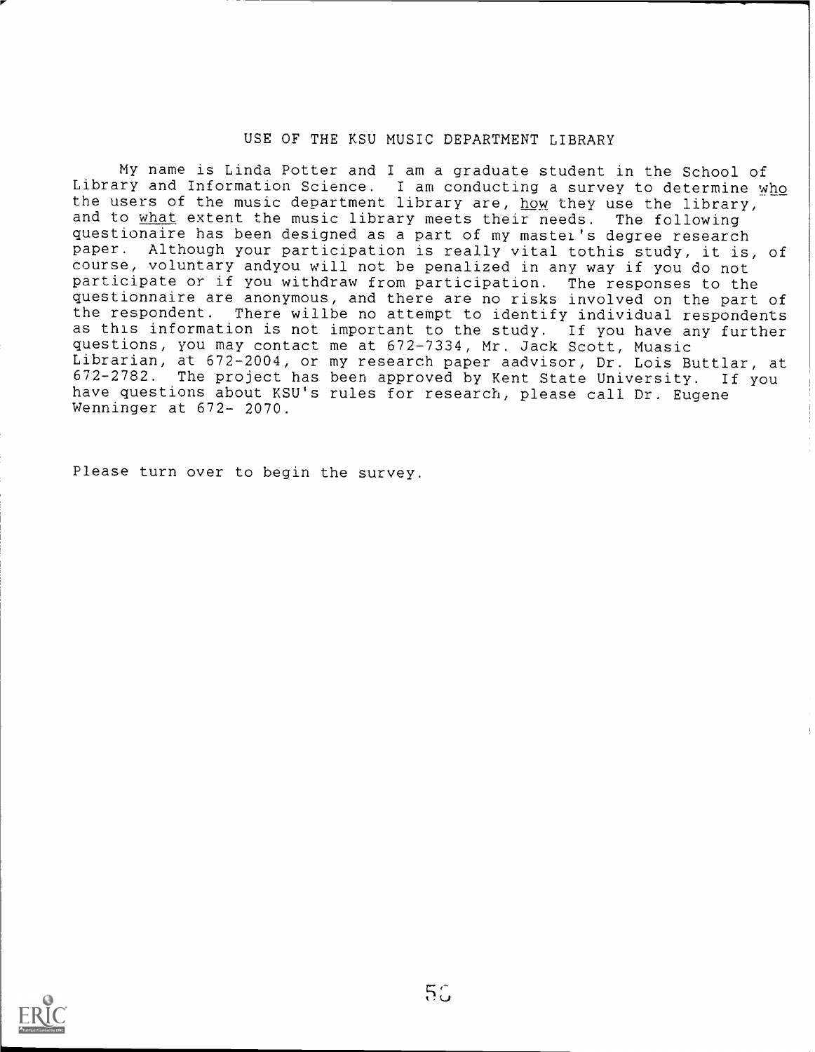# USE OF THE KSU MUSIC DEPARTMENT LIBRARY

My name is Linda Potter and I am a graduate student in the School of Library and Information Science. I am conducting a survey to determine <u>who</u> the users of the music department library are, <u>how</u> they use the library, and to <u>what</u> extent the music library meets their needs. The following questionaire has been designed as a part of my mastei's degree research paper. Although your participation is really vital tothis study, it is, of course, voluntary andyou will not be penalized in any way if you do not participate or if you withdraw from participation. The responses to the questionnaire are anonymous, and there are no risks involved on the part of the respondent. There willbe no attempt to identify individual respondents as this information is not important to the study. If you have any further questions, you may contact me at 672-7334, Mr. Jack Scott, Muasic Librarian, at 672-2004, or my research paper aadvisor, Dr. Lois Buttlar, at 672-2782. The project has been approved by Kent State University. If you have questions about KSU's rules for research, please call Dr. Eugene Wenninger at 672- 2070.

Please turn over to begin the survey.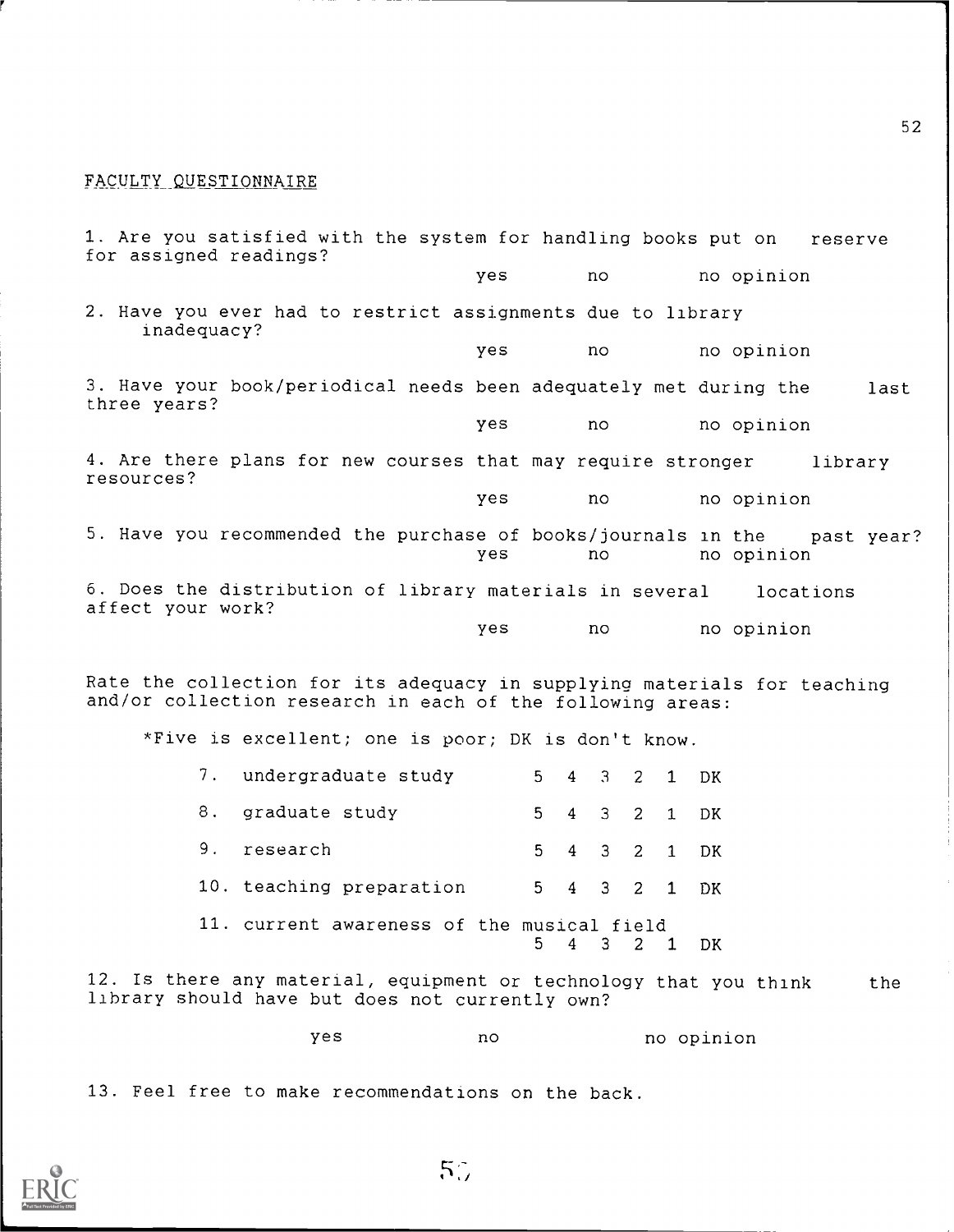## FACULTY QUESTIONNAIRE

1. Are you satisfied with the system for handling books put on reserve for assigned readings?

   yes   no   no opinion

2. Have you ever had to restrict assignments due to library inadequacy?

   yes   no   no opinion

3. Have your book/periodical needs been adequately met during the last three years?

   yes   no   no opinion

4. Are there plans for new courses that may require stronger library resources?

   yes   no   no opinion

5. Have you recommended the purchase of books/journals in the past year?

   yes   no   no opinion

6. Does the distribution of library materials in several locations affect your work?

   yes   no   no opinion

Rate the collection for its adequacy in supplying materials for teaching and/or collection research in each of the following areas:

*Five is excellent; one is poor; DK is don't know.

7. undergraduate study   5 4 3 2 1 DK

8. graduate study   5 4 3 2 1 DK

9. research   5 4 3 2 1 DK

10. teaching preparation   5 4 3 2 1 DK

11. current awareness of the musical field   5 4 3 2 1 DK

12. Is there any material, equipment or technology that you think the library should have but does not currently own?

   yes   no   no opinion

13. Feel free to make recommendations on the back.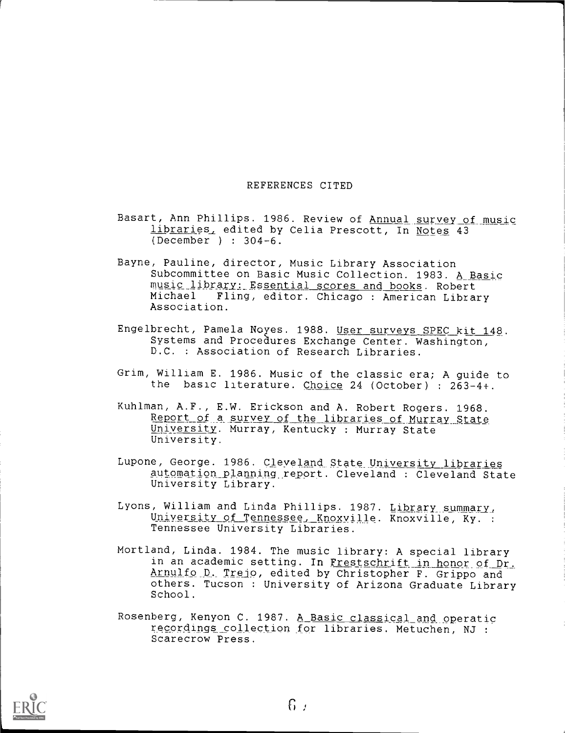## REFERENCES CITED

Basart, Ann Phillips. 1986. Review of *Annual survey of music libraries*, edited by Celia Prescott, In *Notes* 43 (December ) : 304-6.

Bayne, Pauline, director, Music Library Association Subcommittee on Basic Music Collection. 1983. *A Basic music library: Essential scores and books*. Robert Michael Fling, editor. Chicago : American Library Association.

Engelbrecht, Pamela Noyes. 1988. *User surveys SPEC kit 148*. Systems and Procedures Exchange Center. Washington, D.C. : Association of Research Libraries.

Grim, William E. 1986. Music of the classic era; A guide to the basic literature. *Choice* 24 (October) : 263-4+.

Kuhlman, A.F., E.W. Erickson and A. Robert Rogers. 1968. *Report of a survey of the libraries of Murray State University*. Murray, Kentucky : Murray State University.

Lupone, George. 1986. *Cleveland State University libraries automation planning report*. Cleveland : Cleveland State University Library.

Lyons, William and Linda Phillips. 1987. *Library summary, University of Tennessee, Knoxville*. Knoxville, Ky. : Tennessee University Libraries.

Mortland, Linda. 1984. The music library: A special library in an academic setting. In *Frestschrift in honor of Dr. Arnulfo D. Trejo*, edited by Christopher F. Grippo and others. Tucson : University of Arizona Graduate Library School.

Rosenberg, Kenyon C. 1987. *A Basic classical and operatic recordings collection for libraries*. Metuchen, NJ : Scarecrow Press.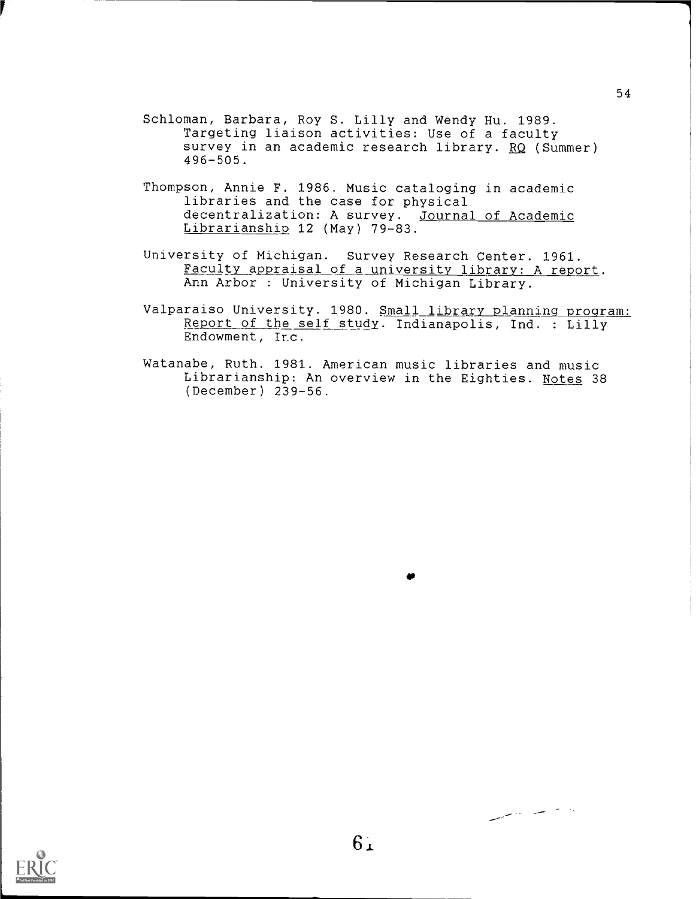Schloman, Barbara, Roy S. Lilly and Wendy Hu. 1989. Targeting liaison activities: Use of a faculty survey in an academic research library. RQ (Summer) 496-505.

Thompson, Annie F. 1986. Music cataloging in academic libraries and the case for physical decentralization: A survey. Journal of Academic Librarianship 12 (May) 79-83.

University of Michigan. Survey Research Center. 1961. Faculty appraisal of a university library: A report. Ann Arbor : University of Michigan Library.

Valparaiso University. 1980. Small library planning program: Report of the self study. Indianapolis, Ind. : Lilly Endowment, Inc.

Watanabe, Ruth. 1981. American music libraries and music Librarianship: An overview in the Eighties. Notes 38 (December) 239-56.